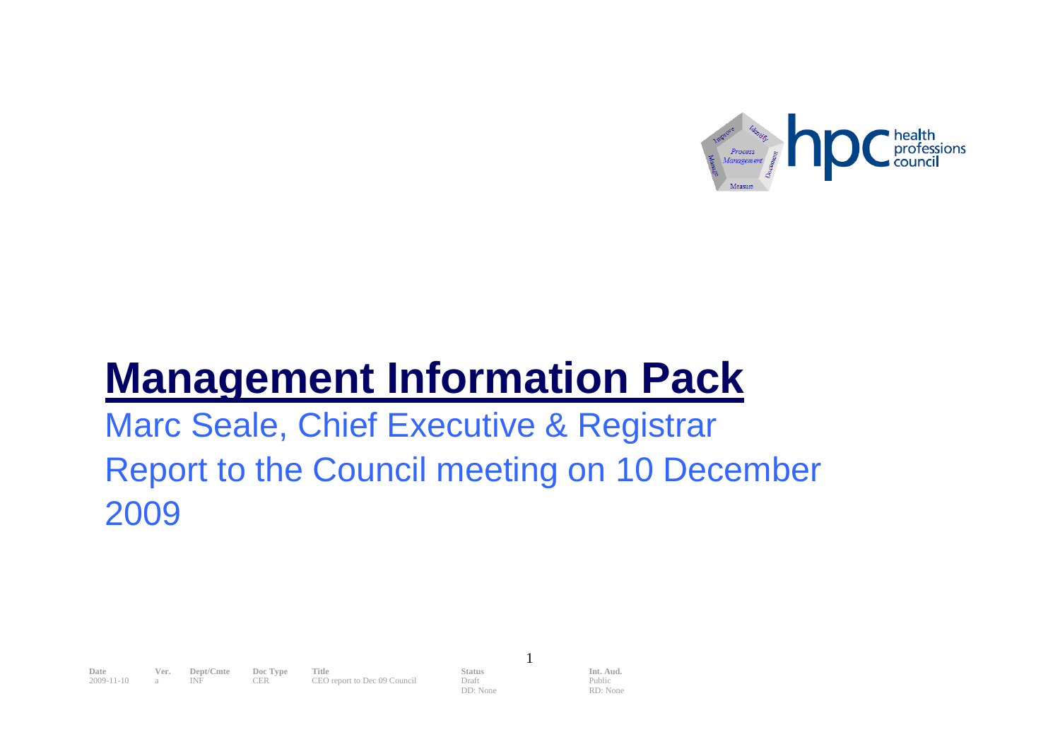# Management Information Pack

Marc Seale, Chief Executive & Registrar

Report to the Council meeting on 10 December 2009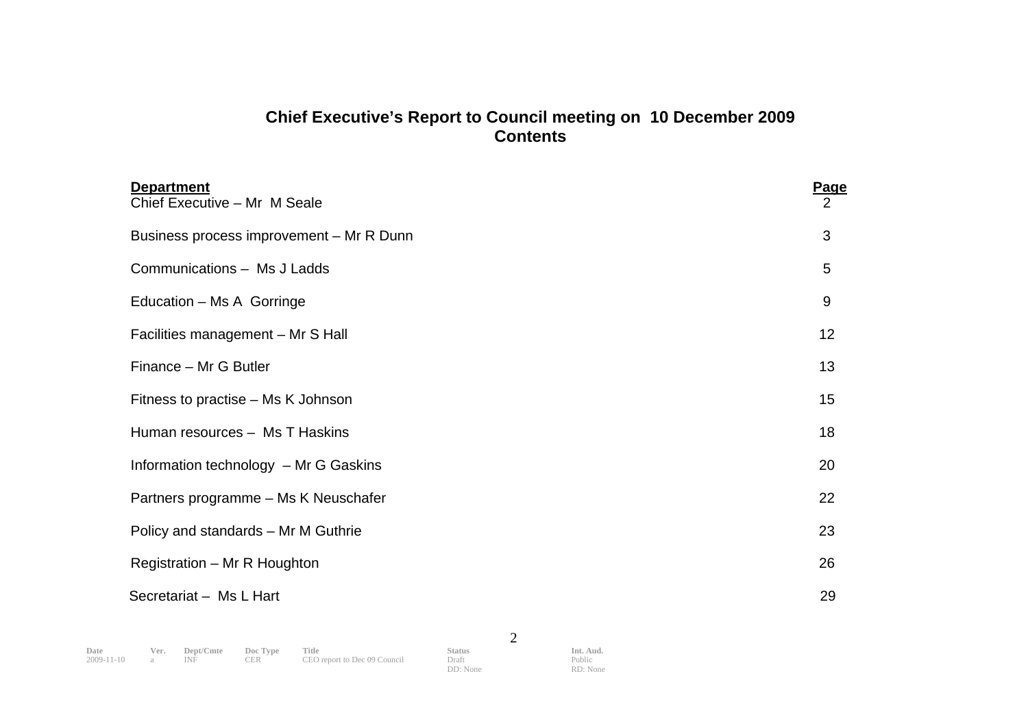# Chief Executive's Report to Council meeting on 10 December 2009
## Contents

| Department | Page |
|---|---|
| Chief Executive – Mr M Seale | 2 |
| Business process improvement – Mr R Dunn | 3 |
| Communications – Ms J Ladds | 5 |
| Education – Ms A Gorringe | 9 |
| Facilities management – Mr S Hall | 12 |
| Finance – Mr G Butler | 13 |
| Fitness to practise – Ms K Johnson | 15 |
| Human resources – Ms T Haskins | 18 |
| Information technology – Mr G Gaskins | 20 |
| Partners programme – Ms K Neuschafer | 22 |
| Policy and standards – Mr M Guthrie | 23 |
| Registration – Mr R Houghton | 26 |
| Secretariat – Ms L Hart | 29 |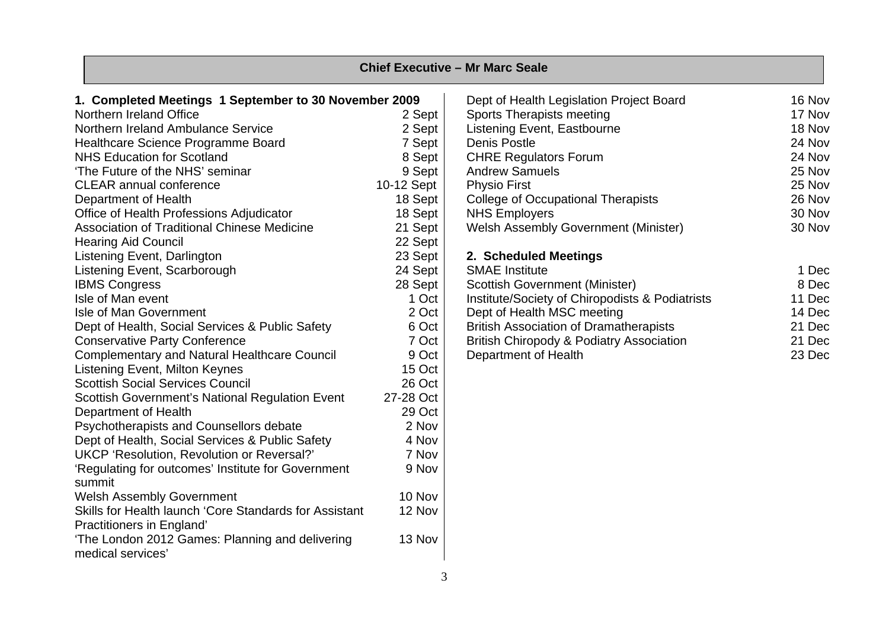## Chief Executive – Mr Marc Seale

### 1. Completed Meetings 1 September to 30 November 2009

| Meeting | Date |
|---|---|
| Northern Ireland Office | 2 Sept |
| Northern Ireland Ambulance Service | 2 Sept |
| Healthcare Science Programme Board | 7 Sept |
| NHS Education for Scotland | 8 Sept |
| 'The Future of the NHS' seminar | 9 Sept |
| CLEAR annual conference | 10-12 Sept |
| Department of Health | 18 Sept |
| Office of Health Professions Adjudicator | 18 Sept |
| Association of Traditional Chinese Medicine | 21 Sept |
| Hearing Aid Council | 22 Sept |
| Listening Event, Darlington | 23 Sept |
| Listening Event, Scarborough | 24 Sept |
| IBMS Congress | 28 Sept |
| Isle of Man event | 1 Oct |
| Isle of Man Government | 2 Oct |
| Dept of Health, Social Services & Public Safety | 6 Oct |
| Conservative Party Conference | 7 Oct |
| Complementary and Natural Healthcare Council | 9 Oct |
| Listening Event, Milton Keynes | 15 Oct |
| Scottish Social Services Council | 26 Oct |
| Scottish Government's National Regulation Event | 27-28 Oct |
| Department of Health | 29 Oct |
| Psychotherapists and Counsellors debate | 2 Nov |
| Dept of Health, Social Services & Public Safety | 4 Nov |
| UKCP 'Resolution, Revolution or Reversal?' | 7 Nov |
| 'Regulating for outcomes' Institute for Government summit | 9 Nov |
| Welsh Assembly Government | 10 Nov |
| Skills for Health launch 'Core Standards for Assistant Practitioners in England' | 12 Nov |
| 'The London 2012 Games: Planning and delivering medical services' | 13 Nov |
| Dept of Health Legislation Project Board | 16 Nov |
| Sports Therapists meeting | 17 Nov |
| Listening Event, Eastbourne | 18 Nov |
| Denis Postle | 24 Nov |
| CHRE Regulators Forum | 24 Nov |
| Andrew Samuels | 25 Nov |
| Physio First | 25 Nov |
| College of Occupational Therapists | 26 Nov |
| NHS Employers | 30 Nov |
| Welsh Assembly Government (Minister) | 30 Nov |

### 2. Scheduled Meetings

| Meeting | Date |
|---|---|
| SMAE Institute | 1 Dec |
| Scottish Government (Minister) | 8 Dec |
| Institute/Society of Chiropodists & Podiatrists | 11 Dec |
| Dept of Health MSC meeting | 14 Dec |
| British Association of Dramatherapists | 21 Dec |
| British Chiropody & Podiatry Association | 21 Dec |
| Department of Health | 23 Dec |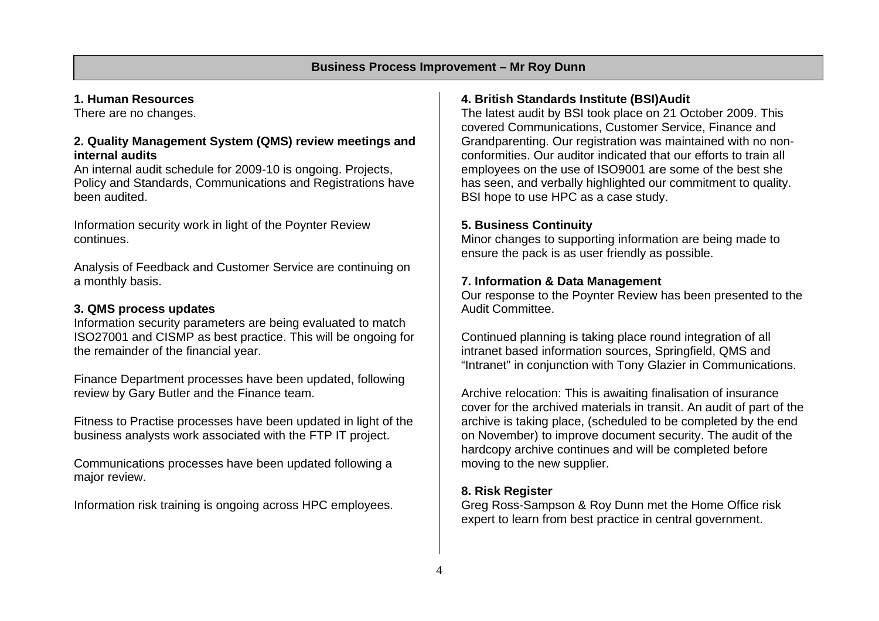## Business Process Improvement – Mr Roy Dunn

**1. Human Resources**

There are no changes.

**2. Quality Management System (QMS) review meetings and internal audits**

An internal audit schedule for 2009-10 is ongoing. Projects, Policy and Standards, Communications and Registrations have been audited.

Information security work in light of the Poynter Review continues.

Analysis of Feedback and Customer Service are continuing on a monthly basis.

**3. QMS process updates**

Information security parameters are being evaluated to match ISO27001 and CISMP as best practice. This will be ongoing for the remainder of the financial year.

Finance Department processes have been updated, following review by Gary Butler and the Finance team.

Fitness to Practise processes have been updated in light of the business analysts work associated with the FTP IT project.

Communications processes have been updated following a major review.

Information risk training is ongoing across HPC employees.

**4. British Standards Institute (BSI)Audit**

The latest audit by BSI took place on 21 October 2009. This covered Communications, Customer Service, Finance and Grandparenting. Our registration was maintained with no non-conformities. Our auditor indicated that our efforts to train all employees on the use of ISO9001 are some of the best she has seen, and verbally highlighted our commitment to quality. BSI hope to use HPC as a case study.

**5. Business Continuity**

Minor changes to supporting information are being made to ensure the pack is as user friendly as possible.

**7. Information & Data Management**

Our response to the Poynter Review has been presented to the Audit Committee.

Continued planning is taking place round integration of all intranet based information sources, Springfield, QMS and "Intranet" in conjunction with Tony Glazier in Communications.

Archive relocation: This is awaiting finalisation of insurance cover for the archived materials in transit. An audit of part of the archive is taking place, (scheduled to be completed by the end on November) to improve document security. The audit of the hardcopy archive continues and will be completed before moving to the new supplier.

**8. Risk Register**

Greg Ross-Sampson & Roy Dunn met the Home Office risk expert to learn from best practice in central government.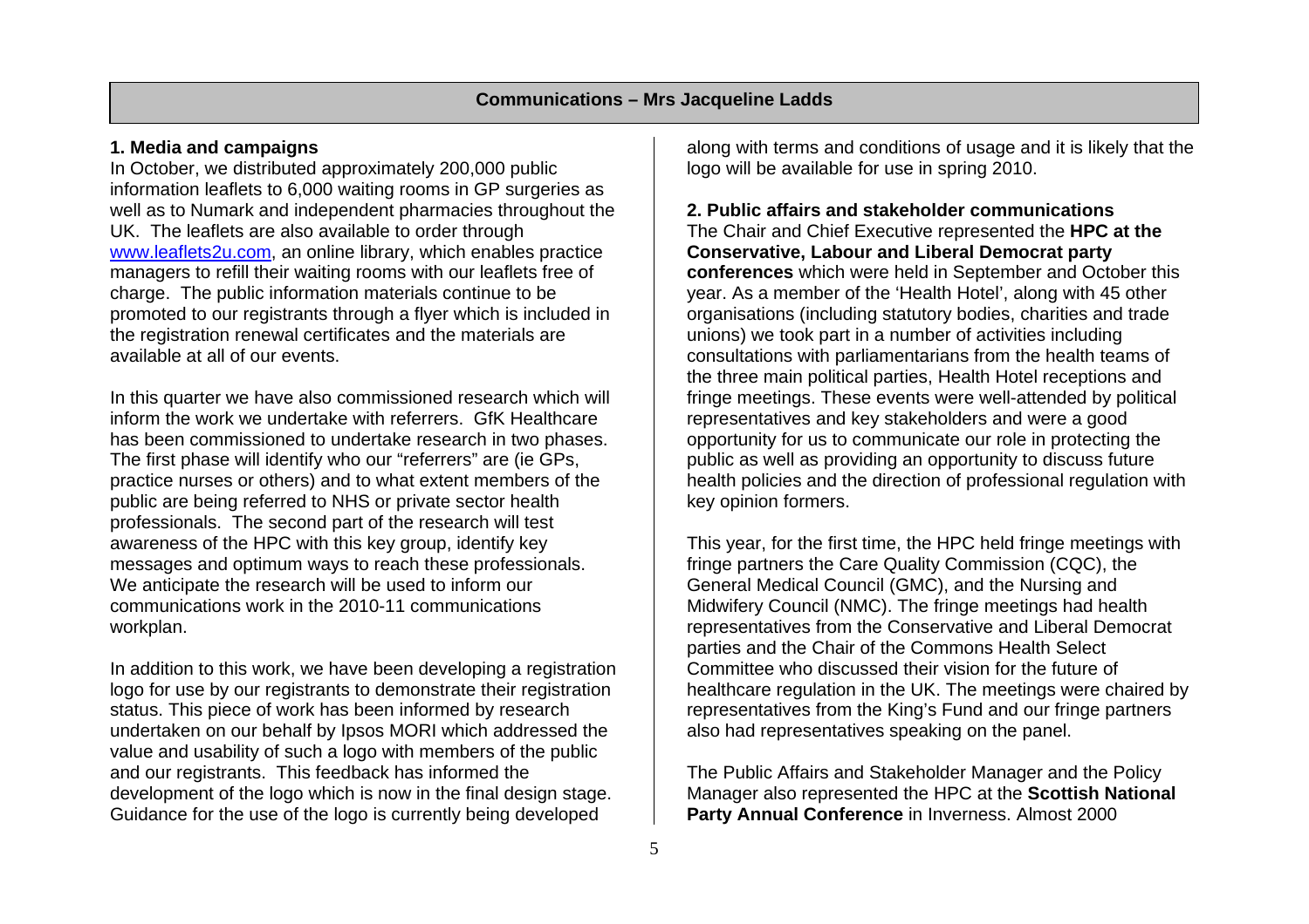## Communications – Mrs Jacqueline Ladds

**1. Media and campaigns**

In October, we distributed approximately 200,000 public information leaflets to 6,000 waiting rooms in GP surgeries as well as to Numark and independent pharmacies throughout the UK. The leaflets are also available to order through [www.leaflets2u.com](http://www.leaflets2u.com), an online library, which enables practice managers to refill their waiting rooms with our leaflets free of charge. The public information materials continue to be promoted to our registrants through a flyer which is included in the registration renewal certificates and the materials are available at all of our events.

In this quarter we have also commissioned research which will inform the work we undertake with referrers. GfK Healthcare has been commissioned to undertake research in two phases. The first phase will identify who our "referrers" are (ie GPs, practice nurses or others) and to what extent members of the public are being referred to NHS or private sector health professionals. The second part of the research will test awareness of the HPC with this key group, identify key messages and optimum ways to reach these professionals. We anticipate the research will be used to inform our communications work in the 2010-11 communications workplan.

In addition to this work, we have been developing a registration logo for use by our registrants to demonstrate their registration status. This piece of work has been informed by research undertaken on our behalf by Ipsos MORI which addressed the value and usability of such a logo with members of the public and our registrants. This feedback has informed the development of the logo which is now in the final design stage. Guidance for the use of the logo is currently being developed along with terms and conditions of usage and it is likely that the logo will be available for use in spring 2010.

**2. Public affairs and stakeholder communications**

The Chair and Chief Executive represented the **HPC at the Conservative, Labour and Liberal Democrat party conferences** which were held in September and October this year. As a member of the 'Health Hotel', along with 45 other organisations (including statutory bodies, charities and trade unions) we took part in a number of activities including consultations with parliamentarians from the health teams of the three main political parties, Health Hotel receptions and fringe meetings. These events were well-attended by political representatives and key stakeholders and were a good opportunity for us to communicate our role in protecting the public as well as providing an opportunity to discuss future health policies and the direction of professional regulation with key opinion formers.

This year, for the first time, the HPC held fringe meetings with fringe partners the Care Quality Commission (CQC), the General Medical Council (GMC), and the Nursing and Midwifery Council (NMC). The fringe meetings had health representatives from the Conservative and Liberal Democrat parties and the Chair of the Commons Health Select Committee who discussed their vision for the future of healthcare regulation in the UK. The meetings were chaired by representatives from the King's Fund and our fringe partners also had representatives speaking on the panel.

The Public Affairs and Stakeholder Manager and the Policy Manager also represented the HPC at the **Scottish National Party Annual Conference** in Inverness. Almost 2000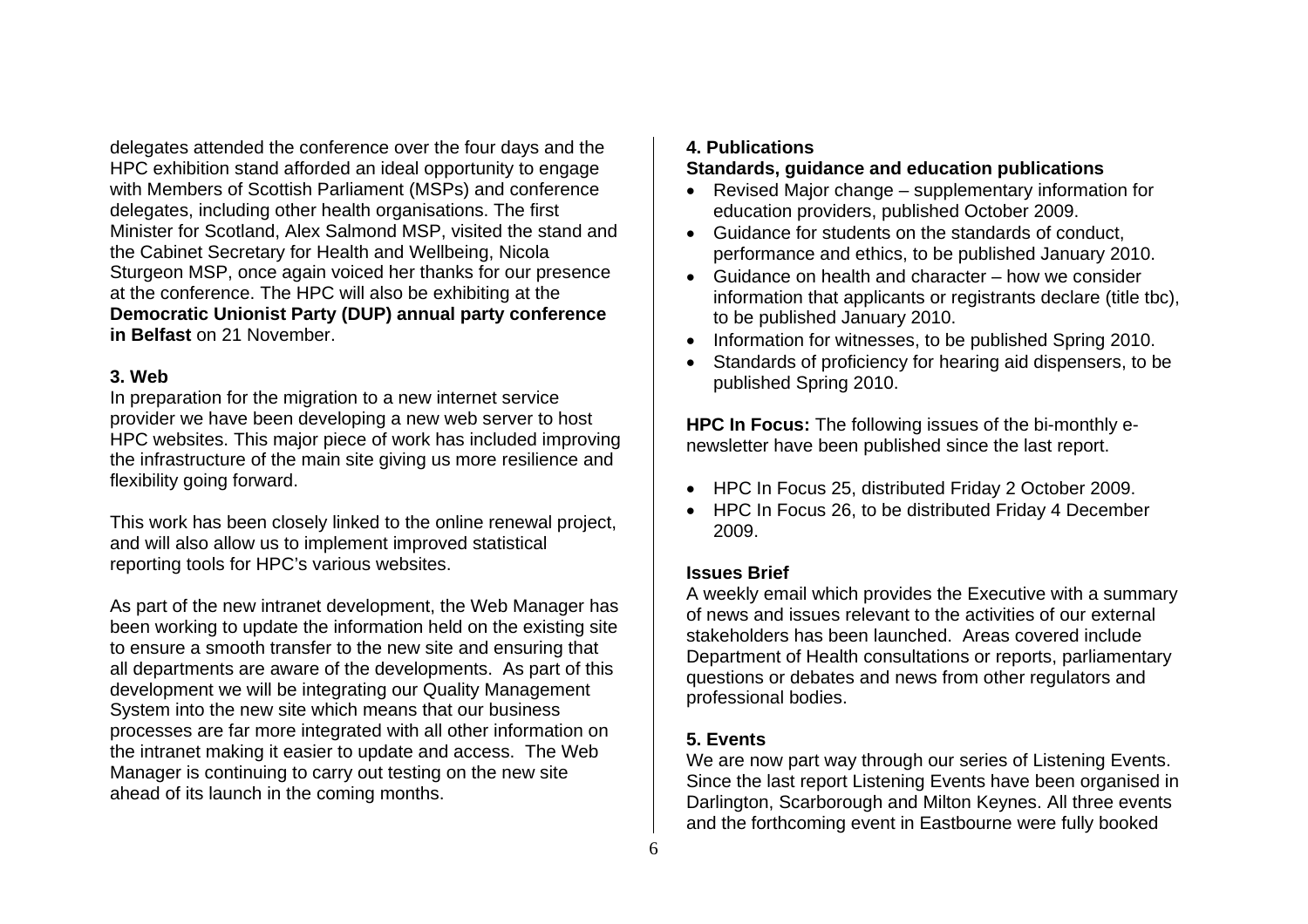delegates attended the conference over the four days and the HPC exhibition stand afforded an ideal opportunity to engage with Members of Scottish Parliament (MSPs) and conference delegates, including other health organisations. The first Minister for Scotland, Alex Salmond MSP, visited the stand and the Cabinet Secretary for Health and Wellbeing, Nicola Sturgeon MSP, once again voiced her thanks for our presence at the conference. The HPC will also be exhibiting at the **Democratic Unionist Party (DUP) annual party conference in Belfast** on 21 November.

**3. Web**

In preparation for the migration to a new internet service provider we have been developing a new web server to host HPC websites. This major piece of work has included improving the infrastructure of the main site giving us more resilience and flexibility going forward.

This work has been closely linked to the online renewal project, and will also allow us to implement improved statistical reporting tools for HPC's various websites.

As part of the new intranet development, the Web Manager has been working to update the information held on the existing site to ensure a smooth transfer to the new site and ensuring that all departments are aware of the developments. As part of this development we will be integrating our Quality Management System into the new site which means that our business processes are far more integrated with all other information on the intranet making it easier to update and access. The Web Manager is continuing to carry out testing on the new site ahead of its launch in the coming months.

**4. Publications**

**Standards, guidance and education publications**

- Revised Major change – supplementary information for education providers, published October 2009.
- Guidance for students on the standards of conduct, performance and ethics, to be published January 2010.
- Guidance on health and character – how we consider information that applicants or registrants declare (title tbc), to be published January 2010.
- Information for witnesses, to be published Spring 2010.
- Standards of proficiency for hearing aid dispensers, to be published Spring 2010.

**HPC In Focus:** The following issues of the bi-monthly e-newsletter have been published since the last report.

- HPC In Focus 25, distributed Friday 2 October 2009.
- HPC In Focus 26, to be distributed Friday 4 December 2009.

**Issues Brief**

A weekly email which provides the Executive with a summary of news and issues relevant to the activities of our external stakeholders has been launched. Areas covered include Department of Health consultations or reports, parliamentary questions or debates and news from other regulators and professional bodies.

**5. Events**

We are now part way through our series of Listening Events. Since the last report Listening Events have been organised in Darlington, Scarborough and Milton Keynes. All three events and the forthcoming event in Eastbourne were fully booked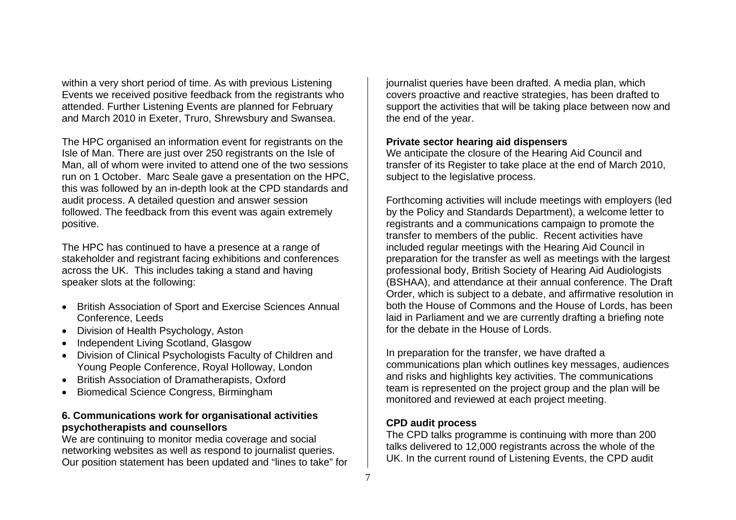within a very short period of time. As with previous Listening Events we received positive feedback from the registrants who attended. Further Listening Events are planned for February and March 2010 in Exeter, Truro, Shrewsbury and Swansea.

The HPC organised an information event for registrants on the Isle of Man. There are just over 250 registrants on the Isle of Man, all of whom were invited to attend one of the two sessions run on 1 October. Marc Seale gave a presentation on the HPC, this was followed by an in-depth look at the CPD standards and audit process. A detailed question and answer session followed. The feedback from this event was again extremely positive.

The HPC has continued to have a presence at a range of stakeholder and registrant facing exhibitions and conferences across the UK. This includes taking a stand and having speaker slots at the following:

- British Association of Sport and Exercise Sciences Annual Conference, Leeds
- Division of Health Psychology, Aston
- Independent Living Scotland, Glasgow
- Division of Clinical Psychologists Faculty of Children and Young People Conference, Royal Holloway, London
- British Association of Dramatherapists, Oxford
- Biomedical Science Congress, Birmingham

**6. Communications work for organisational activities psychotherapists and counsellors**

We are continuing to monitor media coverage and social networking websites as well as respond to journalist queries. Our position statement has been updated and "lines to take" for journalist queries have been drafted. A media plan, which covers proactive and reactive strategies, has been drafted to support the activities that will be taking place between now and the end of the year.

**Private sector hearing aid dispensers**

We anticipate the closure of the Hearing Aid Council and transfer of its Register to take place at the end of March 2010, subject to the legislative process.

Forthcoming activities will include meetings with employers (led by the Policy and Standards Department), a welcome letter to registrants and a communications campaign to promote the transfer to members of the public. Recent activities have included regular meetings with the Hearing Aid Council in preparation for the transfer as well as meetings with the largest professional body, British Society of Hearing Aid Audiologists (BSHAA), and attendance at their annual conference. The Draft Order, which is subject to a debate, and affirmative resolution in both the House of Commons and the House of Lords, has been laid in Parliament and we are currently drafting a briefing note for the debate in the House of Lords.

In preparation for the transfer, we have drafted a communications plan which outlines key messages, audiences and risks and highlights key activities. The communications team is represented on the project group and the plan will be monitored and reviewed at each project meeting.

**CPD audit process**

The CPD talks programme is continuing with more than 200 talks delivered to 12,000 registrants across the whole of the UK. In the current round of Listening Events, the CPD audit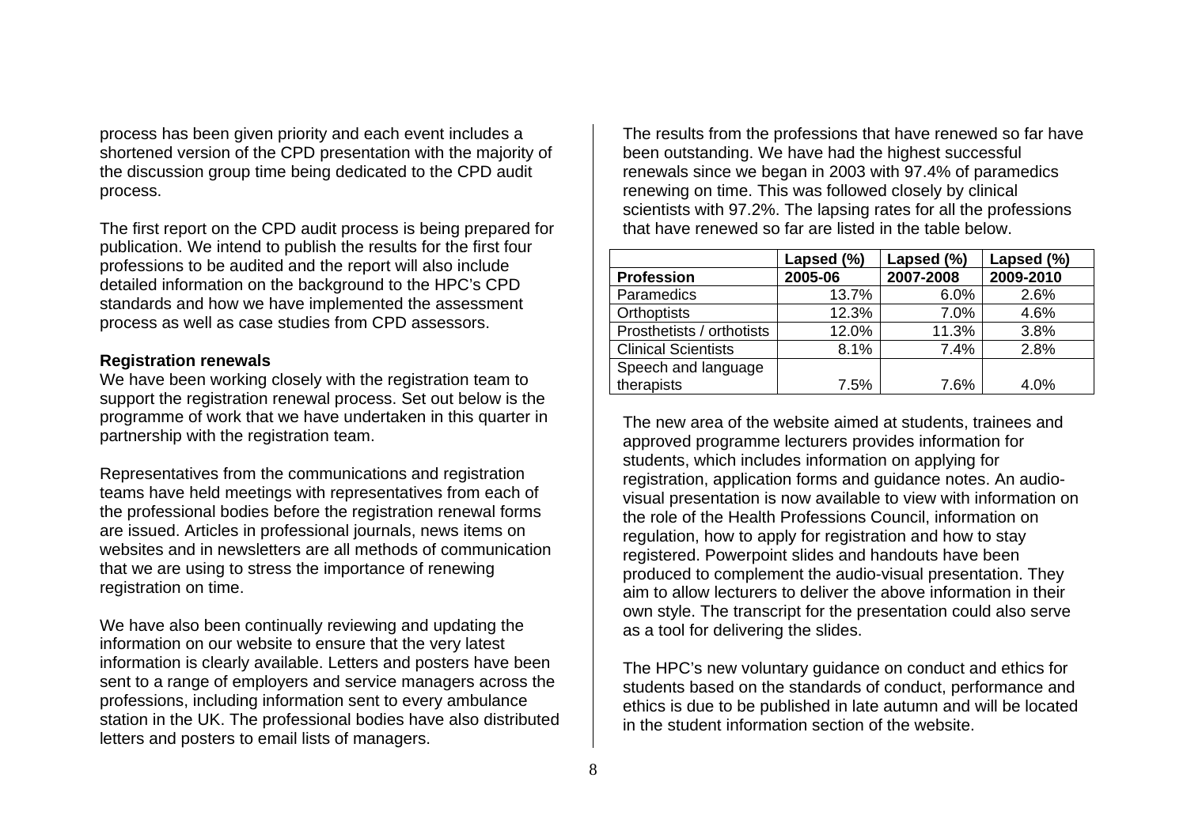process has been given priority and each event includes a shortened version of the CPD presentation with the majority of the discussion group time being dedicated to the CPD audit process.

The first report on the CPD audit process is being prepared for publication. We intend to publish the results for the first four professions to be audited and the report will also include detailed information on the background to the HPC's CPD standards and how we have implemented the assessment process as well as case studies from CPD assessors.

**Registration renewals**

We have been working closely with the registration team to support the registration renewal process. Set out below is the programme of work that we have undertaken in this quarter in partnership with the registration team.

Representatives from the communications and registration teams have held meetings with representatives from each of the professional bodies before the registration renewal forms are issued. Articles in professional journals, news items on websites and in newsletters are all methods of communication that we are using to stress the importance of renewing registration on time.

We have also been continually reviewing and updating the information on our website to ensure that the very latest information is clearly available. Letters and posters have been sent to a range of employers and service managers across the professions, including information sent to every ambulance station in the UK. The professional bodies have also distributed letters and posters to email lists of managers.

The results from the professions that have renewed so far have been outstanding. We have had the highest successful renewals since we began in 2003 with 97.4% of paramedics renewing on time. This was followed closely by clinical scientists with 97.2%. The lapsing rates for all the professions that have renewed so far are listed in the table below.

| Profession | Lapsed (%) 2005-06 | Lapsed (%) 2007-2008 | Lapsed (%) 2009-2010 |
|---|---|---|---|
| Paramedics | 13.7% | 6.0% | 2.6% |
| Orthoptists | 12.3% | 7.0% | 4.6% |
| Prosthetists / orthotists | 12.0% | 11.3% | 3.8% |
| Clinical Scientists | 8.1% | 7.4% | 2.8% |
| Speech and language therapists | 7.5% | 7.6% | 4.0% |

The new area of the website aimed at students, trainees and approved programme lecturers provides information for students, which includes information on applying for registration, application forms and guidance notes. An audio-visual presentation is now available to view with information on the role of the Health Professions Council, information on regulation, how to apply for registration and how to stay registered. Powerpoint slides and handouts have been produced to complement the audio-visual presentation. They aim to allow lecturers to deliver the above information in their own style. The transcript for the presentation could also serve as a tool for delivering the slides.

The HPC's new voluntary guidance on conduct and ethics for students based on the standards of conduct, performance and ethics is due to be published in late autumn and will be located in the student information section of the website.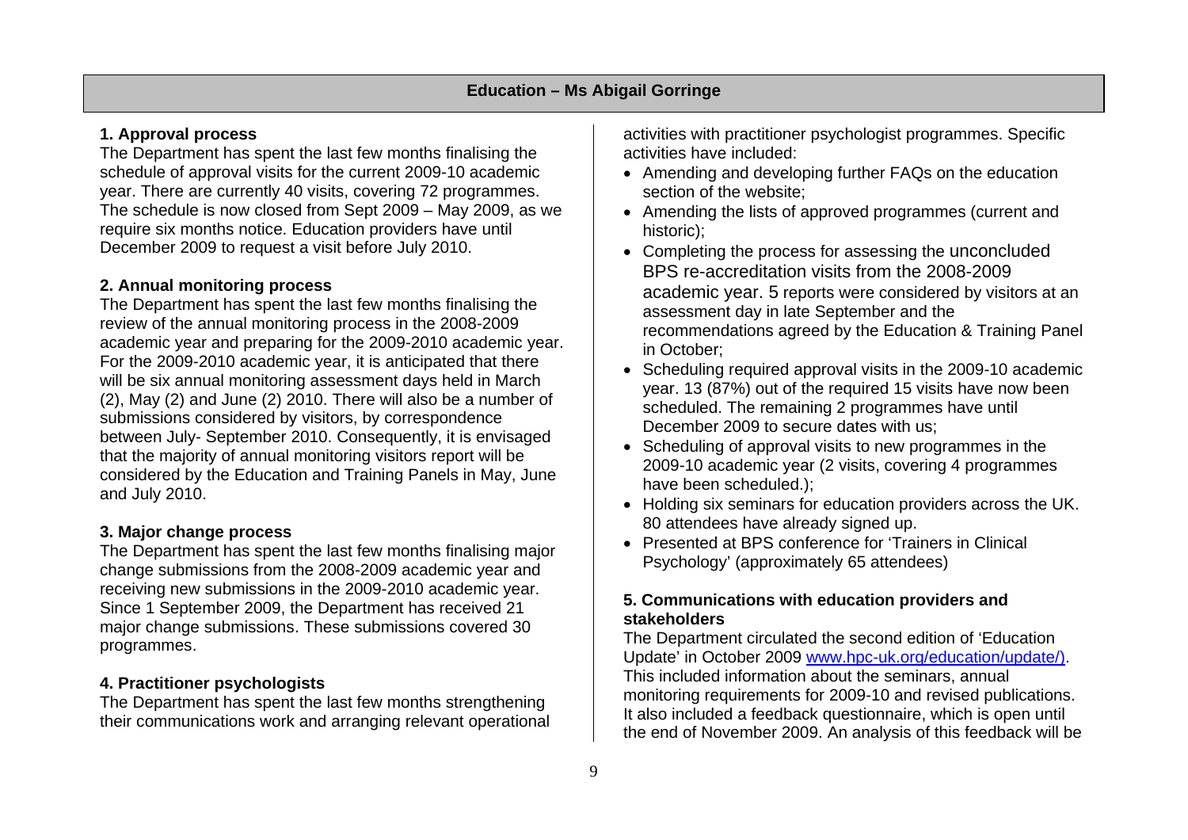## Education – Ms Abigail Gorringe

### 1. Approval process

The Department has spent the last few months finalising the schedule of approval visits for the current 2009-10 academic year. There are currently 40 visits, covering 72 programmes. The schedule is now closed from Sept 2009 – May 2009, as we require six months notice. Education providers have until December 2009 to request a visit before July 2010.

### 2. Annual monitoring process

The Department has spent the last few months finalising the review of the annual monitoring process in the 2008-2009 academic year and preparing for the 2009-2010 academic year. For the 2009-2010 academic year, it is anticipated that there will be six annual monitoring assessment days held in March (2), May (2) and June (2) 2010. There will also be a number of submissions considered by visitors, by correspondence between July- September 2010. Consequently, it is envisaged that the majority of annual monitoring visitors report will be considered by the Education and Training Panels in May, June and July 2010.

### 3. Major change process

The Department has spent the last few months finalising major change submissions from the 2008-2009 academic year and receiving new submissions in the 2009-2010 academic year. Since 1 September 2009, the Department has received 21 major change submissions. These submissions covered 30 programmes.

### 4. Practitioner psychologists

The Department has spent the last few months strengthening their communications work and arranging relevant operational activities with practitioner psychologist programmes. Specific activities have included:

- Amending and developing further FAQs on the education section of the website;
- Amending the lists of approved programmes (current and historic);
- Completing the process for assessing the unconcluded BPS re-accreditation visits from the 2008-2009 academic year. 5 reports were considered by visitors at an assessment day in late September and the recommendations agreed by the Education & Training Panel in October;
- Scheduling required approval visits in the 2009-10 academic year. 13 (87%) out of the required 15 visits have now been scheduled. The remaining 2 programmes have until December 2009 to secure dates with us;
- Scheduling of approval visits to new programmes in the 2009-10 academic year (2 visits, covering 4 programmes have been scheduled.);
- Holding six seminars for education providers across the UK. 80 attendees have already signed up.
- Presented at BPS conference for 'Trainers in Clinical Psychology' (approximately 65 attendees)

### 5. Communications with education providers and stakeholders

The Department circulated the second edition of 'Education Update' in October 2009 www.hpc-uk.org/education/update/). This included information about the seminars, annual monitoring requirements for 2009-10 and revised publications. It also included a feedback questionnaire, which is open until the end of November 2009. An analysis of this feedback will be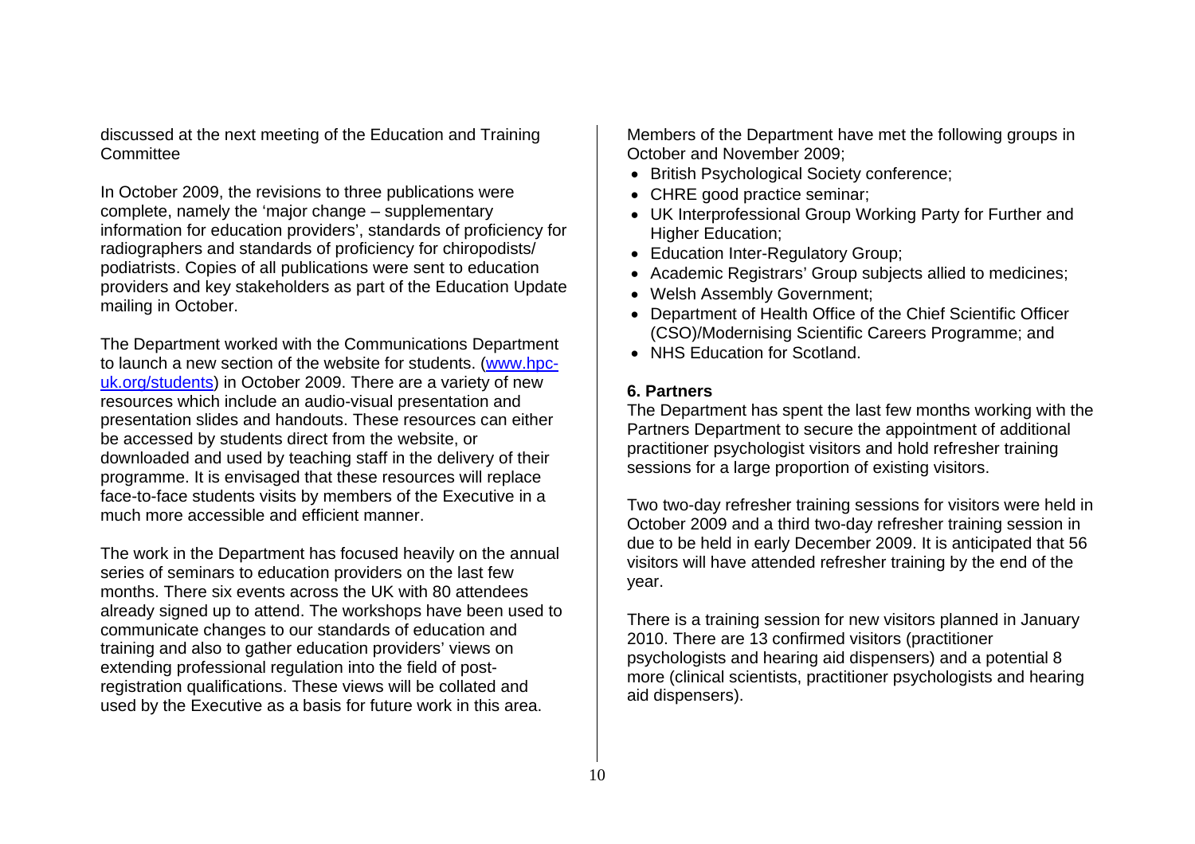discussed at the next meeting of the Education and Training Committee

In October 2009, the revisions to three publications were complete, namely the 'major change – supplementary information for education providers', standards of proficiency for radiographers and standards of proficiency for chiropodists/ podiatrists. Copies of all publications were sent to education providers and key stakeholders as part of the Education Update mailing in October.

The Department worked with the Communications Department to launch a new section of the website for students. ([www.hpc-uk.org/students](www.hpc-uk.org/students)) in October 2009. There are a variety of new resources which include an audio-visual presentation and presentation slides and handouts. These resources can either be accessed by students direct from the website, or downloaded and used by teaching staff in the delivery of their programme. It is envisaged that these resources will replace face-to-face students visits by members of the Executive in a much more accessible and efficient manner.

The work in the Department has focused heavily on the annual series of seminars to education providers on the last few months. There six events across the UK with 80 attendees already signed up to attend. The workshops have been used to communicate changes to our standards of education and training and also to gather education providers' views on extending professional regulation into the field of post-registration qualifications. These views will be collated and used by the Executive as a basis for future work in this area.

Members of the Department have met the following groups in October and November 2009;

- British Psychological Society conference;
- CHRE good practice seminar;
- UK Interprofessional Group Working Party for Further and Higher Education;
- Education Inter-Regulatory Group;
- Academic Registrars' Group subjects allied to medicines;
- Welsh Assembly Government;
- Department of Health Office of the Chief Scientific Officer (CSO)/Modernising Scientific Careers Programme; and
- NHS Education for Scotland.

**6. Partners**

The Department has spent the last few months working with the Partners Department to secure the appointment of additional practitioner psychologist visitors and hold refresher training sessions for a large proportion of existing visitors.

Two two-day refresher training sessions for visitors were held in October 2009 and a third two-day refresher training session in due to be held in early December 2009. It is anticipated that 56 visitors will have attended refresher training by the end of the year.

There is a training session for new visitors planned in January 2010. There are 13 confirmed visitors (practitioner psychologists and hearing aid dispensers) and a potential 8 more (clinical scientists, practitioner psychologists and hearing aid dispensers).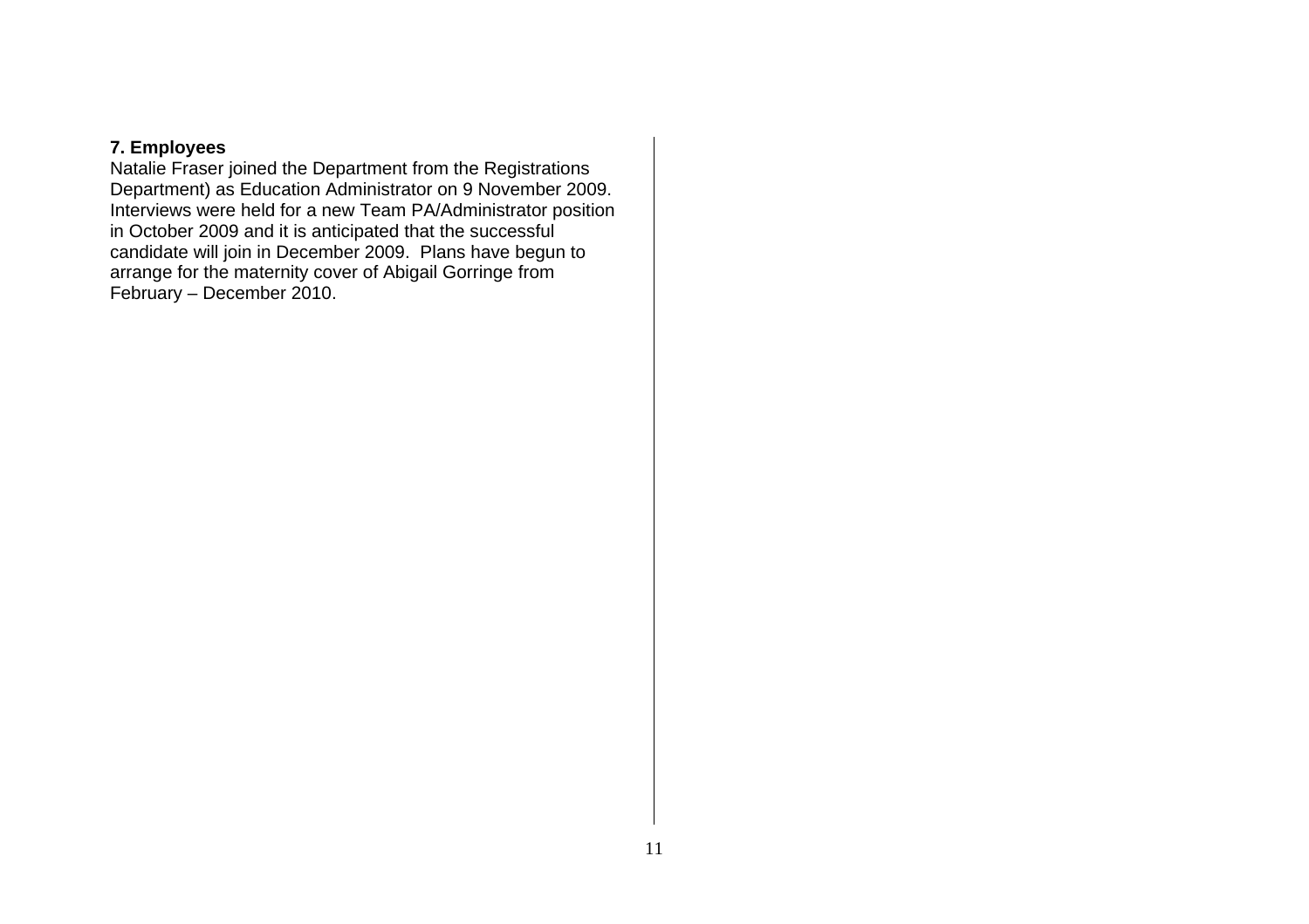**7. Employees**

Natalie Fraser joined the Department from the Registrations Department) as Education Administrator on 9 November 2009. Interviews were held for a new Team PA/Administrator position in October 2009 and it is anticipated that the successful candidate will join in December 2009. Plans have begun to arrange for the maternity cover of Abigail Gorringe from February – December 2010.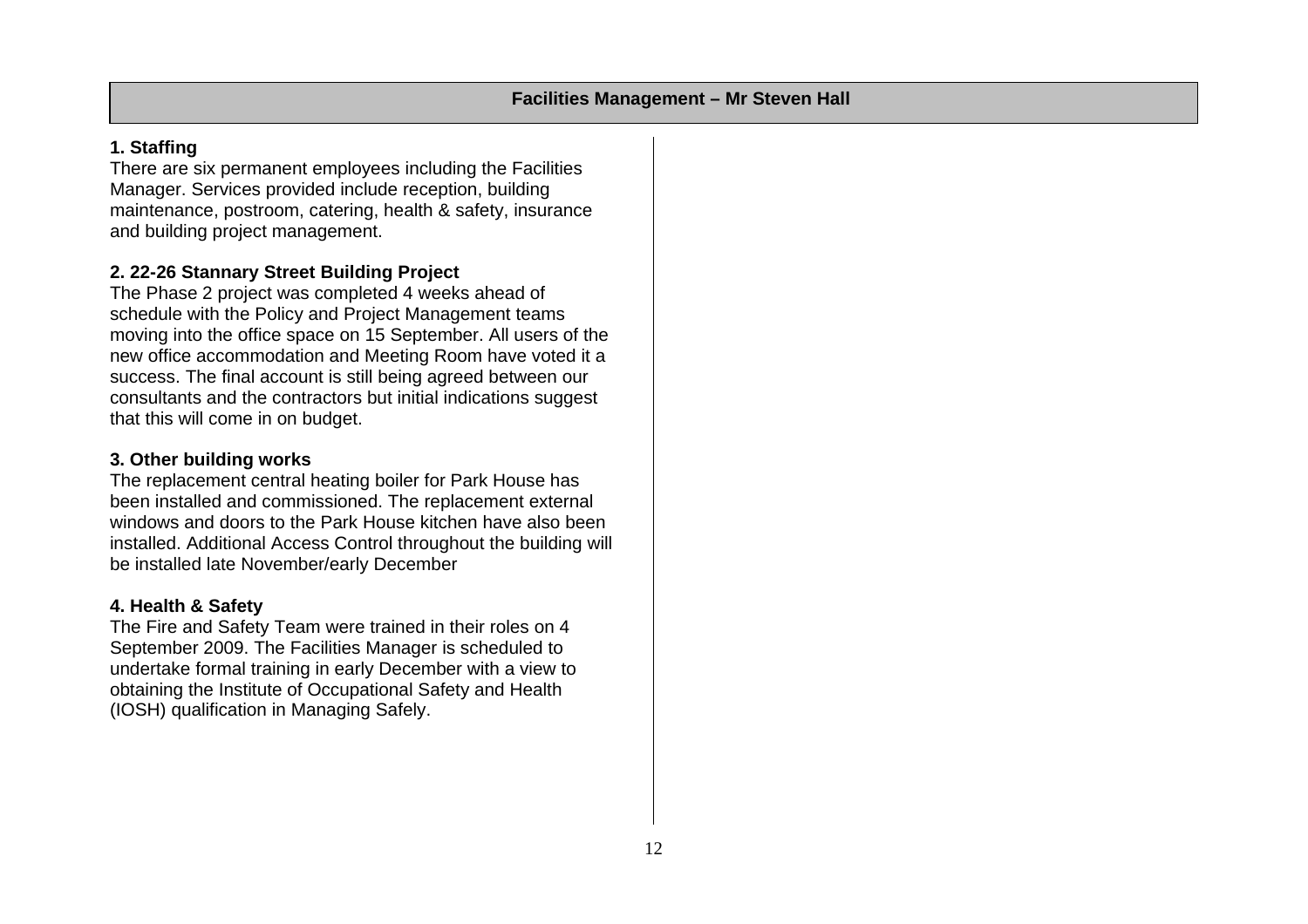## Facilities Management – Mr Steven Hall

**1. Staffing**

There are six permanent employees including the Facilities Manager. Services provided include reception, building maintenance, postroom, catering, health & safety, insurance and building project management.

**2. 22-26 Stannary Street Building Project**

The Phase 2 project was completed 4 weeks ahead of schedule with the Policy and Project Management teams moving into the office space on 15 September. All users of the new office accommodation and Meeting Room have voted it a success. The final account is still being agreed between our consultants and the contractors but initial indications suggest that this will come in on budget.

**3. Other building works**

The replacement central heating boiler for Park House has been installed and commissioned. The replacement external windows and doors to the Park House kitchen have also been installed. Additional Access Control throughout the building will be installed late November/early December

**4. Health & Safety**

The Fire and Safety Team were trained in their roles on 4 September 2009. The Facilities Manager is scheduled to undertake formal training in early December with a view to obtaining the Institute of Occupational Safety and Health (IOSH) qualification in Managing Safely.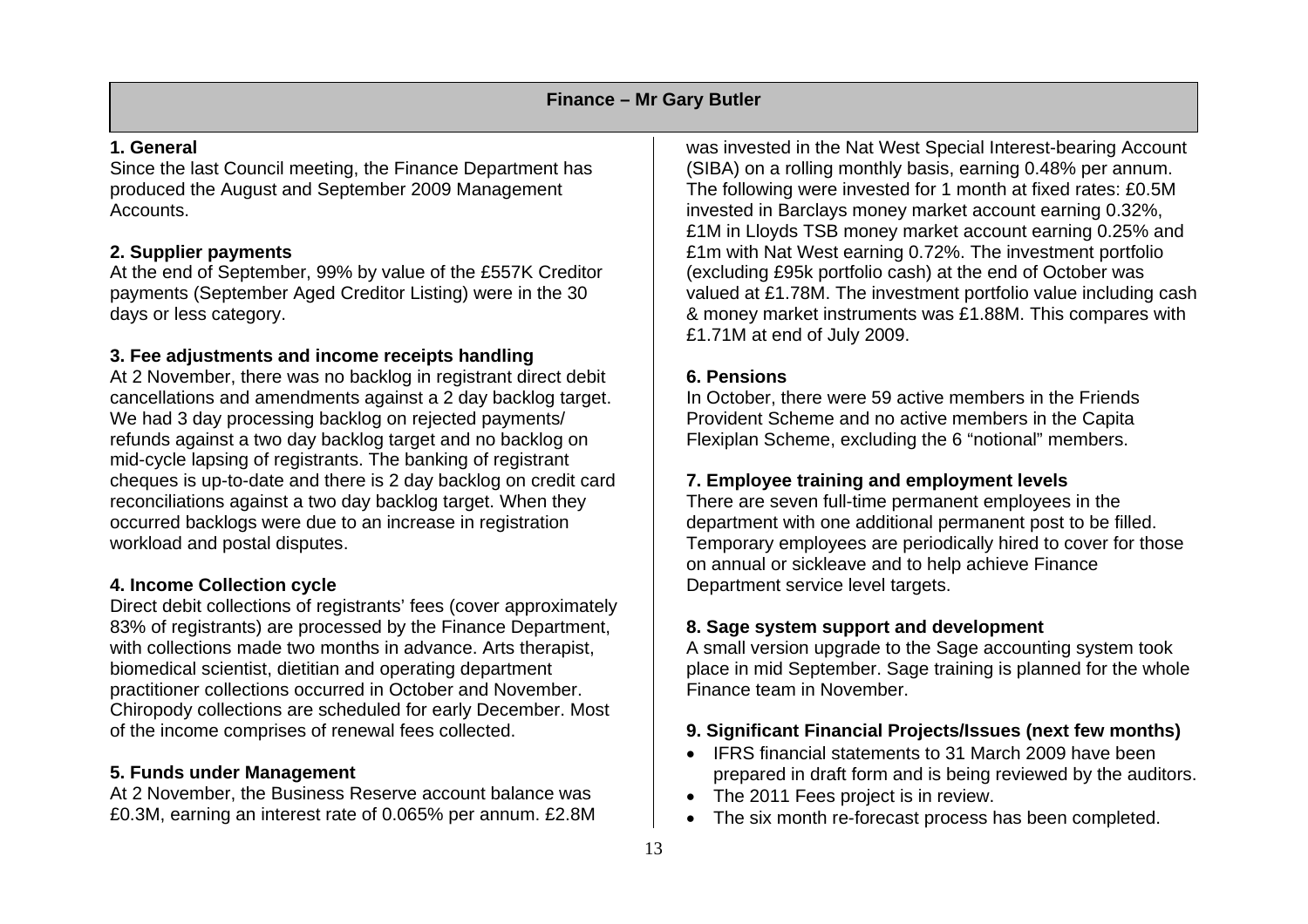## Finance – Mr Gary Butler

### 1. General

Since the last Council meeting, the Finance Department has produced the August and September 2009 Management Accounts.

### 2. Supplier payments

At the end of September, 99% by value of the £557K Creditor payments (September Aged Creditor Listing) were in the 30 days or less category.

### 3. Fee adjustments and income receipts handling

At 2 November, there was no backlog in registrant direct debit cancellations and amendments against a 2 day backlog target. We had 3 day processing backlog on rejected payments/ refunds against a two day backlog target and no backlog on mid-cycle lapsing of registrants. The banking of registrant cheques is up-to-date and there is 2 day backlog on credit card reconciliations against a two day backlog target. When they occurred backlogs were due to an increase in registration workload and postal disputes.

### 4. Income Collection cycle

Direct debit collections of registrants' fees (cover approximately 83% of registrants) are processed by the Finance Department, with collections made two months in advance. Arts therapist, biomedical scientist, dietitian and operating department practitioner collections occurred in October and November. Chiropody collections are scheduled for early December. Most of the income comprises of renewal fees collected.

### 5. Funds under Management

At 2 November, the Business Reserve account balance was £0.3M, earning an interest rate of 0.065% per annum. £2.8M was invested in the Nat West Special Interest-bearing Account (SIBA) on a rolling monthly basis, earning 0.48% per annum. The following were invested for 1 month at fixed rates: £0.5M invested in Barclays money market account earning 0.32%, £1M in Lloyds TSB money market account earning 0.25% and £1m with Nat West earning 0.72%. The investment portfolio (excluding £95k portfolio cash) at the end of October was valued at £1.78M. The investment portfolio value including cash & money market instruments was £1.88M. This compares with £1.71M at end of July 2009.

### 6. Pensions

In October, there were 59 active members in the Friends Provident Scheme and no active members in the Capita Flexiplan Scheme, excluding the 6 "notional" members.

### 7. Employee training and employment levels

There are seven full-time permanent employees in the department with one additional permanent post to be filled. Temporary employees are periodically hired to cover for those on annual or sickleave and to help achieve Finance Department service level targets.

### 8. Sage system support and development

A small version upgrade to the Sage accounting system took place in mid September. Sage training is planned for the whole Finance team in November.

### 9. Significant Financial Projects/Issues (next few months)

- IFRS financial statements to 31 March 2009 have been prepared in draft form and is being reviewed by the auditors.
- The 2011 Fees project is in review.
- The six month re-forecast process has been completed.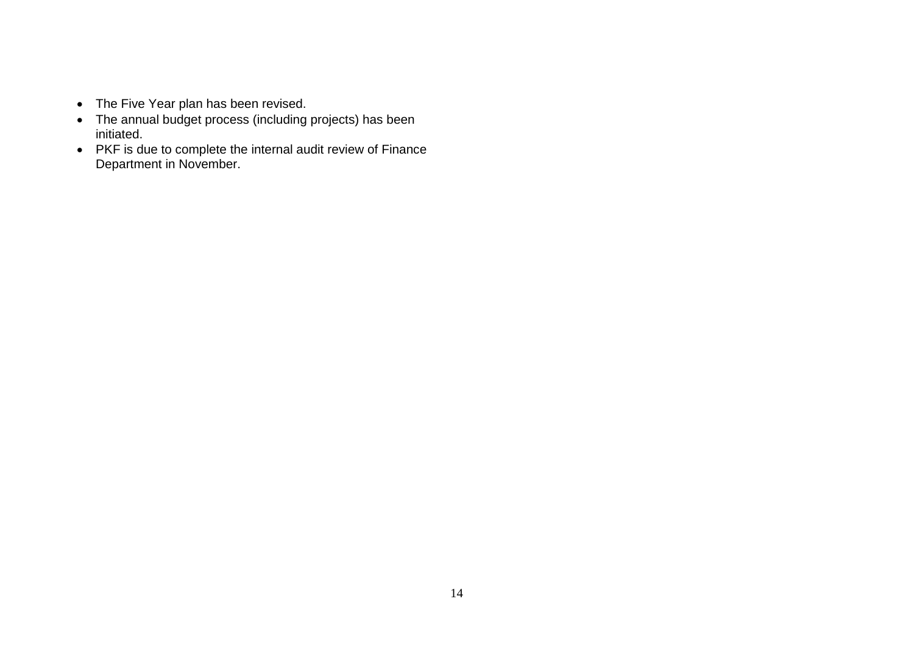- The Five Year plan has been revised.
- The annual budget process (including projects) has been initiated.
- PKF is due to complete the internal audit review of Finance Department in November.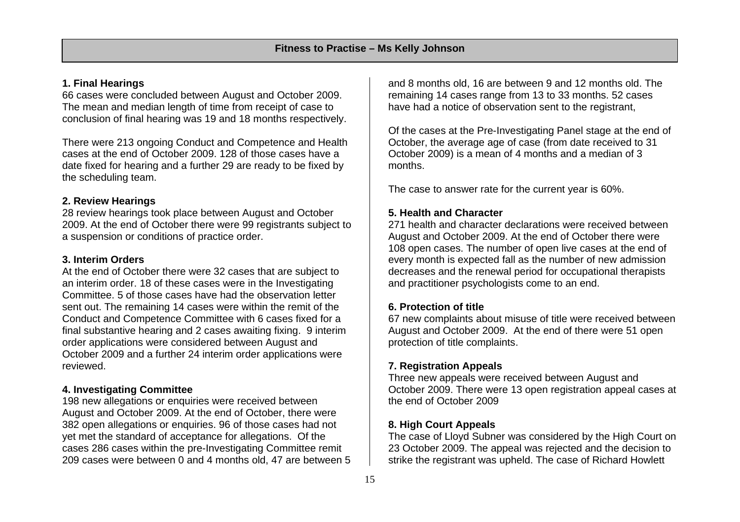## Fitness to Practise – Ms Kelly Johnson

### 1. Final Hearings

66 cases were concluded between August and October 2009. The mean and median length of time from receipt of case to conclusion of final hearing was 19 and 18 months respectively.

There were 213 ongoing Conduct and Competence and Health cases at the end of October 2009. 128 of those cases have a date fixed for hearing and a further 29 are ready to be fixed by the scheduling team.

### 2. Review Hearings

28 review hearings took place between August and October 2009. At the end of October there were 99 registrants subject to a suspension or conditions of practice order.

### 3. Interim Orders

At the end of October there were 32 cases that are subject to an interim order. 18 of these cases were in the Investigating Committee. 5 of those cases have had the observation letter sent out. The remaining 14 cases were within the remit of the Conduct and Competence Committee with 6 cases fixed for a final substantive hearing and 2 cases awaiting fixing. 9 interim order applications were considered between August and October 2009 and a further 24 interim order applications were reviewed.

### 4. Investigating Committee

198 new allegations or enquiries were received between August and October 2009. At the end of October, there were 382 open allegations or enquiries. 96 of those cases had not yet met the standard of acceptance for allegations. Of the cases 286 cases within the pre-Investigating Committee remit 209 cases were between 0 and 4 months old, 47 are between 5 and 8 months old, 16 are between 9 and 12 months old. The remaining 14 cases range from 13 to 33 months. 52 cases have had a notice of observation sent to the registrant,

Of the cases at the Pre-Investigating Panel stage at the end of October, the average age of case (from date received to 31 October 2009) is a mean of 4 months and a median of 3 months.

The case to answer rate for the current year is 60%.

### 5. Health and Character

271 health and character declarations were received between August and October 2009. At the end of October there were 108 open cases. The number of open live cases at the end of every month is expected fall as the number of new admission decreases and the renewal period for occupational therapists and practitioner psychologists come to an end.

### 6. Protection of title

67 new complaints about misuse of title were received between August and October 2009. At the end of there were 51 open protection of title complaints.

### 7. Registration Appeals

Three new appeals were received between August and October 2009. There were 13 open registration appeal cases at the end of October 2009

### 8. High Court Appeals

The case of Lloyd Subner was considered by the High Court on 23 October 2009. The appeal was rejected and the decision to strike the registrant was upheld. The case of Richard Howlett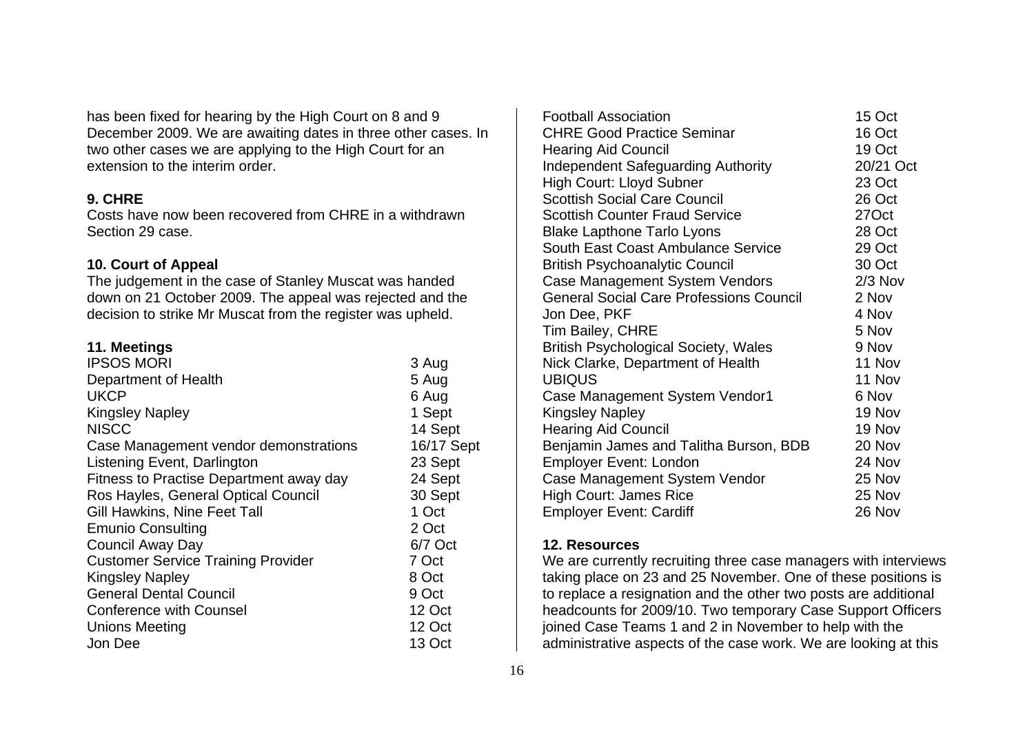has been fixed for hearing by the High Court on 8 and 9 December 2009. We are awaiting dates in three other cases. In two other cases we are applying to the High Court for an extension to the interim order.

**9. CHRE**

Costs have now been recovered from CHRE in a withdrawn Section 29 case.

**10. Court of Appeal**

The judgement in the case of Stanley Muscat was handed down on 21 October 2009. The appeal was rejected and the decision to strike Mr Muscat from the register was upheld.

**11. Meetings**

| | |
|---|---|
| IPSOS MORI | 3 Aug |
| Department of Health | 5 Aug |
| UKCP | 6 Aug |
| Kingsley Napley | 1 Sept |
| NISCC | 14 Sept |
| Case Management vendor demonstrations | 16/17 Sept |
| Listening Event, Darlington | 23 Sept |
| Fitness to Practise Department away day | 24 Sept |
| Ros Hayles, General Optical Council | 30 Sept |
| Gill Hawkins, Nine Feet Tall | 1 Oct |
| Emunio Consulting | 2 Oct |
| Council Away Day | 6/7 Oct |
| Customer Service Training Provider | 7 Oct |
| Kingsley Napley | 8 Oct |
| General Dental Council | 9 Oct |
| Conference with Counsel | 12 Oct |
| Unions Meeting | 12 Oct |
| Jon Dee | 13 Oct |
| Football Association | 15 Oct |
| CHRE Good Practice Seminar | 16 Oct |
| Hearing Aid Council | 19 Oct |
| Independent Safeguarding Authority | 20/21 Oct |
| High Court: Lloyd Subner | 23 Oct |
| Scottish Social Care Council | 26 Oct |
| Scottish Counter Fraud Service | 27Oct |
| Blake Lapthone Tarlo Lyons | 28 Oct |
| South East Coast Ambulance Service | 29 Oct |
| British Psychoanalytic Council | 30 Oct |
| Case Management System Vendors | 2/3 Nov |
| General Social Care Professions Council | 2 Nov |
| Jon Dee, PKF | 4 Nov |
| Tim Bailey, CHRE | 5 Nov |
| British Psychological Society, Wales | 9 Nov |
| Nick Clarke, Department of Health | 11 Nov |
| UBIQUS | 11 Nov |
| Case Management System Vendor1 | 6 Nov |
| Kingsley Napley | 19 Nov |
| Hearing Aid Council | 19 Nov |
| Benjamin James and Talitha Burson, BDB | 20 Nov |
| Employer Event: London | 24 Nov |
| Case Management System Vendor | 25 Nov |
| High Court: James Rice | 25 Nov |
| Employer Event: Cardiff | 26 Nov |

**12. Resources**

We are currently recruiting three case managers with interviews taking place on 23 and 25 November. One of these positions is to replace a resignation and the other two posts are additional headcounts for 2009/10. Two temporary Case Support Officers joined Case Teams 1 and 2 in November to help with the administrative aspects of the case work. We are looking at this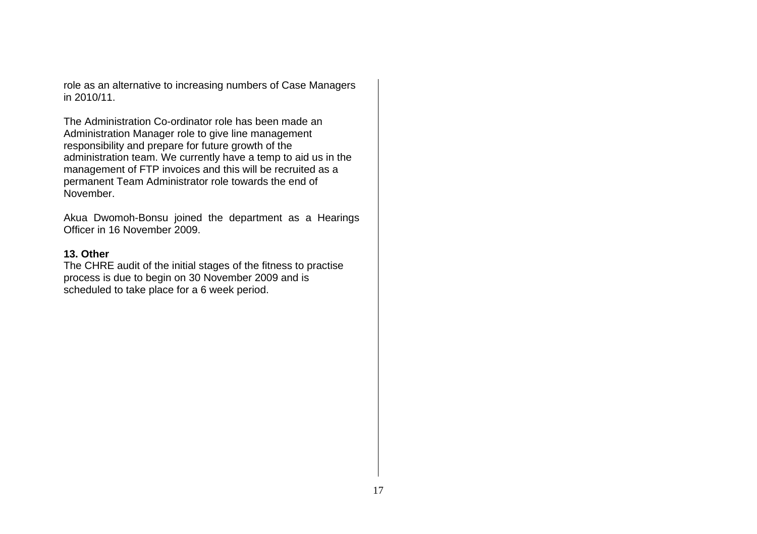role as an alternative to increasing numbers of Case Managers in 2010/11.

The Administration Co-ordinator role has been made an Administration Manager role to give line management responsibility and prepare for future growth of the administration team. We currently have a temp to aid us in the management of FTP invoices and this will be recruited as a permanent Team Administrator role towards the end of November.

Akua Dwomoh-Bonsu joined the department as a Hearings Officer in 16 November 2009.

**13. Other**

The CHRE audit of the initial stages of the fitness to practise process is due to begin on 30 November 2009 and is scheduled to take place for a 6 week period.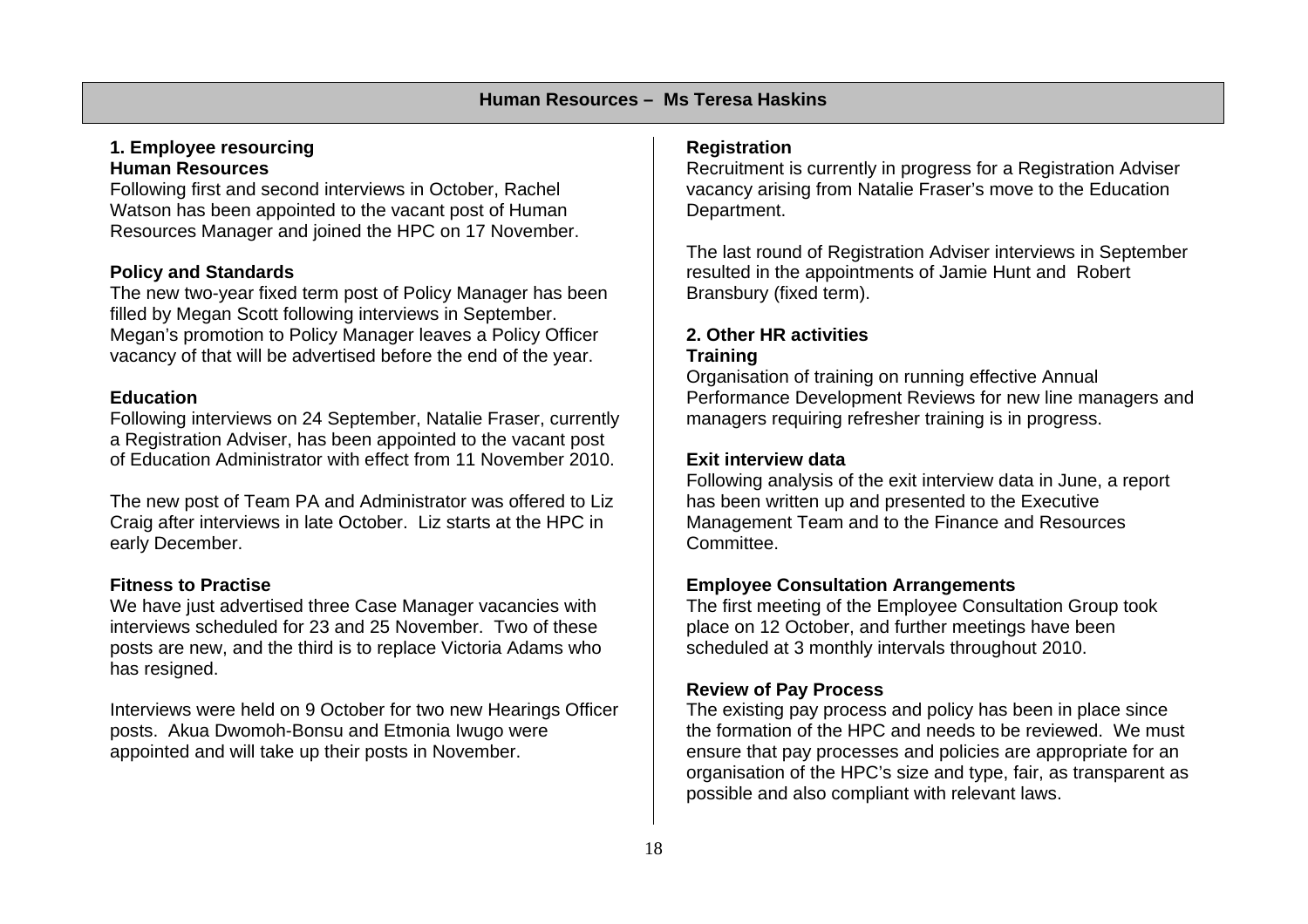## Human Resources – Ms Teresa Haskins

### 1. Employee resourcing

**Human Resources**

Following first and second interviews in October, Rachel Watson has been appointed to the vacant post of Human Resources Manager and joined the HPC on 17 November.

**Policy and Standards**

The new two-year fixed term post of Policy Manager has been filled by Megan Scott following interviews in September. Megan's promotion to Policy Manager leaves a Policy Officer vacancy of that will be advertised before the end of the year.

**Education**

Following interviews on 24 September, Natalie Fraser, currently a Registration Adviser, has been appointed to the vacant post of Education Administrator with effect from 11 November 2010.

The new post of Team PA and Administrator was offered to Liz Craig after interviews in late October. Liz starts at the HPC in early December.

**Fitness to Practise**

We have just advertised three Case Manager vacancies with interviews scheduled for 23 and 25 November. Two of these posts are new, and the third is to replace Victoria Adams who has resigned.

Interviews were held on 9 October for two new Hearings Officer posts. Akua Dwomoh-Bonsu and Etmonia Iwugo were appointed and will take up their posts in November.

**Registration**

Recruitment is currently in progress for a Registration Adviser vacancy arising from Natalie Fraser's move to the Education Department.

The last round of Registration Adviser interviews in September resulted in the appointments of Jamie Hunt and Robert Bransbury (fixed term).

### 2. Other HR activities

**Training**

Organisation of training on running effective Annual Performance Development Reviews for new line managers and managers requiring refresher training is in progress.

**Exit interview data**

Following analysis of the exit interview data in June, a report has been written up and presented to the Executive Management Team and to the Finance and Resources Committee.

**Employee Consultation Arrangements**

The first meeting of the Employee Consultation Group took place on 12 October, and further meetings have been scheduled at 3 monthly intervals throughout 2010.

**Review of Pay Process**

The existing pay process and policy has been in place since the formation of the HPC and needs to be reviewed. We must ensure that pay processes and policies are appropriate for an organisation of the HPC's size and type, fair, as transparent as possible and also compliant with relevant laws.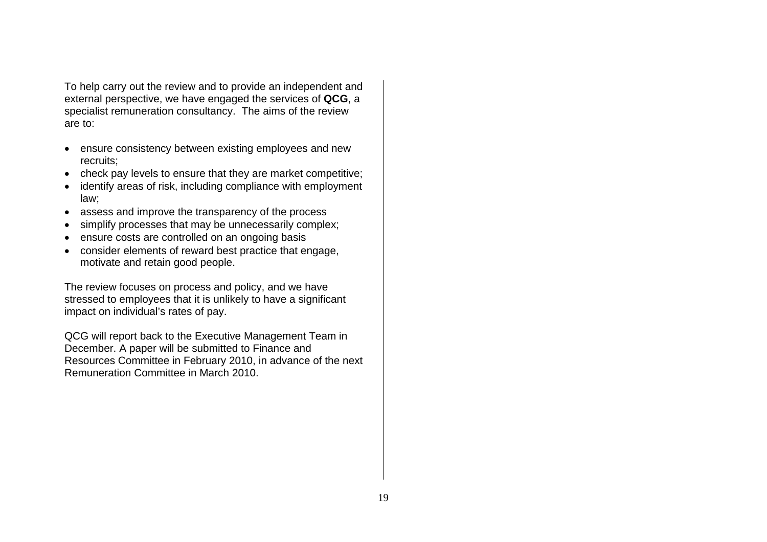To help carry out the review and to provide an independent and external perspective, we have engaged the services of **QCG**, a specialist remuneration consultancy. The aims of the review are to:

- ensure consistency between existing employees and new recruits;
- check pay levels to ensure that they are market competitive;
- identify areas of risk, including compliance with employment law;
- assess and improve the transparency of the process
- simplify processes that may be unnecessarily complex;
- ensure costs are controlled on an ongoing basis
- consider elements of reward best practice that engage, motivate and retain good people.

The review focuses on process and policy, and we have stressed to employees that it is unlikely to have a significant impact on individual's rates of pay.

QCG will report back to the Executive Management Team in December. A paper will be submitted to Finance and Resources Committee in February 2010, in advance of the next Remuneration Committee in March 2010.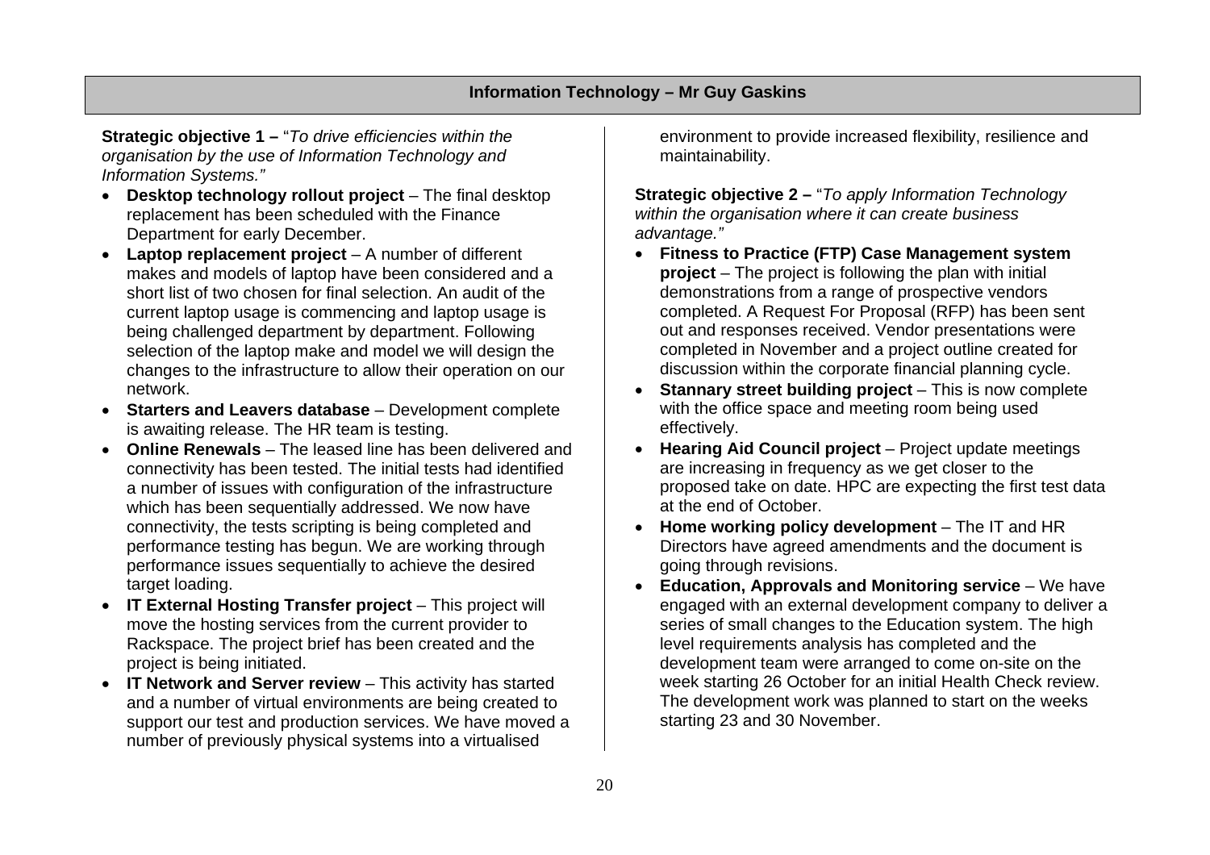## Information Technology – Mr Guy Gaskins

**Strategic objective 1 –** "*To drive efficiencies within the organisation by the use of Information Technology and Information Systems.*"

- **Desktop technology rollout project** – The final desktop replacement has been scheduled with the Finance Department for early December.
- **Laptop replacement project** – A number of different makes and models of laptop have been considered and a short list of two chosen for final selection. An audit of the current laptop usage is commencing and laptop usage is being challenged department by department. Following selection of the laptop make and model we will design the changes to the infrastructure to allow their operation on our network.
- **Starters and Leavers database** – Development complete is awaiting release. The HR team is testing.
- **Online Renewals** – The leased line has been delivered and connectivity has been tested. The initial tests had identified a number of issues with configuration of the infrastructure which has been sequentially addressed. We now have connectivity, the tests scripting is being completed and performance testing has begun. We are working through performance issues sequentially to achieve the desired target loading.
- **IT External Hosting Transfer project** – This project will move the hosting services from the current provider to Rackspace. The project brief has been created and the project is being initiated.
- **IT Network and Server review** – This activity has started and a number of virtual environments are being created to support our test and production services. We have moved a number of previously physical systems into a virtualised environment to provide increased flexibility, resilience and maintainability.

**Strategic objective 2 –** "*To apply Information Technology within the organisation where it can create business advantage.*"

- **Fitness to Practice (FTP) Case Management system project** – The project is following the plan with initial demonstrations from a range of prospective vendors completed. A Request For Proposal (RFP) has been sent out and responses received. Vendor presentations were completed in November and a project outline created for discussion within the corporate financial planning cycle.
- **Stannary street building project** – This is now complete with the office space and meeting room being used effectively.
- **Hearing Aid Council project** – Project update meetings are increasing in frequency as we get closer to the proposed take on date. HPC are expecting the first test data at the end of October.
- **Home working policy development** – The IT and HR Directors have agreed amendments and the document is going through revisions.
- **Education, Approvals and Monitoring service** – We have engaged with an external development company to deliver a series of small changes to the Education system. The high level requirements analysis has completed and the development team were arranged to come on-site on the week starting 26 October for an initial Health Check review. The development work was planned to start on the weeks starting 23 and 30 November.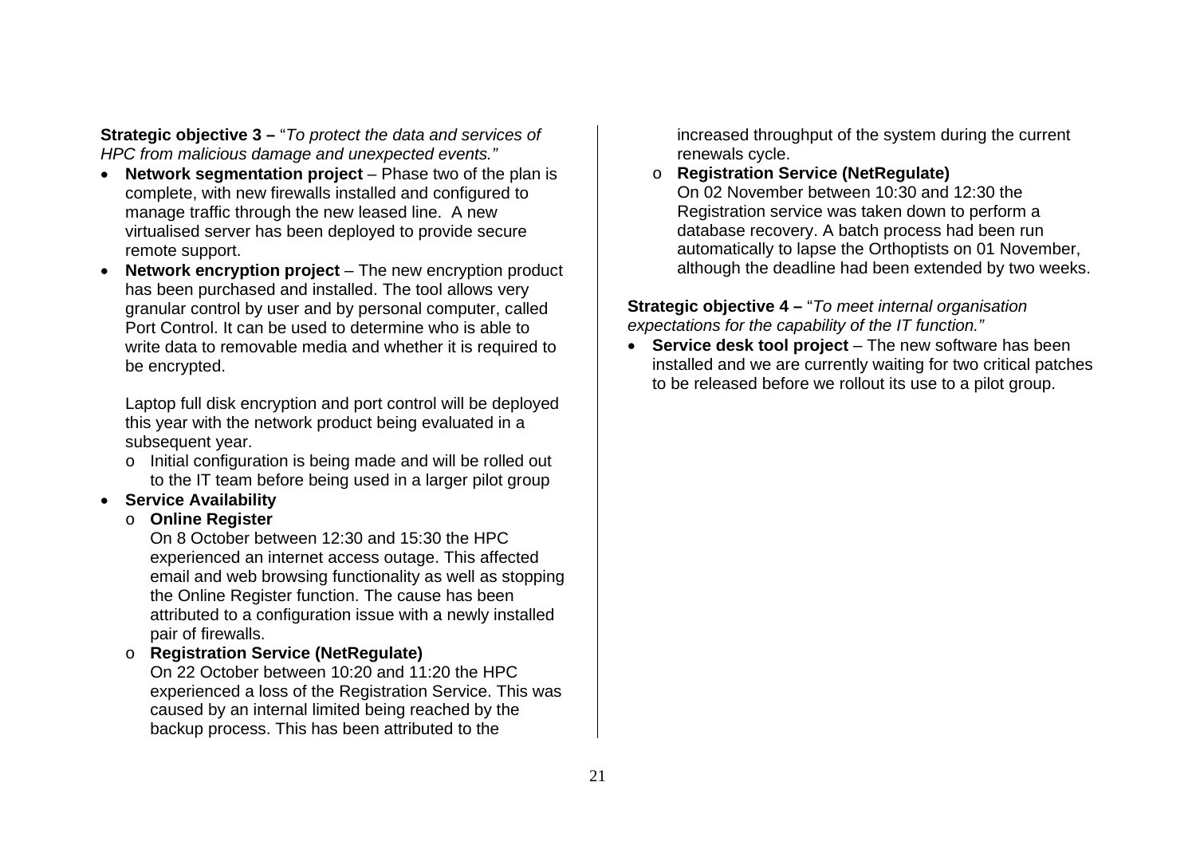**Strategic objective 3 –** "*To protect the data and services of HPC from malicious damage and unexpected events.*"

- **Network segmentation project** – Phase two of the plan is complete, with new firewalls installed and configured to manage traffic through the new leased line. A new virtualised server has been deployed to provide secure remote support.
- **Network encryption project** – The new encryption product has been purchased and installed. The tool allows very granular control by user and by personal computer, called Port Control. It can be used to determine who is able to write data to removable media and whether it is required to be encrypted.

  Laptop full disk encryption and port control will be deployed this year with the network product being evaluated in a subsequent year.
  - Initial configuration is being made and will be rolled out to the IT team before being used in a larger pilot group
- **Service Availability**
  - **Online Register**
    On 8 October between 12:30 and 15:30 the HPC experienced an internet access outage. This affected email and web browsing functionality as well as stopping the Online Register function. The cause has been attributed to a configuration issue with a newly installed pair of firewalls.
  - **Registration Service (NetRegulate)**
    On 22 October between 10:20 and 11:20 the HPC experienced a loss of the Registration Service. This was caused by an internal limited being reached by the backup process. This has been attributed to the increased throughput of the system during the current renewals cycle.
  - **Registration Service (NetRegulate)**
    On 02 November between 10:30 and 12:30 the Registration service was taken down to perform a database recovery. A batch process had been run automatically to lapse the Orthoptists on 01 November, although the deadline had been extended by two weeks.

**Strategic objective 4 –** "*To meet internal organisation expectations for the capability of the IT function.*"

- **Service desk tool project** – The new software has been installed and we are currently waiting for two critical patches to be released before we rollout its use to a pilot group.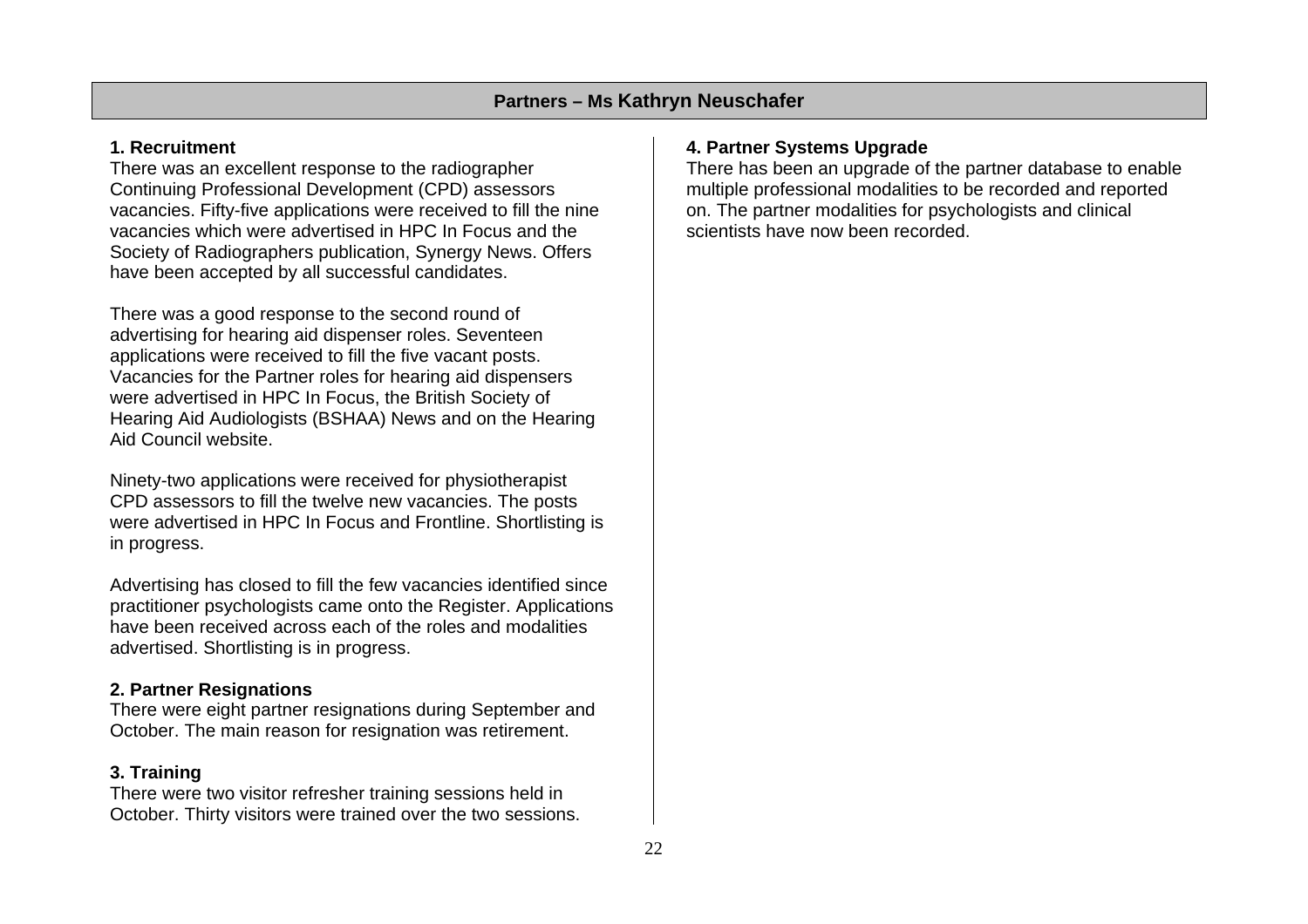## Partners – Ms Kathryn Neuschafer

### 1. Recruitment

There was an excellent response to the radiographer Continuing Professional Development (CPD) assessors vacancies. Fifty-five applications were received to fill the nine vacancies which were advertised in HPC In Focus and the Society of Radiographers publication, Synergy News. Offers have been accepted by all successful candidates.

There was a good response to the second round of advertising for hearing aid dispenser roles. Seventeen applications were received to fill the five vacant posts. Vacancies for the Partner roles for hearing aid dispensers were advertised in HPC In Focus, the British Society of Hearing Aid Audiologists (BSHAA) News and on the Hearing Aid Council website.

Ninety-two applications were received for physiotherapist CPD assessors to fill the twelve new vacancies. The posts were advertised in HPC In Focus and Frontline. Shortlisting is in progress.

Advertising has closed to fill the few vacancies identified since practitioner psychologists came onto the Register. Applications have been received across each of the roles and modalities advertised. Shortlisting is in progress.

### 2. Partner Resignations

There were eight partner resignations during September and October. The main reason for resignation was retirement.

### 3. Training

There were two visitor refresher training sessions held in October. Thirty visitors were trained over the two sessions.

### 4. Partner Systems Upgrade

There has been an upgrade of the partner database to enable multiple professional modalities to be recorded and reported on. The partner modalities for psychologists and clinical scientists have now been recorded.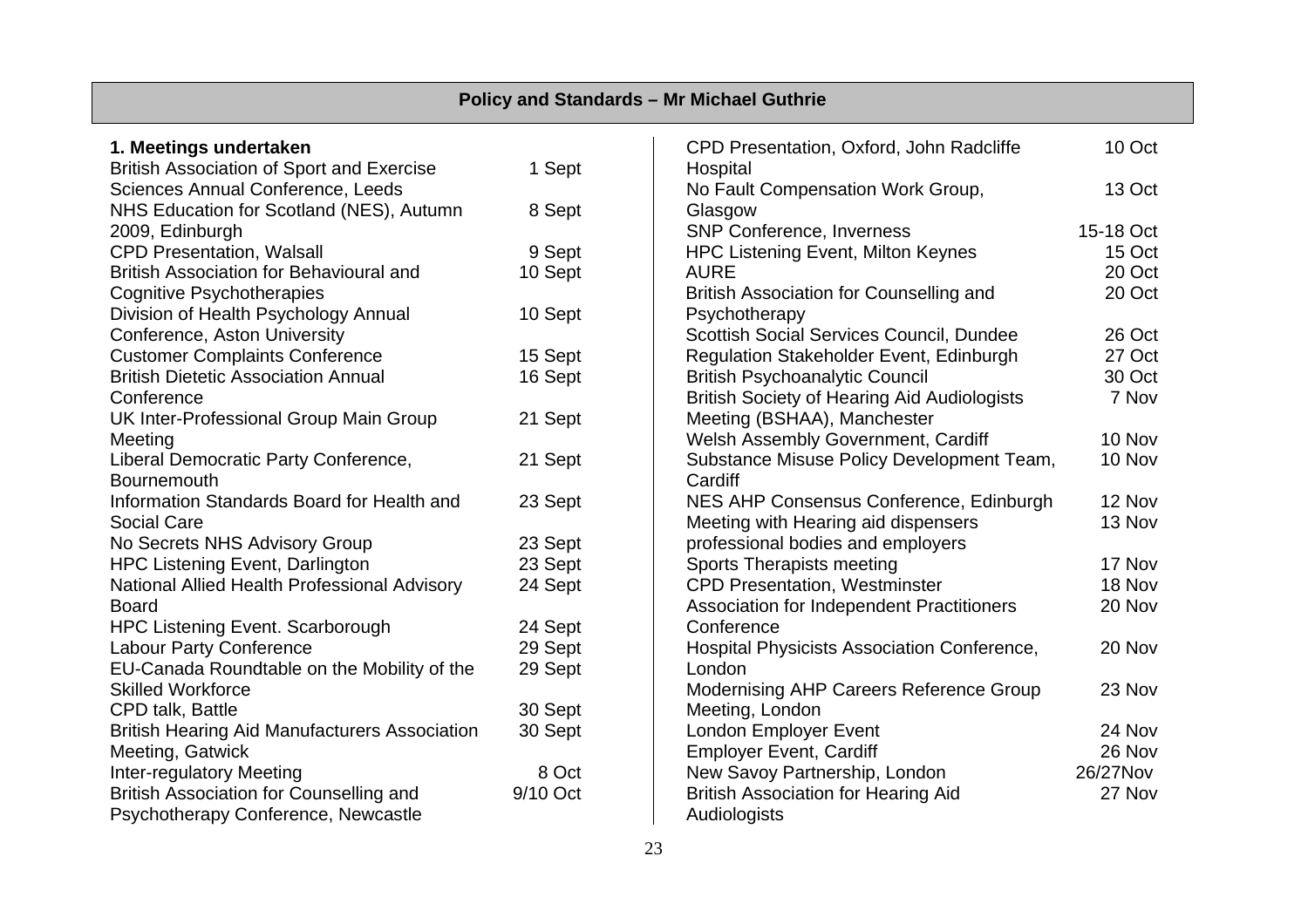## Policy and Standards – Mr Michael Guthrie

### 1. Meetings undertaken

| Meeting | Date |
|---|---|
| British Association of Sport and Exercise Sciences Annual Conference, Leeds | 1 Sept |
| NHS Education for Scotland (NES), Autumn 2009, Edinburgh | 8 Sept |
| CPD Presentation, Walsall | 9 Sept |
| British Association for Behavioural and Cognitive Psychotherapies | 10 Sept |
| Division of Health Psychology Annual Conference, Aston University | 10 Sept |
| Customer Complaints Conference | 15 Sept |
| British Dietetic Association Annual Conference | 16 Sept |
| UK Inter-Professional Group Main Group Meeting | 21 Sept |
| Liberal Democratic Party Conference, Bournemouth | 21 Sept |
| Information Standards Board for Health and Social Care | 23 Sept |
| No Secrets NHS Advisory Group | 23 Sept |
| HPC Listening Event, Darlington | 23 Sept |
| National Allied Health Professional Advisory Board | 24 Sept |
| HPC Listening Event. Scarborough | 24 Sept |
| Labour Party Conference | 29 Sept |
| EU-Canada Roundtable on the Mobility of the Skilled Workforce | 29 Sept |
| CPD talk, Battle | 30 Sept |
| British Hearing Aid Manufacturers Association Meeting, Gatwick | 30 Sept |
| Inter-regulatory Meeting | 8 Oct |
| British Association for Counselling and Psychotherapy Conference, Newcastle | 9/10 Oct |
| CPD Presentation, Oxford, John Radcliffe Hospital | 10 Oct |
| No Fault Compensation Work Group, Glasgow | 13 Oct |
| SNP Conference, Inverness | 15-18 Oct |
| HPC Listening Event, Milton Keynes | 15 Oct |
| AURE | 20 Oct |
| British Association for Counselling and Psychotherapy | 20 Oct |
| Scottish Social Services Council, Dundee | 26 Oct |
| Regulation Stakeholder Event, Edinburgh | 27 Oct |
| British Psychoanalytic Council | 30 Oct |
| British Society of Hearing Aid Audiologists Meeting (BSHAA), Manchester | 7 Nov |
| Welsh Assembly Government, Cardiff | 10 Nov |
| Substance Misuse Policy Development Team, Cardiff | 10 Nov |
| NES AHP Consensus Conference, Edinburgh | 12 Nov |
| Meeting with Hearing aid dispensers professional bodies and employers | 13 Nov |
| Sports Therapists meeting | 17 Nov |
| CPD Presentation, Westminster | 18 Nov |
| Association for Independent Practitioners Conference | 20 Nov |
| Hospital Physicists Association Conference, London | 20 Nov |
| Modernising AHP Careers Reference Group Meeting, London | 23 Nov |
| London Employer Event | 24 Nov |
| Employer Event, Cardiff | 26 Nov |
| New Savoy Partnership, London | 26/27Nov |
| British Association for Hearing Aid Audiologists | 27 Nov |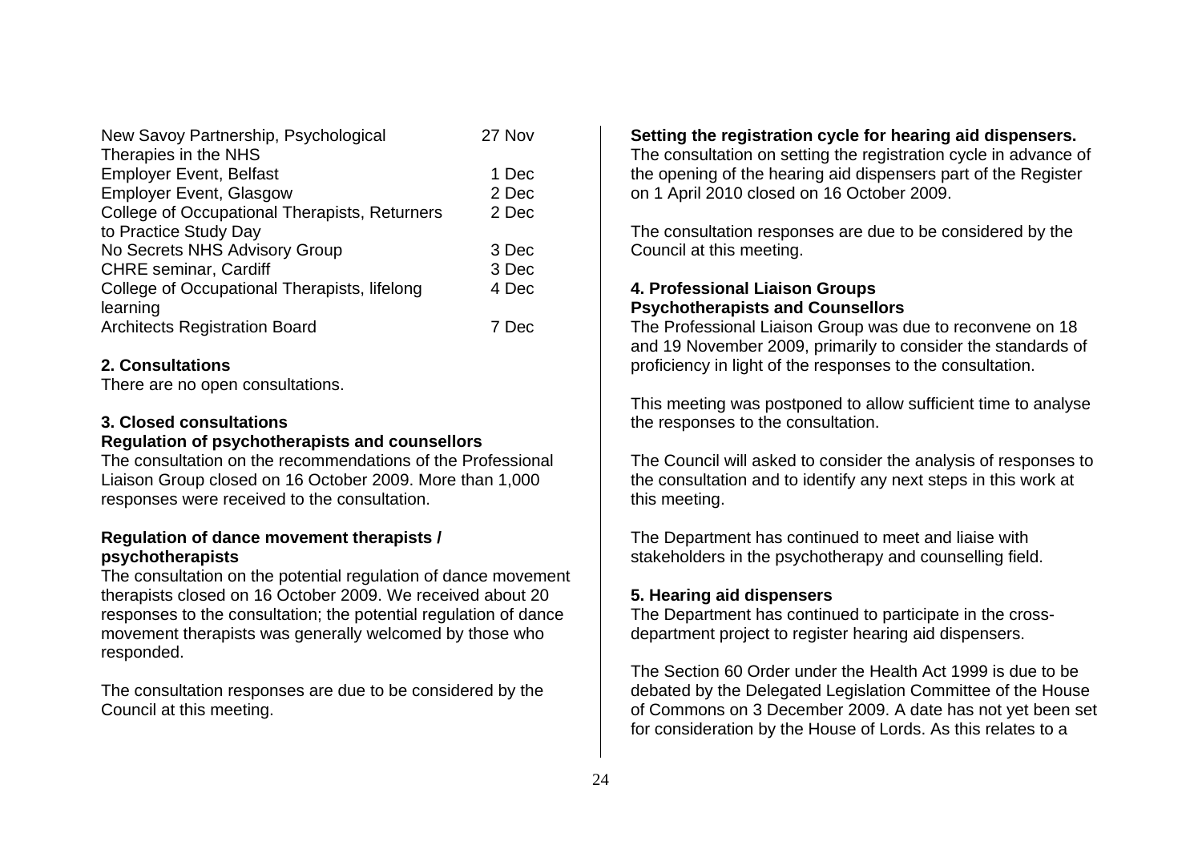| | |
|---|---|
| New Savoy Partnership, Psychological Therapies in the NHS | 27 Nov |
| Employer Event, Belfast | 1 Dec |
| Employer Event, Glasgow | 2 Dec |
| College of Occupational Therapists, Returners to Practice Study Day | 2 Dec |
| No Secrets NHS Advisory Group | 3 Dec |
| CHRE seminar, Cardiff | 3 Dec |
| College of Occupational Therapists, lifelong learning | 4 Dec |
| Architects Registration Board | 7 Dec |

**2. Consultations**

There are no open consultations.

**3. Closed consultations**

**Regulation of psychotherapists and counsellors**

The consultation on the recommendations of the Professional Liaison Group closed on 16 October 2009. More than 1,000 responses were received to the consultation.

**Regulation of dance movement therapists / psychotherapists**

The consultation on the potential regulation of dance movement therapists closed on 16 October 2009. We received about 20 responses to the consultation; the potential regulation of dance movement therapists was generally welcomed by those who responded.

The consultation responses are due to be considered by the Council at this meeting.

**Setting the registration cycle for hearing aid dispensers.**

The consultation on setting the registration cycle in advance of the opening of the hearing aid dispensers part of the Register on 1 April 2010 closed on 16 October 2009.

The consultation responses are due to be considered by the Council at this meeting.

**4. Professional Liaison Groups**

**Psychotherapists and Counsellors**

The Professional Liaison Group was due to reconvene on 18 and 19 November 2009, primarily to consider the standards of proficiency in light of the responses to the consultation.

This meeting was postponed to allow sufficient time to analyse the responses to the consultation.

The Council will asked to consider the analysis of responses to the consultation and to identify any next steps in this work at this meeting.

The Department has continued to meet and liaise with stakeholders in the psychotherapy and counselling field.

**5. Hearing aid dispensers**

The Department has continued to participate in the cross-department project to register hearing aid dispensers.

The Section 60 Order under the Health Act 1999 is due to be debated by the Delegated Legislation Committee of the House of Commons on 3 December 2009. A date has not yet been set for consideration by the House of Lords. As this relates to a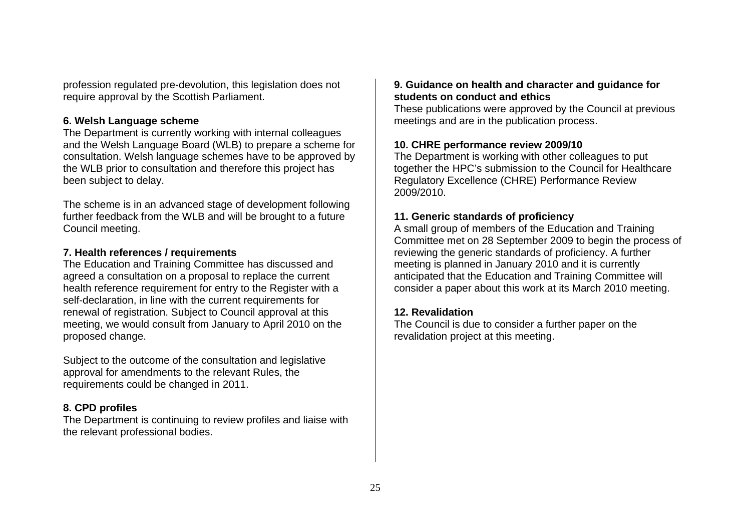profession regulated pre-devolution, this legislation does not require approval by the Scottish Parliament.

**6. Welsh Language scheme**

The Department is currently working with internal colleagues and the Welsh Language Board (WLB) to prepare a scheme for consultation. Welsh language schemes have to be approved by the WLB prior to consultation and therefore this project has been subject to delay.

The scheme is in an advanced stage of development following further feedback from the WLB and will be brought to a future Council meeting.

**7. Health references / requirements**

The Education and Training Committee has discussed and agreed a consultation on a proposal to replace the current health reference requirement for entry to the Register with a self-declaration, in line with the current requirements for renewal of registration. Subject to Council approval at this meeting, we would consult from January to April 2010 on the proposed change.

Subject to the outcome of the consultation and legislative approval for amendments to the relevant Rules, the requirements could be changed in 2011.

**8. CPD profiles**

The Department is continuing to review profiles and liaise with the relevant professional bodies.

**9. Guidance on health and character and guidance for students on conduct and ethics**

These publications were approved by the Council at previous meetings and are in the publication process.

**10. CHRE performance review 2009/10**

The Department is working with other colleagues to put together the HPC's submission to the Council for Healthcare Regulatory Excellence (CHRE) Performance Review 2009/2010.

**11. Generic standards of proficiency**

A small group of members of the Education and Training Committee met on 28 September 2009 to begin the process of reviewing the generic standards of proficiency. A further meeting is planned in January 2010 and it is currently anticipated that the Education and Training Committee will consider a paper about this work at its March 2010 meeting.

**12. Revalidation**

The Council is due to consider a further paper on the revalidation project at this meeting.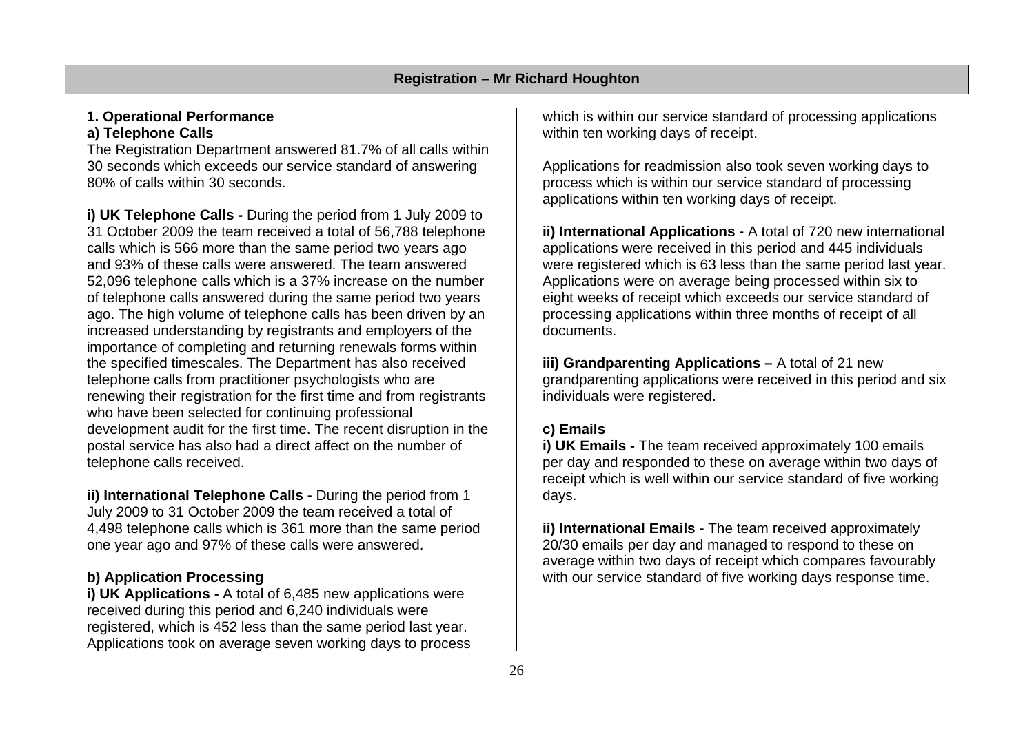## Registration – Mr Richard Houghton

### 1. Operational Performance

#### a) Telephone Calls

The Registration Department answered 81.7% of all calls within 30 seconds which exceeds our service standard of answering 80% of calls within 30 seconds.

**i) UK Telephone Calls -** During the period from 1 July 2009 to 31 October 2009 the team received a total of 56,788 telephone calls which is 566 more than the same period two years ago and 93% of these calls were answered. The team answered 52,096 telephone calls which is a 37% increase on the number of telephone calls answered during the same period two years ago. The high volume of telephone calls has been driven by an increased understanding by registrants and employers of the importance of completing and returning renewals forms within the specified timescales. The Department has also received telephone calls from practitioner psychologists who are renewing their registration for the first time and from registrants who have been selected for continuing professional development audit for the first time. The recent disruption in the postal service has also had a direct affect on the number of telephone calls received.

**ii) International Telephone Calls -** During the period from 1 July 2009 to 31 October 2009 the team received a total of 4,498 telephone calls which is 361 more than the same period one year ago and 97% of these calls were answered.

#### b) Application Processing

**i) UK Applications -** A total of 6,485 new applications were received during this period and 6,240 individuals were registered, which is 452 less than the same period last year. Applications took on average seven working days to process which is within our service standard of processing applications within ten working days of receipt.

Applications for readmission also took seven working days to process which is within our service standard of processing applications within ten working days of receipt.

**ii) International Applications -** A total of 720 new international applications were received in this period and 445 individuals were registered which is 63 less than the same period last year. Applications were on average being processed within six to eight weeks of receipt which exceeds our service standard of processing applications within three months of receipt of all documents.

**iii) Grandparenting Applications –** A total of 21 new grandparenting applications were received in this period and six individuals were registered.

#### c) Emails

**i) UK Emails -** The team received approximately 100 emails per day and responded to these on average within two days of receipt which is well within our service standard of five working days.

**ii) International Emails -** The team received approximately 20/30 emails per day and managed to respond to these on average within two days of receipt which compares favourably with our service standard of five working days response time.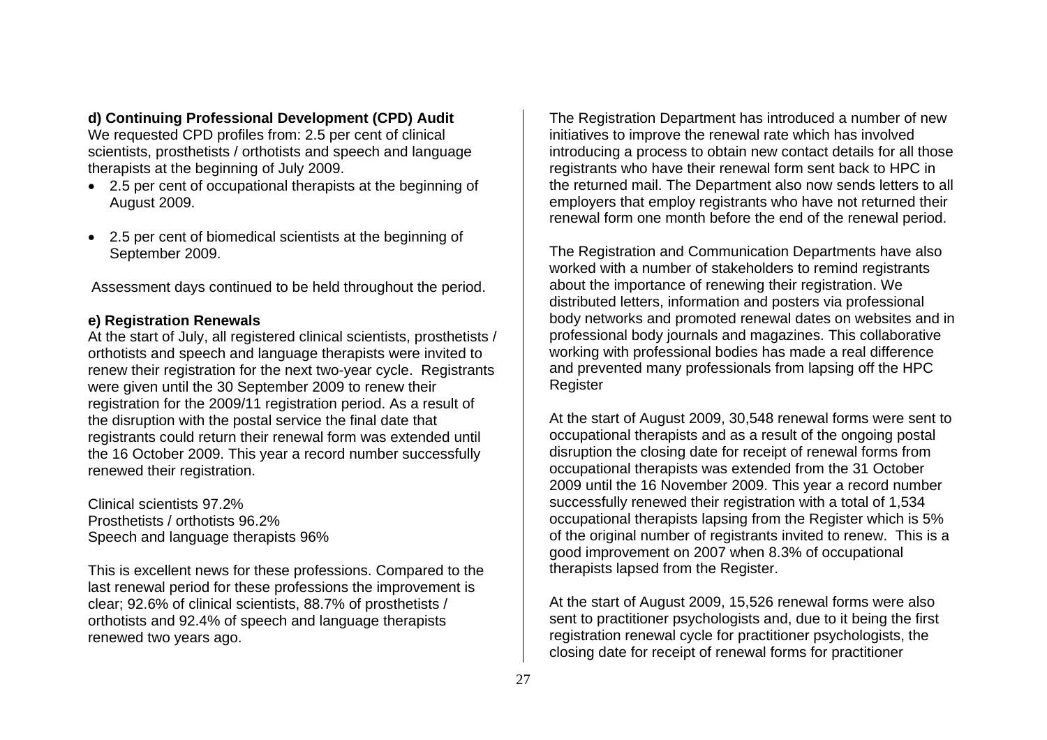**d) Continuing Professional Development (CPD) Audit**

We requested CPD profiles from: 2.5 per cent of clinical scientists, prosthetists / orthotists and speech and language therapists at the beginning of July 2009.

- 2.5 per cent of occupational therapists at the beginning of August 2009.
- 2.5 per cent of biomedical scientists at the beginning of September 2009.

Assessment days continued to be held throughout the period.

**e) Registration Renewals**

At the start of July, all registered clinical scientists, prosthetists / orthotists and speech and language therapists were invited to renew their registration for the next two-year cycle. Registrants were given until the 30 September 2009 to renew their registration for the 2009/11 registration period. As a result of the disruption with the postal service the final date that registrants could return their renewal form was extended until the 16 October 2009. This year a record number successfully renewed their registration.

Clinical scientists 97.2%
Prosthetists / orthotists 96.2%
Speech and language therapists 96%

This is excellent news for these professions. Compared to the last renewal period for these professions the improvement is clear; 92.6% of clinical scientists, 88.7% of prosthetists / orthotists and 92.4% of speech and language therapists renewed two years ago.

The Registration Department has introduced a number of new initiatives to improve the renewal rate which has involved introducing a process to obtain new contact details for all those registrants who have their renewal form sent back to HPC in the returned mail. The Department also now sends letters to all employers that employ registrants who have not returned their renewal form one month before the end of the renewal period.

The Registration and Communication Departments have also worked with a number of stakeholders to remind registrants about the importance of renewing their registration. We distributed letters, information and posters via professional body networks and promoted renewal dates on websites and in professional body journals and magazines. This collaborative working with professional bodies has made a real difference and prevented many professionals from lapsing off the HPC Register

At the start of August 2009, 30,548 renewal forms were sent to occupational therapists and as a result of the ongoing postal disruption the closing date for receipt of renewal forms from occupational therapists was extended from the 31 October 2009 until the 16 November 2009. This year a record number successfully renewed their registration with a total of 1,534 occupational therapists lapsing from the Register which is 5% of the original number of registrants invited to renew. This is a good improvement on 2007 when 8.3% of occupational therapists lapsed from the Register.

At the start of August 2009, 15,526 renewal forms were also sent to practitioner psychologists and, due to it being the first registration renewal cycle for practitioner psychologists, the closing date for receipt of renewal forms for practitioner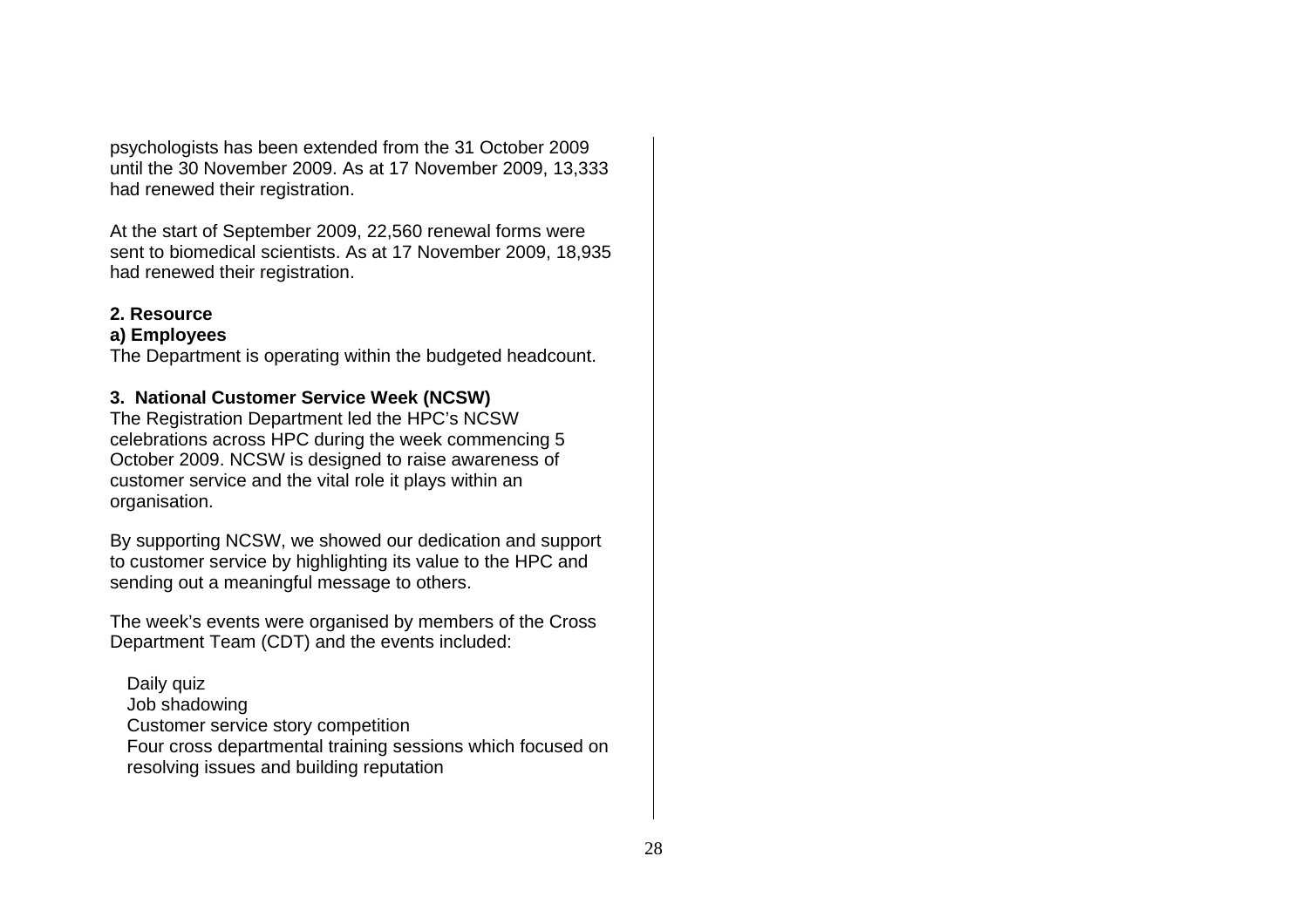psychologists has been extended from the 31 October 2009 until the 30 November 2009. As at 17 November 2009, 13,333 had renewed their registration.

At the start of September 2009, 22,560 renewal forms were sent to biomedical scientists. As at 17 November 2009, 18,935 had renewed their registration.

**2. Resource**

**a) Employees**

The Department is operating within the budgeted headcount.

**3. National Customer Service Week (NCSW)**

The Registration Department led the HPC's NCSW celebrations across HPC during the week commencing 5 October 2009. NCSW is designed to raise awareness of customer service and the vital role it plays within an organisation.

By supporting NCSW, we showed our dedication and support to customer service by highlighting its value to the HPC and sending out a meaningful message to others.

The week's events were organised by members of the Cross Department Team (CDT) and the events included:

- Daily quiz
- Job shadowing
- Customer service story competition
- Four cross departmental training sessions which focused on resolving issues and building reputation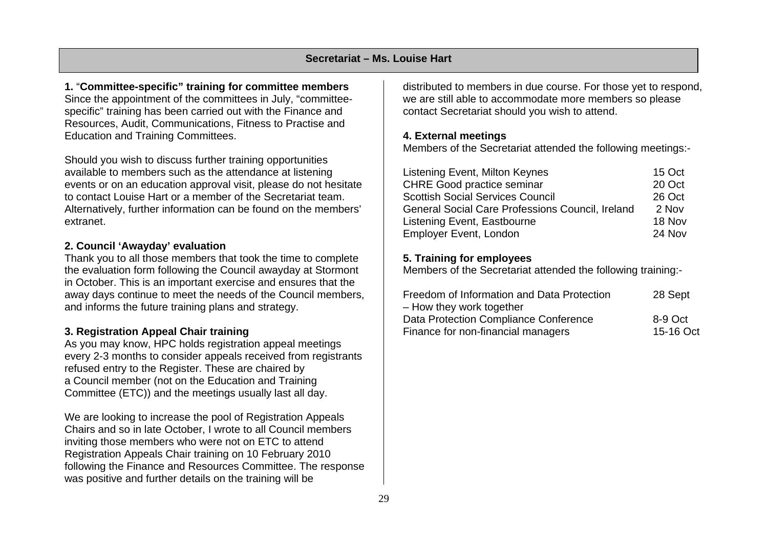## Secretariat – Ms. Louise Hart

**1. "Committee-specific" training for committee members**

Since the appointment of the committees in July, "committee-specific" training has been carried out with the Finance and Resources, Audit, Communications, Fitness to Practise and Education and Training Committees.

Should you wish to discuss further training opportunities available to members such as the attendance at listening events or on an education approval visit, please do not hesitate to contact Louise Hart or a member of the Secretariat team. Alternatively, further information can be found on the members' extranet.

**2. Council 'Awayday' evaluation**

Thank you to all those members that took the time to complete the evaluation form following the Council awayday at Stormont in October. This is an important exercise and ensures that the away days continue to meet the needs of the Council members, and informs the future training plans and strategy.

**3. Registration Appeal Chair training**

As you may know, HPC holds registration appeal meetings every 2-3 months to consider appeals received from registrants refused entry to the Register. These are chaired by a Council member (not on the Education and Training Committee (ETC)) and the meetings usually last all day.

We are looking to increase the pool of Registration Appeals Chairs and so in late October, I wrote to all Council members inviting those members who were not on ETC to attend Registration Appeals Chair training on 10 February 2010 following the Finance and Resources Committee. The response was positive and further details on the training will be distributed to members in due course. For those yet to respond, we are still able to accommodate more members so please contact Secretariat should you wish to attend.

**4. External meetings**

Members of the Secretariat attended the following meetings:-

| | |
|---|---|
| Listening Event, Milton Keynes | 15 Oct |
| CHRE Good practice seminar | 20 Oct |
| Scottish Social Services Council | 26 Oct |
| General Social Care Professions Council, Ireland | 2 Nov |
| Listening Event, Eastbourne | 18 Nov |
| Employer Event, London | 24 Nov |

**5. Training for employees**

Members of the Secretariat attended the following training:-

| | |
|---|---|
| Freedom of Information and Data Protection – How they work together | 28 Sept |
| Data Protection Compliance Conference | 8-9 Oct |
| Finance for non-financial managers | 15-16 Oct |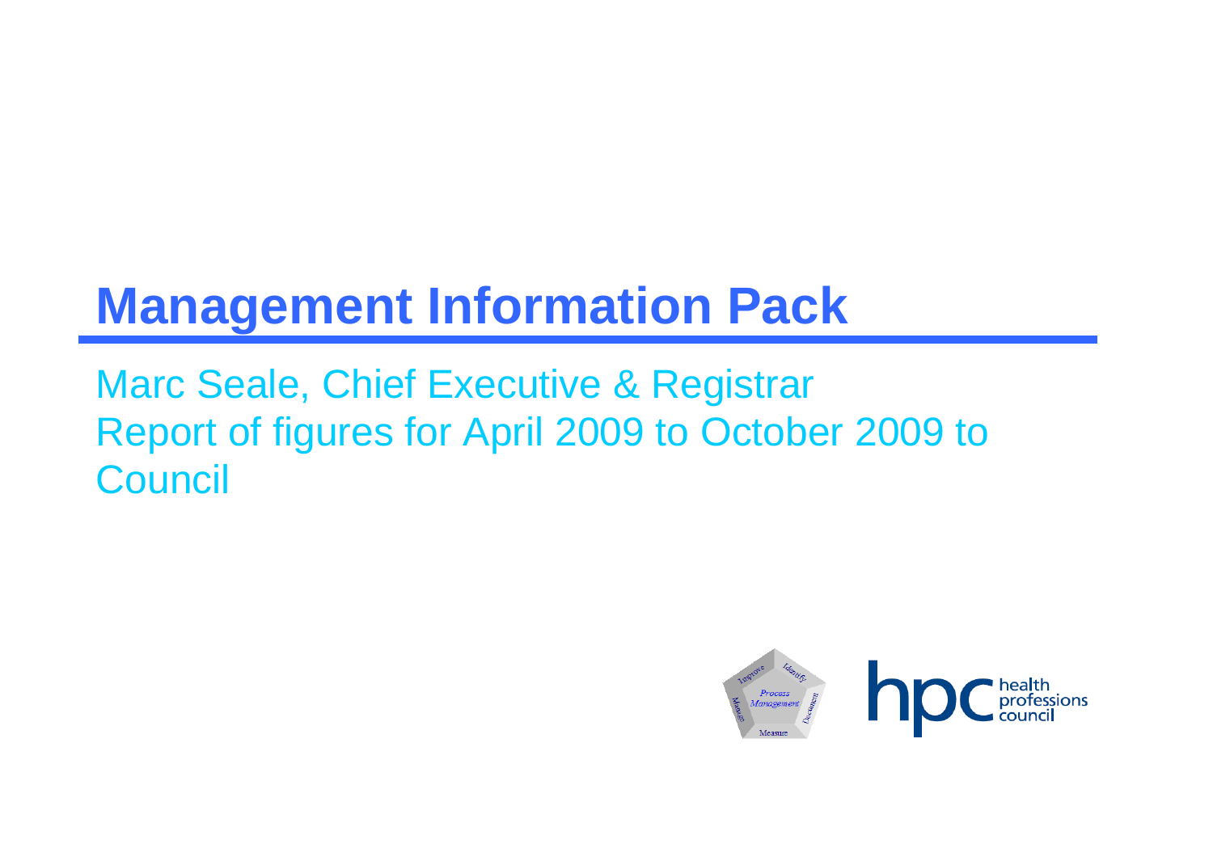# Management Information Pack

Marc Seale, Chief Executive & Registrar
Report of figures for April 2009 to October 2009 to Council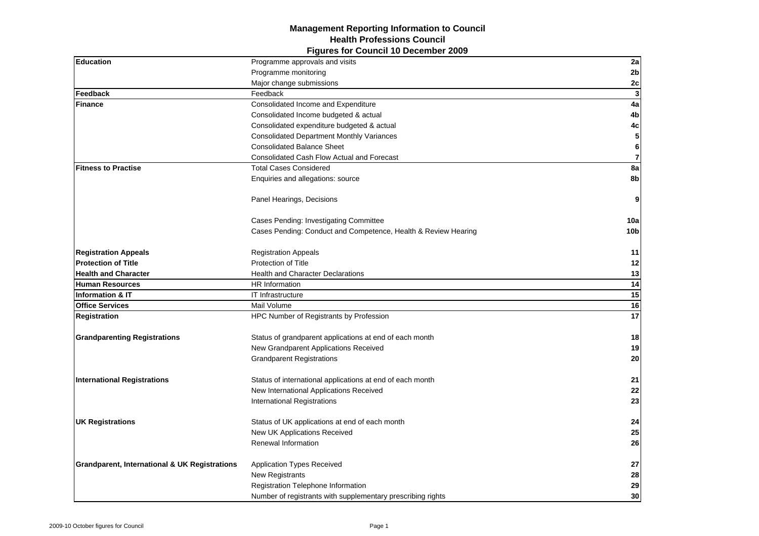# Management Reporting Information to Council
## Health Professions Council
### Figures for Council 10 December 2009

| | | |
|---|---|---|
| **Education** | Programme approvals and visits | **2a** |
| | Programme monitoring | **2b** |
| | Major change submissions | **2c** |
| **Feedback** | Feedback | **3** |
| **Finance** | Consolidated Income and Expenditure | **4a** |
| | Consolidated Income budgeted & actual | **4b** |
| | Consolidated expenditure budgeted & actual | **4c** |
| | Consolidated Department Monthly Variances | **5** |
| | Consolidated Balance Sheet | **6** |
| | Consolidated Cash Flow Actual and Forecast | **7** |
| **Fitness to Practise** | Total Cases Considered | **8a** |
| | Enquiries and allegations: source | **8b** |
| | Panel Hearings, Decisions | **9** |
| | Cases Pending: Investigating Committee | **10a** |
| | Cases Pending: Conduct and Competence, Health & Review Hearing | **10b** |
| **Registration Appeals** | Registration Appeals | **11** |
| **Protection of Title** | Protection of Title | **12** |
| **Health and Character** | Health and Character Declarations | **13** |
| **Human Resources** | HR Information | **14** |
| **Information & IT** | IT Infrastructure | **15** |
| **Office Services** | Mail Volume | **16** |
| **Registration** | HPC Number of Registrants by Profession | **17** |
| **Grandparenting Registrations** | Status of grandparent applications at end of each month | **18** |
| | New Grandparent Applications Received | **19** |
| | Grandparent Registrations | **20** |
| **International Registrations** | Status of international applications at end of each month | **21** |
| | New International Applications Received | **22** |
| | International Registrations | **23** |
| **UK Registrations** | Status of UK applications at end of each month | **24** |
| | New UK Applications Received | **25** |
| | Renewal Information | **26** |
| **Grandparent, International & UK Registrations** | Application Types Received | **27** |
| | New Registrants | **28** |
| | Registration Telephone Information | **29** |
| | Number of registrants with supplementary prescribing rights | **30** |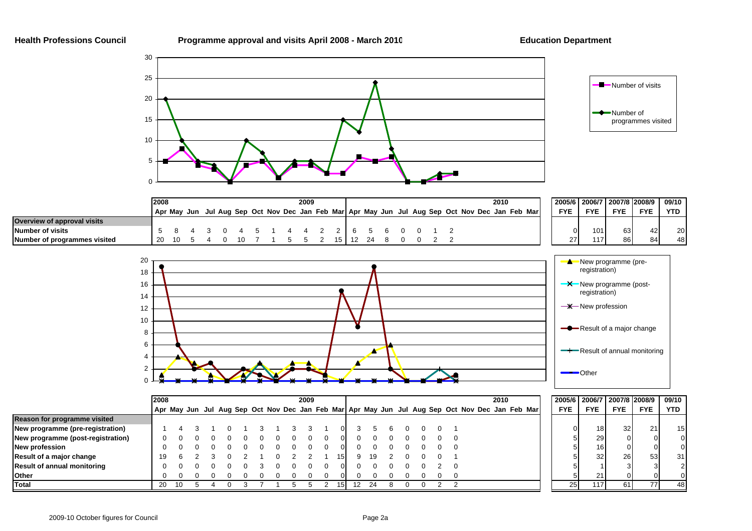**Health Professions Council** **Programme approval and visits April 2008 - March 2010** **Education Department**

| | 2008 Apr | May | Jun | Jul | Aug | Sep | Oct | Nov | Dec | 2009 Jan | Feb | Mar | Apr | May | Jun | Jul | Aug | Sep | Oct | Nov | Dec | 2010 Jan | Feb | Mar | 2005/6 FYE | 2006/7 FYE | 2007/8 FYE | 2008/9 FYE | 09/10 YTD |
|---|---|---|---|---|---|---|---|---|---|---|---|---|---|---|---|---|---|---|---|---|---|---|---|---|---|---|---|---|---|
| **Overview of approval visits** | | | | | | | | | | | | | | | | | | | | | | | | | | | | | |
| **Number of visits** | 5 | 8 | 4 | 3 | 0 | 4 | 5 | 1 | 4 | 4 | 2 | 2 | 6 | 5 | 6 | 0 | 0 | 1 | 2 | | | | | | 0 | 101 | 63 | 42 | 20 |
| **Number of programmes visited** | 20 | 10 | 5 | 4 | 0 | 10 | 7 | 1 | 5 | 5 | 2 | 15 | 12 | 24 | 8 | 0 | 0 | 2 | 2 | | | | | | 27 | 117 | 86 | 84 | 48 |

| | 2008 Apr | May | Jun | Jul | Aug | Sep | Oct | Nov | Dec | 2009 Jan | Feb | Mar | Apr | May | Jun | Jul | Aug | Sep | Oct | Nov | Dec | 2010 Jan | Feb | Mar | 2005/6 FYE | 2006/7 FYE | 2007/8 FYE | 2008/9 FYE | 09/10 YTD |
|---|---|---|---|---|---|---|---|---|---|---|---|---|---|---|---|---|---|---|---|---|---|---|---|---|---|---|---|---|---|
| **Reason for programme visited** | | | | | | | | | | | | | | | | | | | | | | | | | | | | | |
| **New programme (pre-registration)** | 1 | 4 | 3 | 1 | 0 | 1 | 3 | 1 | 3 | 3 | 1 | 0 | 3 | 5 | 6 | 0 | 0 | 0 | 1 | | | | | | 0 | 18 | 32 | 21 | 15 |
| **New programme (post-registration)** | 0 | 0 | 0 | 0 | 0 | 0 | 0 | 0 | 0 | 0 | 0 | 0 | 0 | 0 | 0 | 0 | 0 | 0 | 0 | | | | | | 5 | 29 | 0 | 0 | 0 |
| **New profession** | 0 | 0 | 0 | 0 | 0 | 0 | 0 | 0 | 0 | 0 | 0 | 0 | 0 | 0 | 0 | 0 | 0 | 0 | 0 | | | | | | 5 | 16 | 0 | 0 | 0 |
| **Result of a major change** | 19 | 6 | 2 | 3 | 0 | 2 | 1 | 0 | 2 | 2 | 1 | 15 | 9 | 19 | 2 | 0 | 0 | 0 | 1 | | | | | | 5 | 32 | 26 | 53 | 31 |
| **Result of annual monitoring** | 0 | 0 | 0 | 0 | 0 | 0 | 3 | 0 | 0 | 0 | 0 | 0 | 0 | 0 | 0 | 0 | 0 | 2 | 0 | | | | | | 5 | 1 | 3 | 3 | 2 |
| **Other** | 0 | 0 | 0 | 0 | 0 | 0 | 0 | 0 | 0 | 0 | 0 | 0 | 0 | 0 | 0 | 0 | 0 | 0 | 0 | | | | | | 5 | 21 | 0 | 0 | 0 |
| **Total** | 20 | 10 | 5 | 4 | 0 | 3 | 7 | 1 | 5 | 5 | 2 | 15 | 12 | 24 | 8 | 0 | 0 | 2 | 2 | | | | | | 25 | 117 | 61 | 77 | 48 |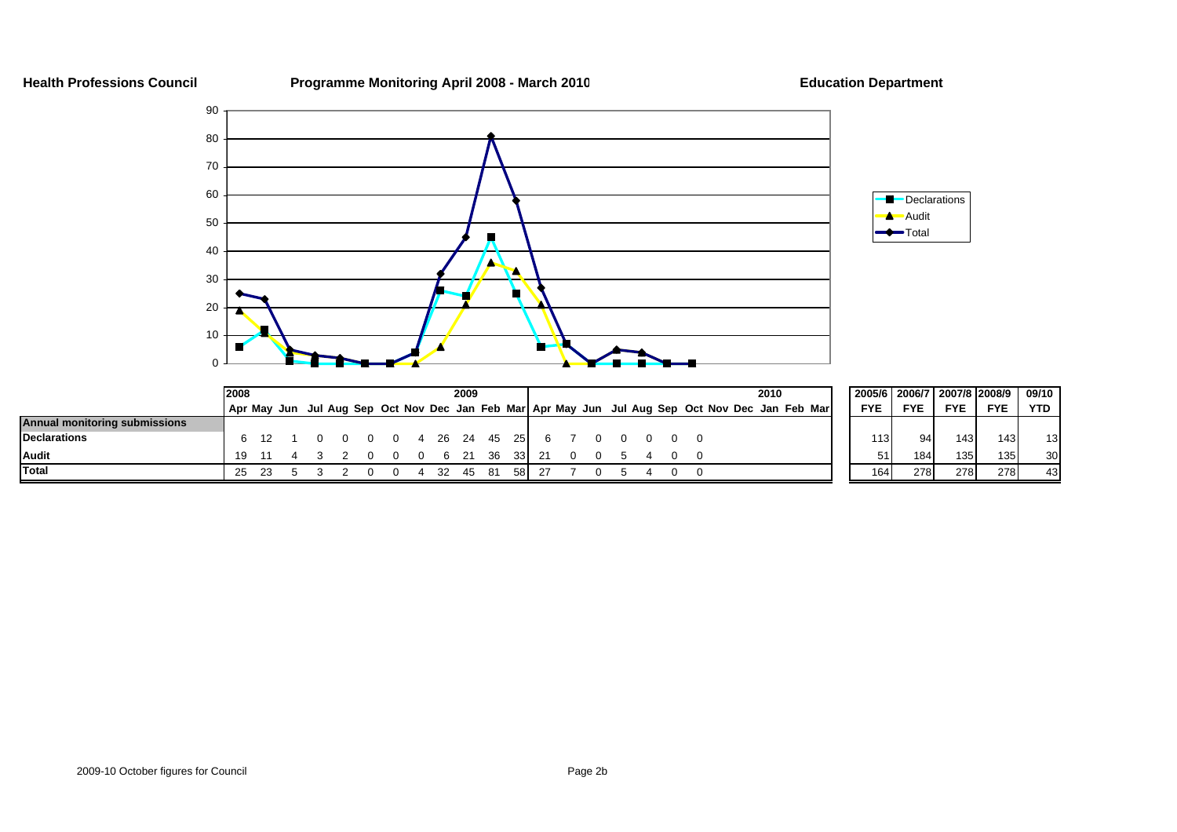**Health Professions Council** **Programme Monitoring April 2008 - March 2010** **Education Department**

| | 2008 | | | | | | | | | 2009 | | | | | | | | | | | | | 2010 | | | 2005/6 | 2006/7 | 2007/8 | 2008/9 | 09/10 |
|---|---|---|---|---|---|---|---|---|---|---|---|---|---|---|---|---|---|---|---|---|---|---|---|---|---|---|---|---|---|---|
| | Apr | May | Jun | Jul | Aug | Sep | Oct | Nov | Dec | Jan | Feb | Mar | Apr | May | Jun | Jul | Aug | Sep | Oct | Nov | Dec | Jan | Feb | Mar | | FYE | FYE | FYE | FYE | YTD |
| **Annual monitoring submissions** | | | | | | | | | | | | | | | | | | | | | | | | | | | | | | |
| **Declarations** | 6 | 12 | 1 | 0 | 0 | 0 | 0 | 4 | 26 | 24 | 45 | 25 | 6 | 7 | 0 | 0 | 0 | 0 | 0 | | | | | | | 113 | 94 | 143 | 143 | 13 |
| **Audit** | 19 | 11 | 4 | 3 | 2 | 0 | 0 | 0 | 6 | 21 | 36 | 33 | 21 | 0 | 0 | 5 | 4 | 0 | 0 | | | | | | | 51 | 184 | 135 | 135 | 30 |
| **Total** | 25 | 23 | 5 | 3 | 2 | 0 | 0 | 4 | 32 | 45 | 81 | 58 | 27 | 7 | 0 | 5 | 4 | 0 | 0 | | | | | | | 164 | 278 | 278 | 278 | 43 |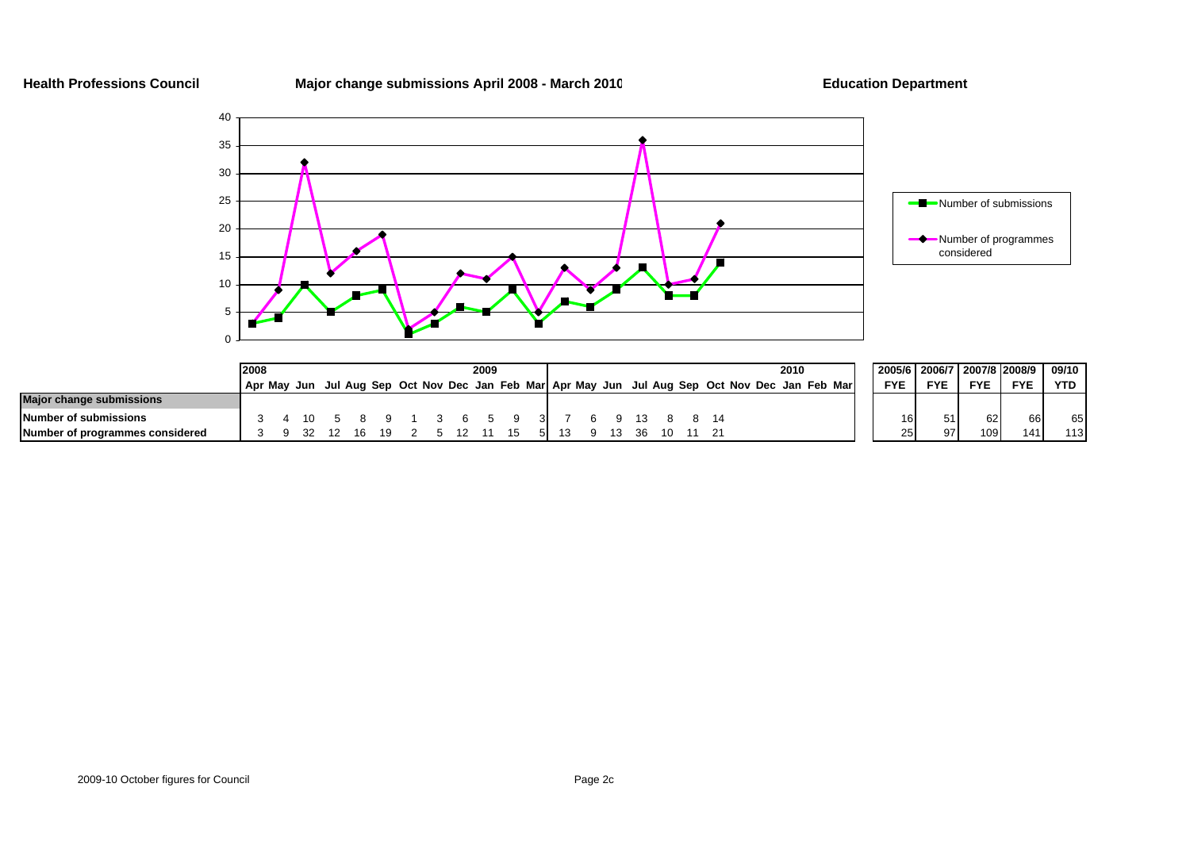**Health Professions Council** **Major change submissions April 2008 - March 2010** **Education Department**

| | 2008 | | | | | | | | | 2009 | | | | | | | | | | | | 2010 | | | | | 2005/6 | 2006/7 | 2007/8 | 2008/9 | 09/10 |
|---|---|---|---|---|---|---|---|---|---|---|---|---|---|---|---|---|---|---|---|---|---|---|---|---|---|---|---|---|---|---|---|
| | Apr | May | Jun | Jul | Aug | Sep | Oct | Nov | Dec | Jan | Feb | Mar | Apr | May | Jun | Jul | Aug | Sep | Oct | Nov | Dec | Jan | Feb | Mar | FYE | FYE | FYE | FYE | YTD |
| **Major change submissions** | | | | | | | | | | | | | | | | | | | | | | | | | | | | | |
| **Number of submissions** | 3 | 4 | 10 | 5 | 8 | 9 | 1 | 3 | 6 | 5 | 9 | 3 | 7 | 6 | 9 | 13 | 8 | 8 | 14 | | | | | | 16 | 51 | 62 | 66 | 65 |
| **Number of programmes considered** | 3 | 9 | 32 | 12 | 16 | 19 | 2 | 5 | 12 | 11 | 15 | 5 | 13 | 9 | 13 | 36 | 10 | 11 | 21 | | | | | | 25 | 97 | 109 | 141 | 113 |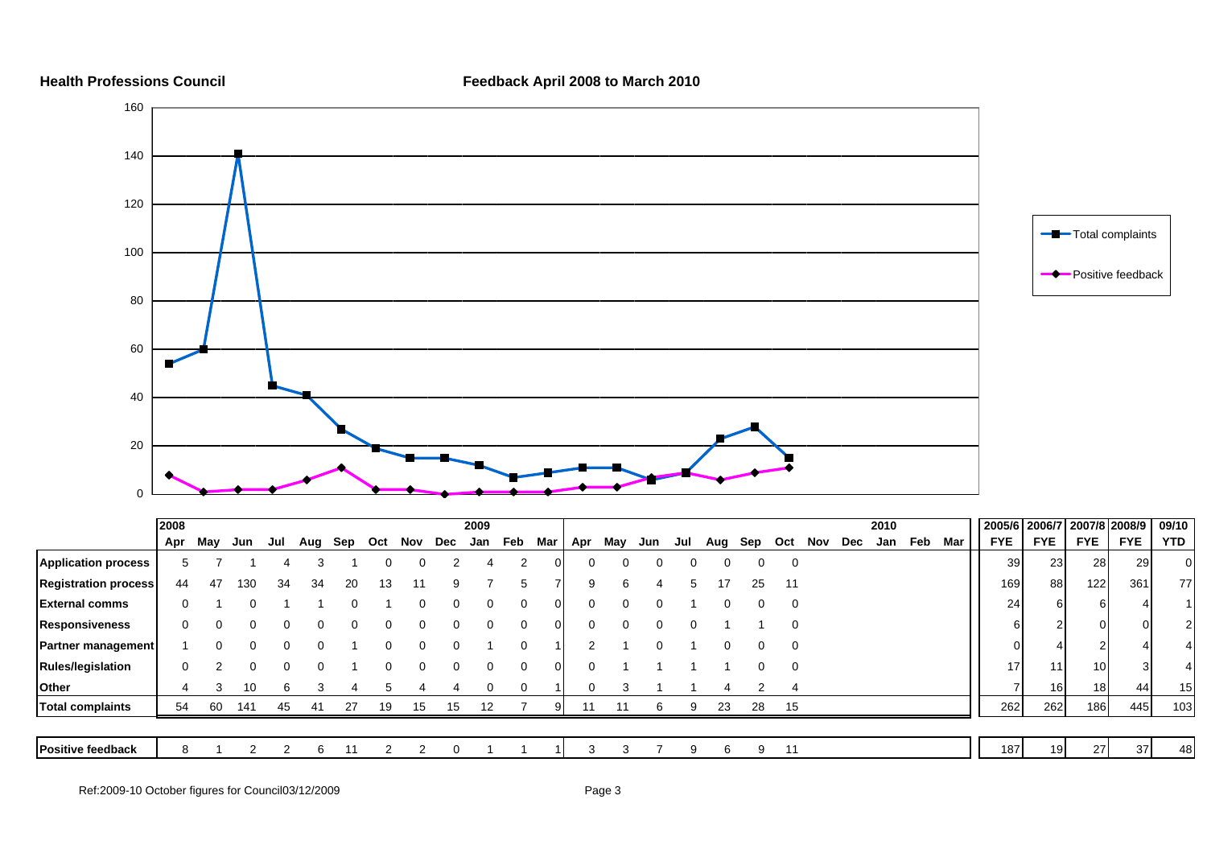**Health Professions Council**

**Feedback April 2008 to March 2010**

|  | 2008 Apr | May | Jun | Jul | Aug | Sep | Oct | Nov | Dec | 2009 Jan | Feb | Mar | Apr | May | Jun | Jul | Aug | Sep | Oct | Nov | Dec | 2010 Jan | Feb | Mar | 2005/6 FYE | 2006/7 FYE | 2007/8 FYE | 2008/9 FYE | 09/10 YTD |
|---|---|---|---|---|---|---|---|---|---|---|---|---|---|---|---|---|---|---|---|---|---|---|---|---|---|---|---|---|---|
| **Application process** | 5 | 7 | 1 | 4 | 3 | 1 | 0 | 0 | 2 | 4 | 2 | 0 | 0 | 0 | 0 | 0 | 0 | 0 | 0 |  |  |  |  |  | 39 | 23 | 28 | 29 | 0 |
| **Registration process** | 44 | 47 | 130 | 34 | 34 | 20 | 13 | 11 | 9 | 7 | 5 | 7 | 9 | 6 | 4 | 5 | 17 | 25 | 11 |  |  |  |  |  | 169 | 88 | 122 | 361 | 77 |
| **External comms** | 0 | 1 | 0 | 1 | 1 | 0 | 1 | 0 | 0 | 0 | 0 | 0 | 0 | 0 | 0 | 1 | 0 | 0 | 0 |  |  |  |  |  | 24 | 6 | 6 | 4 | 1 |
| **Responsiveness** | 0 | 0 | 0 | 0 | 0 | 0 | 0 | 0 | 0 | 0 | 0 | 0 | 0 | 0 | 0 | 0 | 1 | 1 | 0 |  |  |  |  |  | 6 | 2 | 0 | 0 | 2 |
| **Partner management** | 1 | 0 | 0 | 0 | 0 | 1 | 0 | 0 | 0 | 1 | 0 | 1 | 2 | 1 | 0 | 1 | 0 | 0 | 0 |  |  |  |  |  | 0 | 4 | 2 | 4 | 4 |
| **Rules/legislation** | 0 | 2 | 0 | 0 | 0 | 1 | 0 | 0 | 0 | 0 | 0 | 0 | 0 | 1 | 1 | 1 | 1 | 0 | 0 |  |  |  |  |  | 17 | 11 | 10 | 3 | 4 |
| **Other** | 4 | 3 | 10 | 6 | 3 | 4 | 5 | 4 | 4 | 0 | 0 | 1 | 0 | 3 | 1 | 1 | 4 | 2 | 4 |  |  |  |  |  | 7 | 16 | 18 | 44 | 15 |
| **Total complaints** | 54 | 60 | 141 | 45 | 41 | 27 | 19 | 15 | 15 | 12 | 7 | 9 | 11 | 11 | 6 | 9 | 23 | 28 | 15 |  |  |  |  |  | 262 | 262 | 186 | 445 | 103 |
| **Positive feedback** | 8 | 1 | 2 | 2 | 6 | 11 | 2 | 2 | 0 | 1 | 1 | 1 | 3 | 3 | 7 | 9 | 6 | 9 | 11 |  |  |  |  |  | 187 | 19 | 27 | 37 | 48 |

Ref:2009-10 October figures for Council03/12/2009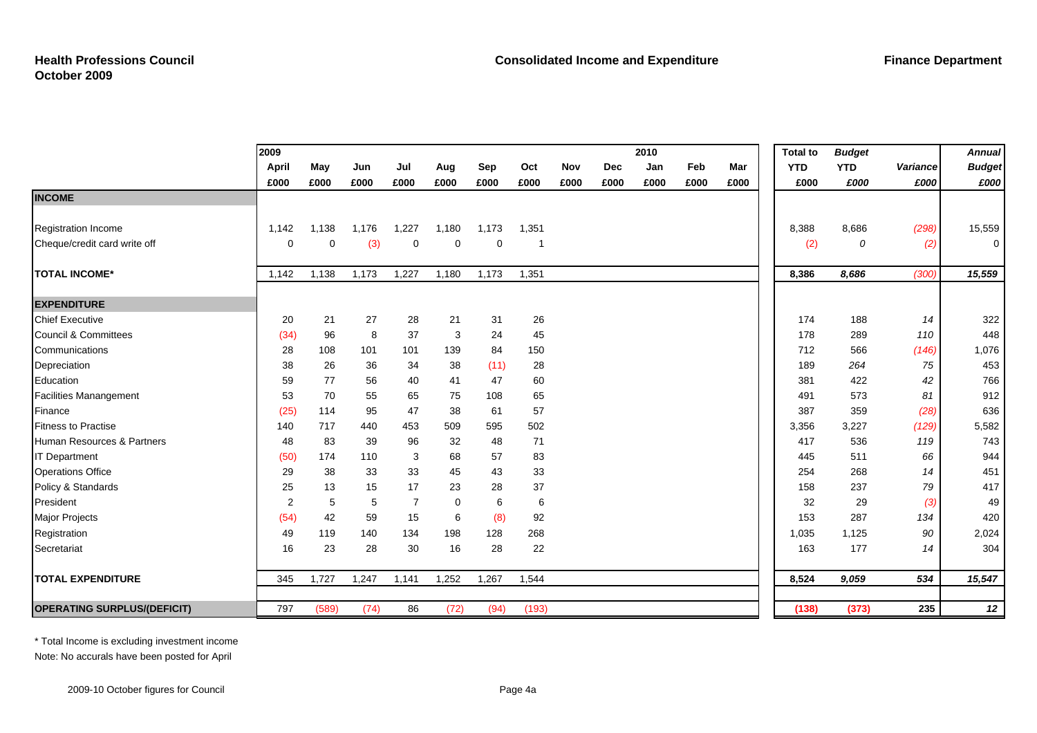**Health Professions Council**
**October 2009**

**Consolidated Income and Expenditure**

**Finance Department**

| | 2009 April £000 | May £000 | Jun £000 | Jul £000 | Aug £000 | Sep £000 | Oct £000 | Nov £000 | Dec £000 | 2010 Jan £000 | Feb £000 | Mar £000 | Total to YTD £000 | *Budget YTD £000* | *Variance £000* | *Annual Budget £000* |
|---|---|---|---|---|---|---|---|---|---|---|---|---|---|---|---|---|
| **INCOME** | | | | | | | | | | | | | | | | |
| Registration Income | 1,142 | 1,138 | 1,176 | 1,227 | 1,180 | 1,173 | 1,351 | | | | | | 8,388 | 8,686 | *(298)* | 15,559 |
| Cheque/credit card write off | 0 | 0 | (3) | 0 | 0 | 0 | 1 | | | | | | (2) | *0* | *(2)* | 0 |
| **TOTAL INCOME*** | 1,142 | 1,138 | 1,173 | 1,227 | 1,180 | 1,173 | 1,351 | | | | | | **8,386** | ***8,686*** | *(300)* | ***15,559*** |
| **EXPENDITURE** | | | | | | | | | | | | | | | | |
| Chief Executive | 20 | 21 | 27 | 28 | 21 | 31 | 26 | | | | | | 174 | 188 | *14* | 322 |
| Council & Committees | (34) | 96 | 8 | 37 | 3 | 24 | 45 | | | | | | 178 | 289 | *110* | 448 |
| Communications | 28 | 108 | 101 | 101 | 139 | 84 | 150 | | | | | | 712 | 566 | *(146)* | 1,076 |
| Depreciation | 38 | 26 | 36 | 34 | 38 | (11) | 28 | | | | | | 189 | *264* | *75* | 453 |
| Education | 59 | 77 | 56 | 40 | 41 | 47 | 60 | | | | | | 381 | 422 | *42* | 766 |
| Facilities Manangement | 53 | 70 | 55 | 65 | 75 | 108 | 65 | | | | | | 491 | 573 | *81* | 912 |
| Finance | (25) | 114 | 95 | 47 | 38 | 61 | 57 | | | | | | 387 | 359 | *(28)* | 636 |
| Fitness to Practise | 140 | 717 | 440 | 453 | 509 | 595 | 502 | | | | | | 3,356 | 3,227 | *(129)* | 5,582 |
| Human Resources & Partners | 48 | 83 | 39 | 96 | 32 | 48 | 71 | | | | | | 417 | 536 | *119* | 743 |
| IT Department | (50) | 174 | 110 | 3 | 68 | 57 | 83 | | | | | | 445 | 511 | *66* | 944 |
| Operations Office | 29 | 38 | 33 | 33 | 45 | 43 | 33 | | | | | | 254 | 268 | *14* | 451 |
| Policy & Standards | 25 | 13 | 15 | 17 | 23 | 28 | 37 | | | | | | 158 | 237 | *79* | 417 |
| President | 2 | 5 | 5 | 7 | 0 | 6 | 6 | | | | | | 32 | 29 | *(3)* | 49 |
| Major Projects | (54) | 42 | 59 | 15 | 6 | (8) | 92 | | | | | | 153 | 287 | *134* | 420 |
| Registration | 49 | 119 | 140 | 134 | 198 | 128 | 268 | | | | | | 1,035 | 1,125 | *90* | 2,024 |
| Secretariat | 16 | 23 | 28 | 30 | 16 | 28 | 22 | | | | | | 163 | 177 | *14* | 304 |
| **TOTAL EXPENDITURE** | 345 | 1,727 | 1,247 | 1,141 | 1,252 | 1,267 | 1,544 | | | | | | **8,524** | ***9,059*** | ***534*** | ***15,547*** |
| **OPERATING SURPLUS/(DEFICIT)** | 797 | (589) | (74) | 86 | (72) | (94) | (193) | | | | | | **(138)** | **(373)** | **235** | ***12*** |

\* Total Income is excluding investment income

Note: No accurals have been posted for April

2009-10 October figures for Council

Page 4a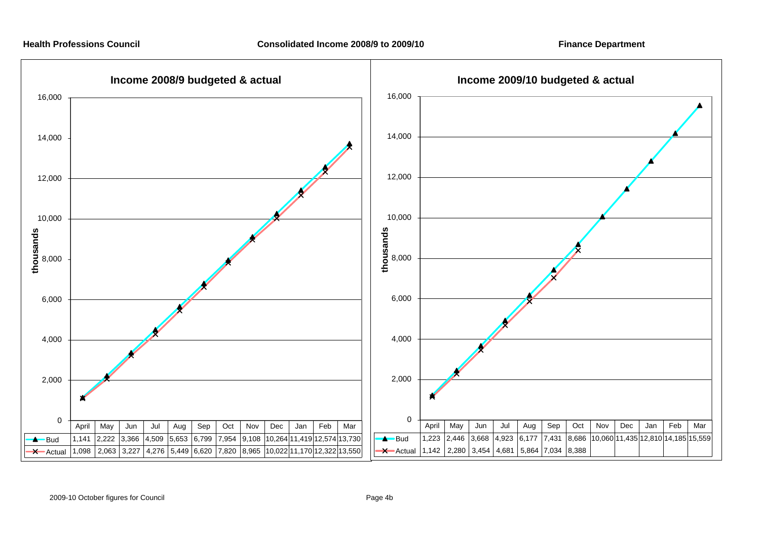**Health Professions Council** **Consolidated Income 2008/9 to 2009/10** **Finance Department**

## Income 2008/9 budgeted & actual

thousands

| | April | May | Jun | Jul | Aug | Sep | Oct | Nov | Dec | Jan | Feb | Mar |
|---|---|---|---|---|---|---|---|---|---|---|---|---|
| Bud | 1,141 | 2,222 | 3,366 | 4,509 | 5,653 | 6,799 | 7,954 | 9,108 | 10,264 | 11,419 | 12,574 | 13,730 |
| Actual | 1,098 | 2,063 | 3,227 | 4,276 | 5,449 | 6,620 | 7,820 | 8,965 | 10,022 | 11,170 | 12,322 | 13,550 |

## Income 2009/10 budgeted & actual

thousands

| | April | May | Jun | Jul | Aug | Sep | Oct | Nov | Dec | Jan | Feb | Mar |
|---|---|---|---|---|---|---|---|---|---|---|---|---|
| Bud | 1,223 | 2,446 | 3,668 | 4,923 | 6,177 | 7,431 | 8,686 | 10,060 | 11,435 | 12,810 | 14,185 | 15,559 |
| Actual | 1,142 | 2,280 | 3,454 | 4,681 | 5,864 | 7,034 | 8,388 | | | | | |

2009-10 October figures for Council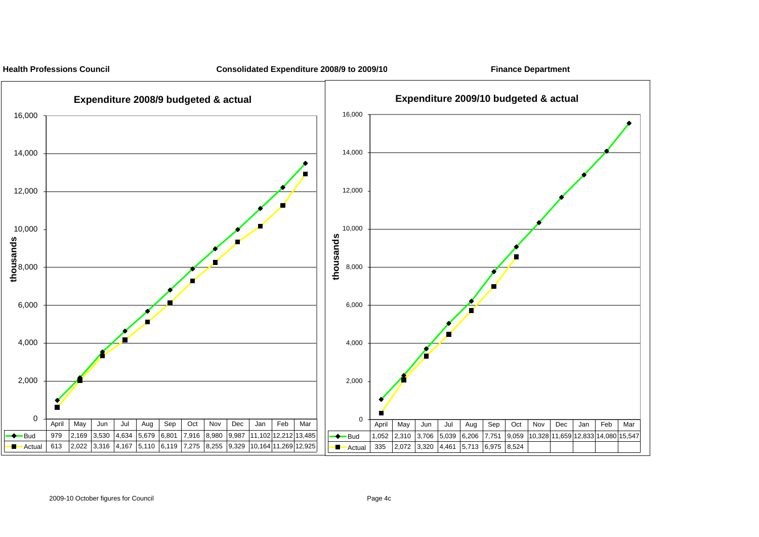**Health Professions Council** | **Consolidated Expenditure 2008/9 to 2009/10** | **Finance Department**

## Expenditure 2008/9 budgeted & actual

(thousands)

| | April | May | Jun | Jul | Aug | Sep | Oct | Nov | Dec | Jan | Feb | Mar |
|---|---|---|---|---|---|---|---|---|---|---|---|---|
| Bud | 979 | 2,169 | 3,530 | 4,634 | 5,679 | 6,801 | 7,916 | 8,980 | 9,987 | 11,102 | 12,212 | 13,485 |
| Actual | 613 | 2,022 | 3,316 | 4,167 | 5,110 | 6,119 | 7,275 | 8,255 | 9,329 | 10,164 | 11,269 | 12,925 |

## Expenditure 2009/10 budgeted & actual

(thousands)

| | April | May | Jun | Jul | Aug | Sep | Oct | Nov | Dec | Jan | Feb | Mar |
|---|---|---|---|---|---|---|---|---|---|---|---|---|
| Bud | 1,052 | 2,310 | 3,706 | 5,039 | 6,206 | 7,751 | 9,059 | 10,328 | 11,659 | 12,833 | 14,080 | 15,547 |
| Actual | 335 | 2,072 | 3,320 | 4,461 | 5,713 | 6,975 | 8,524 | | | | | |

2009-10 October figures for Council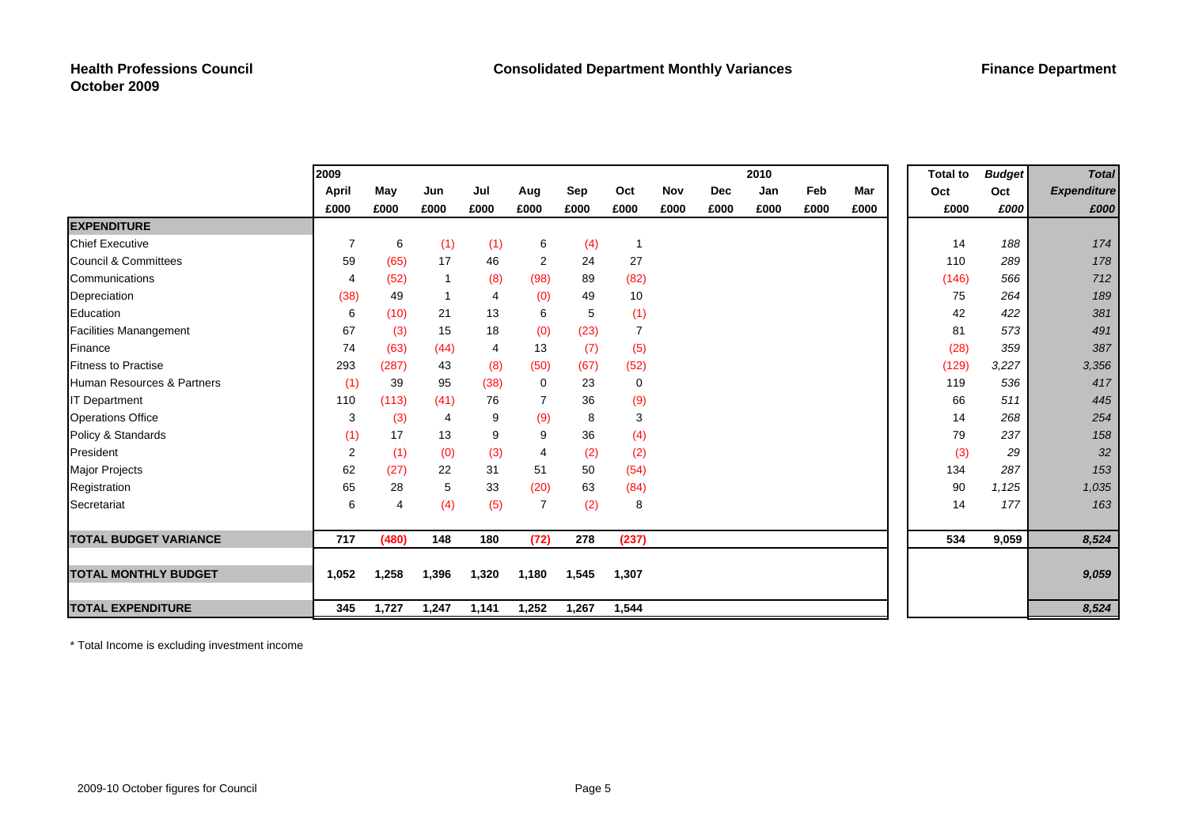**Health Professions Council**
**October 2009**

**Consolidated Department Monthly Variances**

**Finance Department**

| | 2009 April | May | Jun | Jul | Aug | Sep | Oct | Nov | Dec | 2010 Jan | Feb | Mar | Total to Oct | *Budget Oct* | *Total Expenditure* |
|---|---|---|---|---|---|---|---|---|---|---|---|---|---|---|---|
| | £000 | £000 | £000 | £000 | £000 | £000 | £000 | £000 | £000 | £000 | £000 | £000 | £000 | *£000* | *£000* |
| **EXPENDITURE** | | | | | | | | | | | | | | | |
| Chief Executive | 7 | 6 | (1) | (1) | 6 | (4) | 1 | | | | | | 14 | *188* | *174* |
| Council & Committees | 59 | (65) | 17 | 46 | 2 | 24 | 27 | | | | | | 110 | *289* | *178* |
| Communications | 4 | (52) | 1 | (8) | (98) | 89 | (82) | | | | | | (146) | *566* | *712* |
| Depreciation | (38) | 49 | 1 | 4 | (0) | 49 | 10 | | | | | | 75 | *264* | *189* |
| Education | 6 | (10) | 21 | 13 | 6 | 5 | (1) | | | | | | 42 | *422* | *381* |
| Facilities Manangement | 67 | (3) | 15 | 18 | (0) | (23) | 7 | | | | | | 81 | *573* | *491* |
| Finance | 74 | (63) | (44) | 4 | 13 | (7) | (5) | | | | | | (28) | *359* | *387* |
| Fitness to Practise | 293 | (287) | 43 | (8) | (50) | (67) | (52) | | | | | | (129) | *3,227* | *3,356* |
| Human Resources & Partners | (1) | 39 | 95 | (38) | 0 | 23 | 0 | | | | | | 119 | *536* | *417* |
| IT Department | 110 | (113) | (41) | 76 | 7 | 36 | (9) | | | | | | 66 | *511* | *445* |
| Operations Office | 3 | (3) | 4 | 9 | (9) | 8 | 3 | | | | | | 14 | *268* | *254* |
| Policy & Standards | (1) | 17 | 13 | 9 | 9 | 36 | (4) | | | | | | 79 | *237* | *158* |
| President | 2 | (1) | (0) | (3) | 4 | (2) | (2) | | | | | | (3) | *29* | *32* |
| Major Projects | 62 | (27) | 22 | 31 | 51 | 50 | (54) | | | | | | 134 | *287* | *153* |
| Registration | 65 | 28 | 5 | 33 | (20) | 63 | (84) | | | | | | 90 | *1,125* | *1,035* |
| Secretariat | 6 | 4 | (4) | (5) | 7 | (2) | 8 | | | | | | 14 | *177* | *163* |
| **TOTAL BUDGET VARIANCE** | **717** | **(480)** | **148** | **180** | **(72)** | **278** | **(237)** | | | | | | **534** | **9,059** | ***8,524*** |
| **TOTAL MONTHLY BUDGET** | **1,052** | **1,258** | **1,396** | **1,320** | **1,180** | **1,545** | **1,307** | | | | | | | | ***9,059*** |
| **TOTAL EXPENDITURE** | **345** | **1,727** | **1,247** | **1,141** | **1,252** | **1,267** | **1,544** | | | | | | | | ***8,524*** |

* Total Income is excluding investment income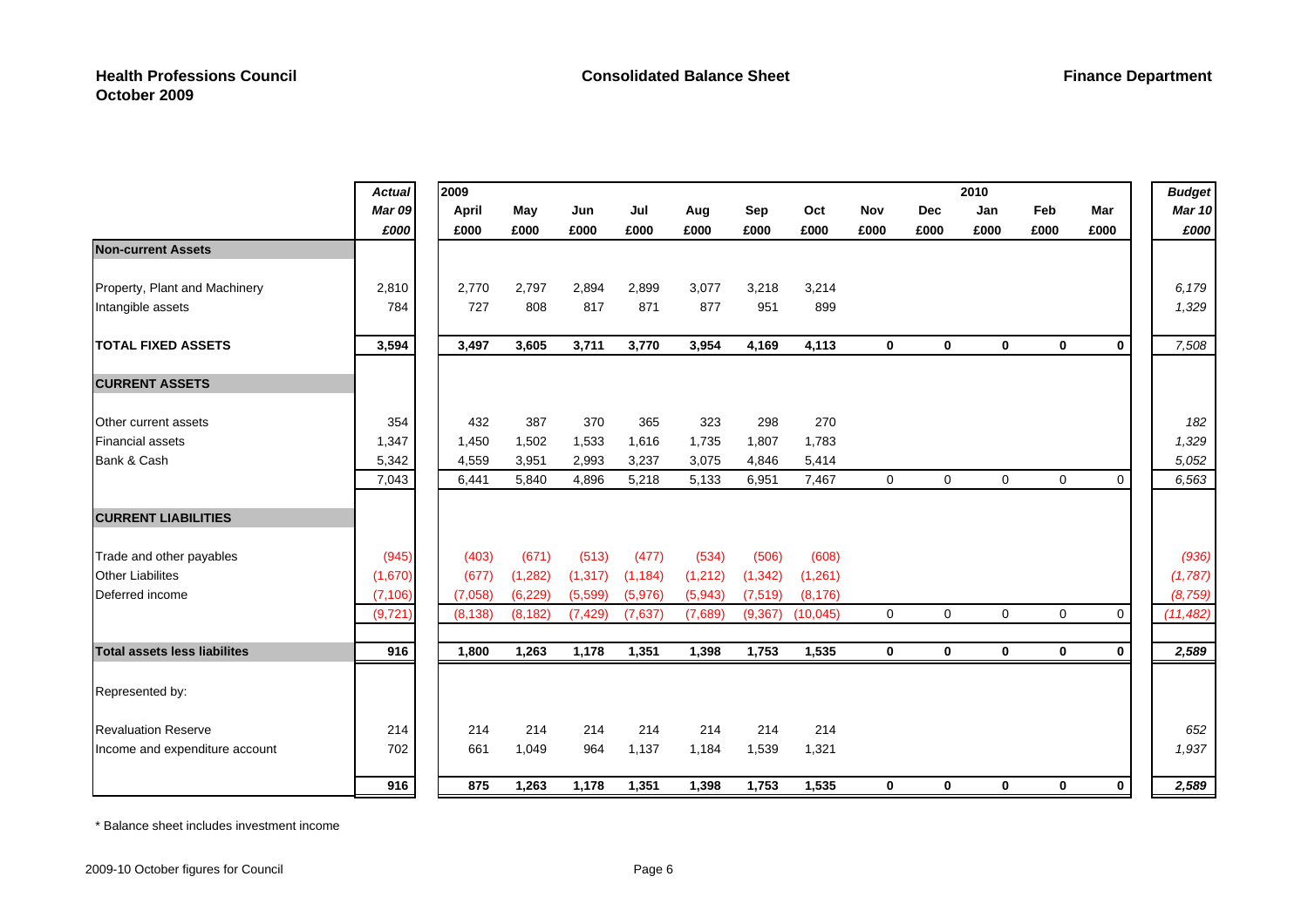**Health Professions Council**
**October 2009**

**Consolidated Balance Sheet**

**Finance Department**

| | *Actual* | 2009 | | | | | | | | | 2010 | | | *Budget* |
|---|---|---|---|---|---|---|---|---|---|---|---|---|---|---|
| | ***Mar 09*** | **April** | **May** | **Jun** | **Jul** | **Aug** | **Sep** | **Oct** | **Nov** | **Dec** | **Jan** | **Feb** | **Mar** | ***Mar 10*** |
| | ***£000*** | **£000** | **£000** | **£000** | **£000** | **£000** | **£000** | **£000** | **£000** | **£000** | **£000** | **£000** | **£000** | ***£000*** |
| **Non-current Assets** | | | | | | | | | | | | | | |
| Property, Plant and Machinery | 2,810 | 2,770 | 2,797 | 2,894 | 2,899 | 3,077 | 3,218 | 3,214 | | | | | | *6,179* |
| Intangible assets | 784 | 727 | 808 | 817 | 871 | 877 | 951 | 899 | | | | | | *1,329* |
| **TOTAL FIXED ASSETS** | **3,594** | **3,497** | **3,605** | **3,711** | **3,770** | **3,954** | **4,169** | **4,113** | **0** | **0** | **0** | **0** | **0** | *7,508* |
| **CURRENT ASSETS** | | | | | | | | | | | | | | |
| Other current assets | 354 | 432 | 387 | 370 | 365 | 323 | 298 | 270 | | | | | | *182* |
| Financial assets | 1,347 | 1,450 | 1,502 | 1,533 | 1,616 | 1,735 | 1,807 | 1,783 | | | | | | *1,329* |
| Bank & Cash | 5,342 | 4,559 | 3,951 | 2,993 | 3,237 | 3,075 | 4,846 | 5,414 | | | | | | *5,052* |
| | 7,043 | 6,441 | 5,840 | 4,896 | 5,218 | 5,133 | 6,951 | 7,467 | 0 | 0 | 0 | 0 | 0 | *6,563* |
| **CURRENT LIABILITIES** | | | | | | | | | | | | | | |
| Trade and other payables | (945) | (403) | (671) | (513) | (477) | (534) | (506) | (608) | | | | | | *(936)* |
| Other Liabilites | (1,670) | (677) | (1,282) | (1,317) | (1,184) | (1,212) | (1,342) | (1,261) | | | | | | *(1,787)* |
| Deferred income | (7,106) | (7,058) | (6,229) | (5,599) | (5,976) | (5,943) | (7,519) | (8,176) | | | | | | *(8,759)* |
| | (9,721) | (8,138) | (8,182) | (7,429) | (7,637) | (7,689) | (9,367) | (10,045) | 0 | 0 | 0 | 0 | 0 | *(11,482)* |
| **Total assets less liabilites** | **916** | **1,800** | **1,263** | **1,178** | **1,351** | **1,398** | **1,753** | **1,535** | **0** | **0** | **0** | **0** | **0** | ***2,589*** |
| Represented by: | | | | | | | | | | | | | | |
| Revaluation Reserve | 214 | 214 | 214 | 214 | 214 | 214 | 214 | 214 | | | | | | *652* |
| Income and expenditure account | 702 | 661 | 1,049 | 964 | 1,137 | 1,184 | 1,539 | 1,321 | | | | | | *1,937* |
| | **916** | **875** | **1,263** | **1,178** | **1,351** | **1,398** | **1,753** | **1,535** | **0** | **0** | **0** | **0** | **0** | ***2,589*** |

* Balance sheet includes investment income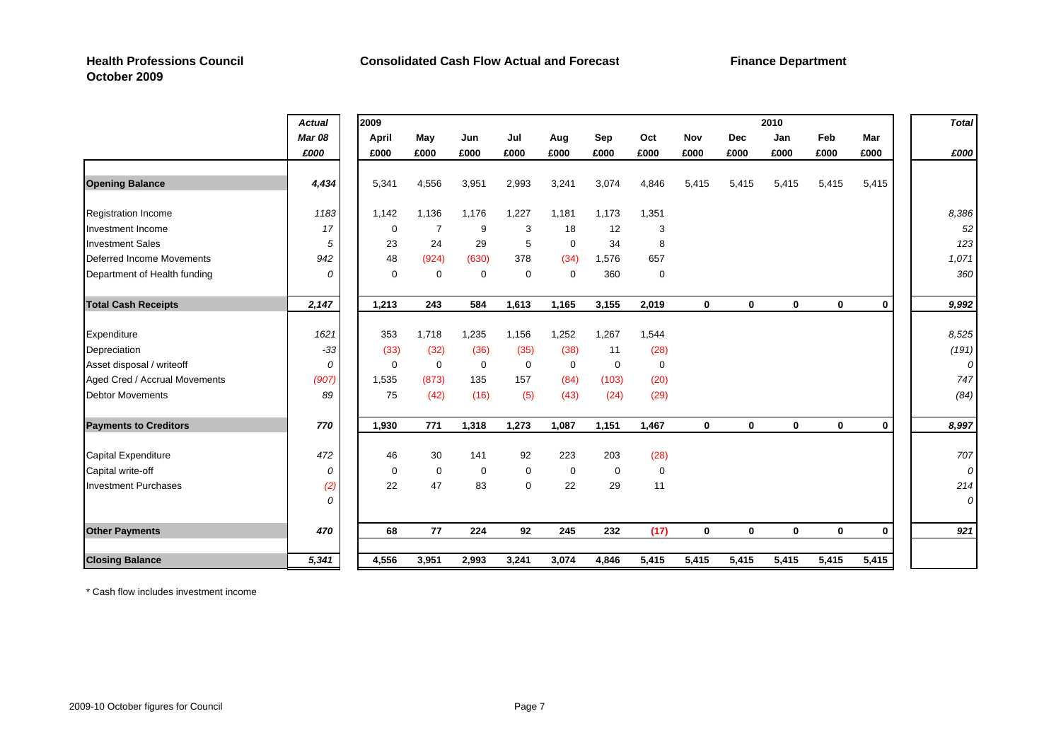**Health Professions Council**
**October 2009**

**Consolidated Cash Flow Actual and Forecast**

**Finance Department**

| | *Actual* | 2009 | | | | | | | | | 2010 | | | *Total* |
|---|---|---|---|---|---|---|---|---|---|---|---|---|---|---|
| | *Mar 08* | April | May | Jun | Jul | Aug | Sep | Oct | Nov | Dec | Jan | Feb | Mar | |
| | *£000* | £000 | £000 | £000 | £000 | £000 | £000 | £000 | £000 | £000 | £000 | £000 | £000 | *£000* |
| **Opening Balance** | ***4,434*** | 5,341 | 4,556 | 3,951 | 2,993 | 3,241 | 3,074 | 4,846 | 5,415 | 5,415 | 5,415 | 5,415 | 5,415 | |
| Registration Income | *1183* | 1,142 | 1,136 | 1,176 | 1,227 | 1,181 | 1,173 | 1,351 | | | | | | *8,386* |
| Investment Income | *17* | 0 | 7 | 9 | 3 | 18 | 12 | 3 | | | | | | *52* |
| Investment Sales | *5* | 23 | 24 | 29 | 5 | 0 | 34 | 8 | | | | | | *123* |
| Deferred Income Movements | *942* | 48 | (924) | (630) | 378 | (34) | 1,576 | 657 | | | | | | *1,071* |
| Department of Health funding | *0* | 0 | 0 | 0 | 0 | 0 | 360 | 0 | | | | | | *360* |
| **Total Cash Receipts** | ***2,147*** | **1,213** | **243** | **584** | **1,613** | **1,165** | **3,155** | **2,019** | **0** | **0** | **0** | **0** | **0** | ***9,992*** |
| Expenditure | *1621* | 353 | 1,718 | 1,235 | 1,156 | 1,252 | 1,267 | 1,544 | | | | | | *8,525* |
| Depreciation | *-33* | (33) | (32) | (36) | (35) | (38) | 11 | (28) | | | | | | *(191)* |
| Asset disposal / writeoff | *0* | 0 | 0 | 0 | 0 | 0 | 0 | 0 | | | | | | *0* |
| Aged Cred / Accrual Movements | *(907)* | 1,535 | (873) | 135 | 157 | (84) | (103) | (20) | | | | | | *747* |
| Debtor Movements | *89* | 75 | (42) | (16) | (5) | (43) | (24) | (29) | | | | | | *(84)* |
| **Payments to Creditors** | ***770*** | **1,930** | **771** | **1,318** | **1,273** | **1,087** | **1,151** | **1,467** | **0** | **0** | **0** | **0** | **0** | ***8,997*** |
| Capital Expenditure | *472* | 46 | 30 | 141 | 92 | 223 | 203 | (28) | | | | | | *707* |
| Capital write-off | *0* | 0 | 0 | 0 | 0 | 0 | 0 | 0 | | | | | | *0* |
| Investment Purchases | *(2)* | 22 | 47 | 83 | 0 | 22 | 29 | 11 | | | | | | *214* |
| | *0* | | | | | | | | | | | | | *0* |
| **Other Payments** | ***470*** | **68** | **77** | **224** | **92** | **245** | **232** | **(17)** | **0** | **0** | **0** | **0** | **0** | ***921*** |
| **Closing Balance** | ***5,341*** | **4,556** | **3,951** | **2,993** | **3,241** | **3,074** | **4,846** | **5,415** | **5,415** | **5,415** | **5,415** | **5,415** | **5,415** | |

\* Cash flow includes investment income

2009-10 October figures for Council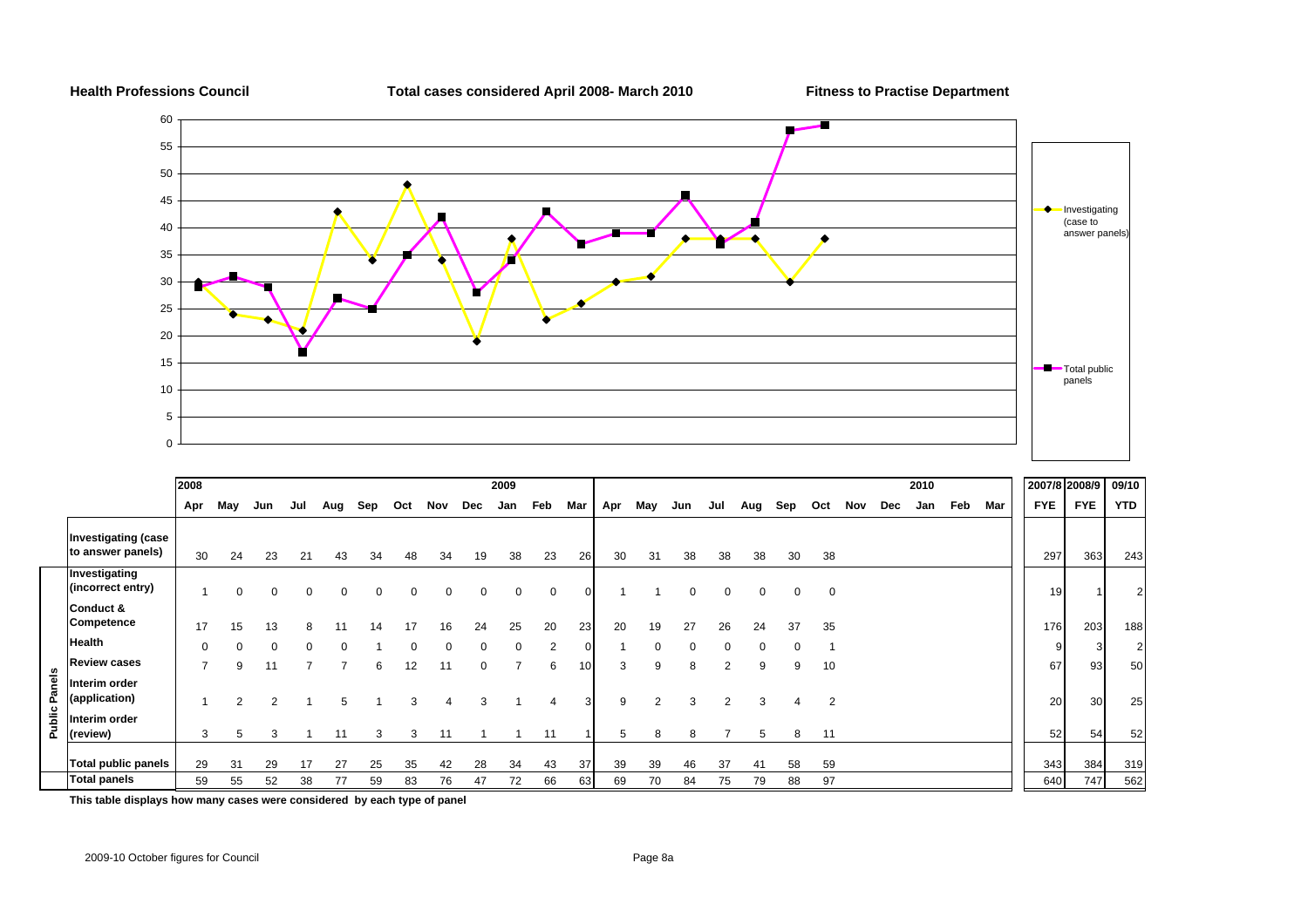**Health Professions Council** **Total cases considered April 2008- March 2010** **Fitness to Practise Department**

| | | 2008 | | | | | | | | | 2009 | | | | | | | | | | | | 2010 | | | 2007/8 | 2008/9 | 09/10 |
|---|---|---|---|---|---|---|---|---|---|---|---|---|---|---|---|---|---|---|---|---|---|---|---|---|---|---|---|---|
| | | Apr | May | Jun | Jul | Aug | Sep | Oct | Nov | Dec | Jan | Feb | Mar | Apr | May | Jun | Jul | Aug | Sep | Oct | Nov | Dec | Jan | Feb | Mar | FYE | FYE | YTD |
| | Investigating (case to answer panels) | 30 | 24 | 23 | 21 | 43 | 34 | 48 | 34 | 19 | 38 | 23 | 26 | 30 | 31 | 38 | 38 | 38 | 30 | 38 | | | | | | 297 | 363 | 243 |
| Public Panels | Investigating (incorrect entry) | 1 | 0 | 0 | 0 | 0 | 0 | 0 | 0 | 0 | 0 | 0 | 0 | 1 | 1 | 0 | 0 | 0 | 0 | 0 | | | | | | 19 | 1 | 2 |
| | Conduct & Competence | 17 | 15 | 13 | 8 | 11 | 14 | 17 | 16 | 24 | 25 | 20 | 23 | 20 | 19 | 27 | 26 | 24 | 37 | 35 | | | | | | 176 | 203 | 188 |
| | Health | 0 | 0 | 0 | 0 | 0 | 1 | 0 | 0 | 0 | 0 | 2 | 0 | 1 | 0 | 0 | 0 | 0 | 0 | 1 | | | | | | 9 | 3 | 2 |
| | Review cases | 7 | 9 | 11 | 7 | 7 | 6 | 12 | 11 | 0 | 7 | 6 | 10 | 3 | 9 | 8 | 2 | 9 | 9 | 10 | | | | | | 67 | 93 | 50 |
| | Interim order (application) | 1 | 2 | 2 | 1 | 5 | 1 | 3 | 4 | 3 | 1 | 4 | 3 | 9 | 2 | 3 | 2 | 3 | 4 | 2 | | | | | | 20 | 30 | 25 |
| | Interim order (review) | 3 | 5 | 3 | 1 | 11 | 3 | 3 | 11 | 1 | 1 | 11 | 1 | 5 | 8 | 8 | 7 | 5 | 8 | 11 | | | | | | 52 | 54 | 52 |
| | Total public panels | 29 | 31 | 29 | 17 | 27 | 25 | 35 | 42 | 28 | 34 | 43 | 37 | 39 | 39 | 46 | 37 | 41 | 58 | 59 | | | | | | 343 | 384 | 319 |
| | Total panels | 59 | 55 | 52 | 38 | 77 | 59 | 83 | 76 | 47 | 72 | 66 | 63 | 69 | 70 | 84 | 75 | 79 | 88 | 97 | | | | | | 640 | 747 | 562 |

**This table displays how many cases were considered by each type of panel**

2009-10 October figures for Council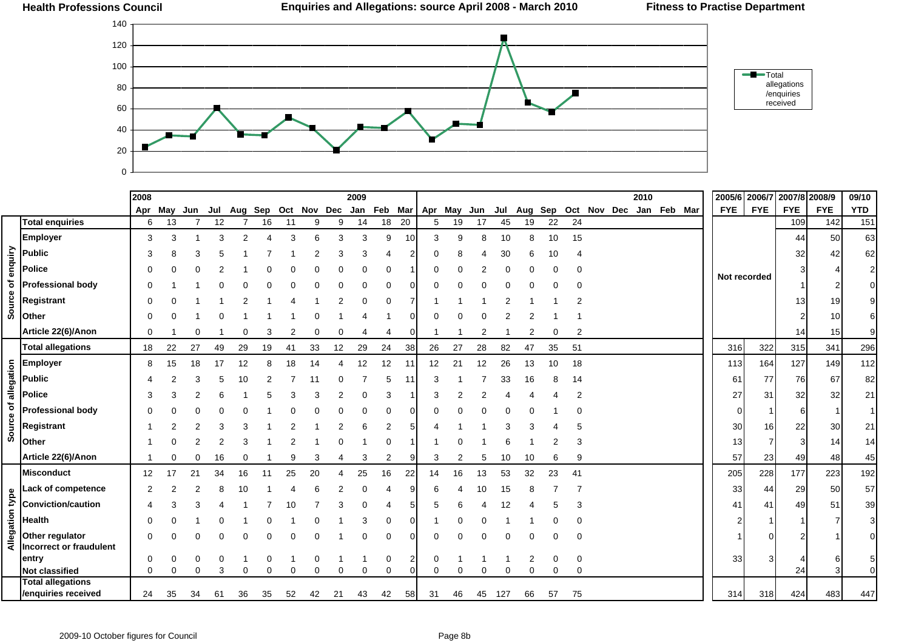**Health Professions Council** | **Enquiries and Allegations: source April 2008 - March 2010** | **Fitness to Practise Department**

| | | 2008 Apr | May | Jun | Jul | Aug | Sep | Oct | Nov | Dec | 2009 Jan | Feb | Mar | Apr | May | Jun | Jul | Aug | Sep | Oct | Nov | Dec | 2010 Jan | Feb | Mar | 2005/6 FYE | 2006/7 FYE | 2007/8 FYE | 2008/9 FYE | 09/10 YTD |
|---|---|---|---|---|---|---|---|---|---|---|---|---|---|---|---|---|---|---|---|---|---|---|---|---|---|---|---|---|---|---|
| | **Total enquiries** | 6 | 13 | 7 | 12 | 7 | 16 | 11 | 9 | 9 | 14 | 18 | 20 | 5 | 19 | 17 | 45 | 19 | 22 | 24 | | | | | | | | 109 | 142 | 151 |
| **Source of enquiry** | **Employer** | 3 | 3 | 1 | 3 | 2 | 4 | 3 | 6 | 3 | 3 | 9 | 10 | 3 | 9 | 8 | 10 | 8 | 10 | 15 | | | | | | Not recorded | | 44 | 50 | 63 |
| | **Public** | 3 | 8 | 3 | 5 | 1 | 7 | 1 | 2 | 3 | 3 | 4 | 2 | 0 | 8 | 4 | 30 | 6 | 10 | 4 | | | | | | | | 32 | 42 | 62 |
| | **Police** | 0 | 0 | 0 | 2 | 1 | 0 | 0 | 0 | 0 | 0 | 0 | 1 | 0 | 0 | 2 | 0 | 0 | 0 | 0 | | | | | | | | 3 | 4 | 2 |
| | **Professional body** | 0 | 1 | 1 | 0 | 0 | 0 | 0 | 0 | 0 | 0 | 0 | 0 | 0 | 0 | 0 | 0 | 0 | 0 | 0 | | | | | | | | 1 | 2 | 0 |
| | **Registrant** | 0 | 0 | 1 | 1 | 2 | 1 | 4 | 1 | 2 | 0 | 0 | 7 | 1 | 1 | 1 | 2 | 1 | 1 | 2 | | | | | | | | 13 | 19 | 9 |
| | **Other** | 0 | 0 | 1 | 0 | 1 | 1 | 1 | 0 | 1 | 4 | 1 | 0 | 0 | 0 | 0 | 2 | 2 | 1 | 1 | | | | | | | | 2 | 10 | 6 |
| | **Article 22(6)/Anon** | 0 | 1 | 0 | 1 | 0 | 3 | 2 | 0 | 0 | 4 | 4 | 0 | 1 | 1 | 2 | 1 | 2 | 0 | 2 | | | | | | | | 14 | 15 | 9 |
| | **Total allegations** | 18 | 22 | 27 | 49 | 29 | 19 | 41 | 33 | 12 | 29 | 24 | 38 | 26 | 27 | 28 | 82 | 47 | 35 | 51 | | | | | | 316 | 322 | 315 | 341 | 296 |
| **Source of allegation** | **Employer** | 8 | 15 | 18 | 17 | 12 | 8 | 18 | 14 | 4 | 12 | 12 | 11 | 12 | 21 | 12 | 26 | 13 | 10 | 18 | | | | | | 113 | 164 | 127 | 149 | 112 |
| | **Public** | 4 | 2 | 3 | 5 | 10 | 2 | 7 | 11 | 0 | 7 | 5 | 11 | 3 | 1 | 7 | 33 | 16 | 8 | 14 | | | | | | 61 | 77 | 76 | 67 | 82 |
| | **Police** | 3 | 3 | 2 | 6 | 1 | 5 | 3 | 3 | 2 | 0 | 3 | 1 | 3 | 2 | 2 | 4 | 4 | 4 | 2 | | | | | | 27 | 31 | 32 | 32 | 21 |
| | **Professional body** | 0 | 0 | 0 | 0 | 0 | 1 | 0 | 0 | 0 | 0 | 0 | 0 | 0 | 0 | 0 | 0 | 0 | 1 | 0 | | | | | | 0 | 1 | 6 | 1 | 1 |
| | **Registrant** | 1 | 2 | 2 | 3 | 3 | 1 | 2 | 1 | 2 | 6 | 2 | 5 | 4 | 1 | 1 | 3 | 3 | 4 | 5 | | | | | | 30 | 16 | 22 | 30 | 21 |
| | **Other** | 1 | 0 | 2 | 2 | 3 | 1 | 2 | 1 | 0 | 1 | 0 | 1 | 1 | 0 | 1 | 6 | 1 | 2 | 3 | | | | | | 13 | 7 | 3 | 14 | 14 |
| | **Article 22(6)/Anon** | 1 | 0 | 0 | 16 | 0 | 1 | 9 | 3 | 4 | 3 | 2 | 9 | 3 | 2 | 5 | 10 | 10 | 6 | 9 | | | | | | 57 | 23 | 49 | 48 | 45 |
| **Allegation type** | **Misconduct** | 12 | 17 | 21 | 34 | 16 | 11 | 25 | 20 | 4 | 25 | 16 | 22 | 14 | 16 | 13 | 53 | 32 | 23 | 41 | | | | | | 205 | 228 | 177 | 223 | 192 |
| | **Lack of competence** | 2 | 2 | 2 | 8 | 10 | 1 | 4 | 6 | 2 | 0 | 4 | 9 | 6 | 4 | 10 | 15 | 8 | 7 | 7 | | | | | | 33 | 44 | 29 | 50 | 57 |
| | **Conviction/caution** | 4 | 3 | 3 | 4 | 1 | 7 | 10 | 7 | 3 | 0 | 4 | 5 | 5 | 6 | 4 | 12 | 4 | 5 | 3 | | | | | | 41 | 41 | 49 | 51 | 39 |
| | **Health** | 0 | 0 | 1 | 0 | 1 | 0 | 1 | 0 | 1 | 3 | 0 | 0 | 1 | 0 | 0 | 1 | 1 | 0 | 0 | | | | | | 2 | 1 | 1 | 7 | 3 |
| | **Other regulator** | 0 | 0 | 0 | 0 | 0 | 0 | 0 | 0 | 1 | 0 | 0 | 0 | 0 | 0 | 0 | 0 | 0 | 0 | 0 | | | | | | 1 | 0 | 2 | 1 | 0 |
| | **Incorrect or fraudulent entry** | 0 | 0 | 0 | 0 | 1 | 0 | 1 | 0 | 1 | 1 | 0 | 2 | 0 | 1 | 1 | 1 | 2 | 0 | 0 | | | | | | 33 | 3 | 4 | 6 | 5 |
| | **Not classified** | 0 | 0 | 0 | 3 | 0 | 0 | 0 | 0 | 0 | 0 | 0 | 0 | 0 | 0 | 0 | 0 | 0 | 0 | 0 | | | | | | | | 24 | 3 | 0 |
| | **Total allegations /enquiries received** | 24 | 35 | 34 | 61 | 36 | 35 | 52 | 42 | 21 | 43 | 42 | 58 | 31 | 46 | 45 | 127 | 66 | 57 | 75 | | | | | | 314 | 318 | 424 | 483 | 447 |

2009-10 October figures for Council

Page 8b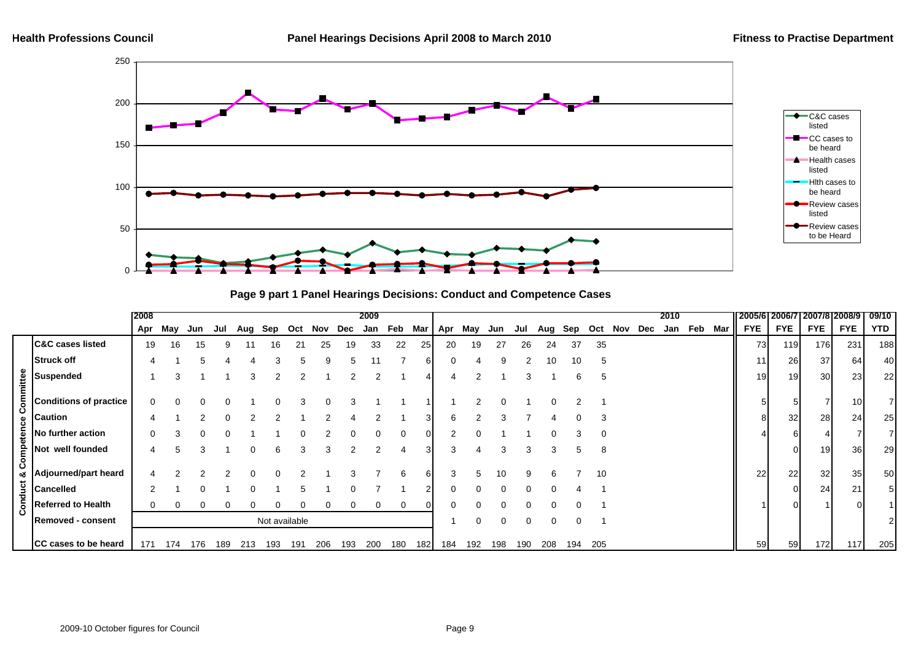**Health Professions Council** **Panel Hearings Decisions April 2008 to March 2010** **Fitness to Practise Department**

Chart legend: C&C cases listed; CC cases to be heard; Health cases listed; Hlth cases to be heard; Review cases listed; Review cases to be Heard

## Page 9 part 1 Panel Hearings Decisions: Conduct and Competence Cases

| | | 2008 | | | | | | | | | 2009 | | | | | | | | | | | | | 2010 | | | 2005/6 | 2006/7 | 2007/8 | 2008/9 | 09/10 |
|---|---|---|---|---|---|---|---|---|---|---|---|---|---|---|---|---|---|---|---|---|---|---|---|---|---|---|---|---|---|---|---|
| | | Apr | May | Jun | Jul | Aug | Sep | Oct | Nov | Dec | Jan | Feb | Mar | Apr | May | Jun | Jul | Aug | Sep | Oct | Nov | Dec | Jan | Feb | Mar | | FYE | FYE | FYE | FYE | YTD |
| Conduct & Competence Committee | C&C cases listed | 19 | 16 | 15 | 9 | 11 | 16 | 21 | 25 | 19 | 33 | 22 | 25 | 20 | 19 | 27 | 26 | 24 | 37 | 35 | | | | | | | 73 | 119 | 176 | 231 | 188 |
| | Struck off | 4 | 1 | 5 | 4 | 4 | 3 | 5 | 9 | 5 | 11 | 7 | 6 | 0 | 4 | 9 | 2 | 10 | 10 | 5 | | | | | | | 11 | 26 | 37 | 64 | 40 |
| | Suspended | 1 | 3 | 1 | 1 | 3 | 2 | 2 | 1 | 2 | 2 | 1 | 4 | 4 | 2 | 1 | 3 | 1 | 6 | 5 | | | | | | | 19 | 19 | 30 | 23 | 22 |
| | Conditions of practice | 0 | 0 | 0 | 0 | 1 | 0 | 3 | 0 | 3 | 1 | 1 | 1 | 1 | 2 | 0 | 1 | 0 | 2 | 1 | | | | | | | 5 | 5 | 7 | 10 | 7 |
| | Caution | 4 | 1 | 2 | 0 | 2 | 2 | 1 | 2 | 4 | 2 | 1 | 3 | 6 | 2 | 3 | 7 | 4 | 0 | 3 | | | | | | | 8 | 32 | 28 | 24 | 25 |
| | No further action | 0 | 3 | 0 | 0 | 1 | 1 | 0 | 2 | 0 | 0 | 0 | 0 | 2 | 0 | 1 | 1 | 0 | 3 | 0 | | | | | | | 4 | 6 | 4 | 7 | 7 |
| | Not well founded | 4 | 5 | 3 | 1 | 0 | 6 | 3 | 3 | 2 | 2 | 4 | 3 | 3 | 4 | 3 | 3 | 3 | 5 | 8 | | | | | | | | 0 | 19 | 36 | 29 |
| | Adjourned/part heard | 4 | 2 | 2 | 2 | 0 | 0 | 2 | 1 | 3 | 7 | 6 | 6 | 3 | 5 | 10 | 9 | 6 | 7 | 10 | | | | | | | 22 | 22 | 32 | 35 | 50 |
| | Cancelled | 2 | 1 | 0 | 1 | 0 | 1 | 5 | 1 | 0 | 7 | 1 | 2 | 0 | 0 | 0 | 0 | 0 | 4 | 1 | | | | | | | | 0 | 24 | 21 | 5 |
| | Referred to Health | 0 | 0 | 0 | 0 | 0 | 0 | 0 | 0 | 0 | 0 | 0 | 0 | 0 | 0 | 0 | 0 | 0 | 0 | 1 | | | | | | | 1 | 0 | 1 | 0 | 1 |
| | Removed - consent | Not available | | | | | | | | | | | | 1 | 0 | 0 | 0 | 0 | 0 | 1 | | | | | | | | | | | 2 |
| | CC cases to be heard | 171 | 174 | 176 | 189 | 213 | 193 | 191 | 206 | 193 | 200 | 180 | 182 | 184 | 192 | 198 | 190 | 208 | 194 | 205 | | | | | | | 59 | 59 | 172 | 117 | 205 |

2009-10 October figures for Council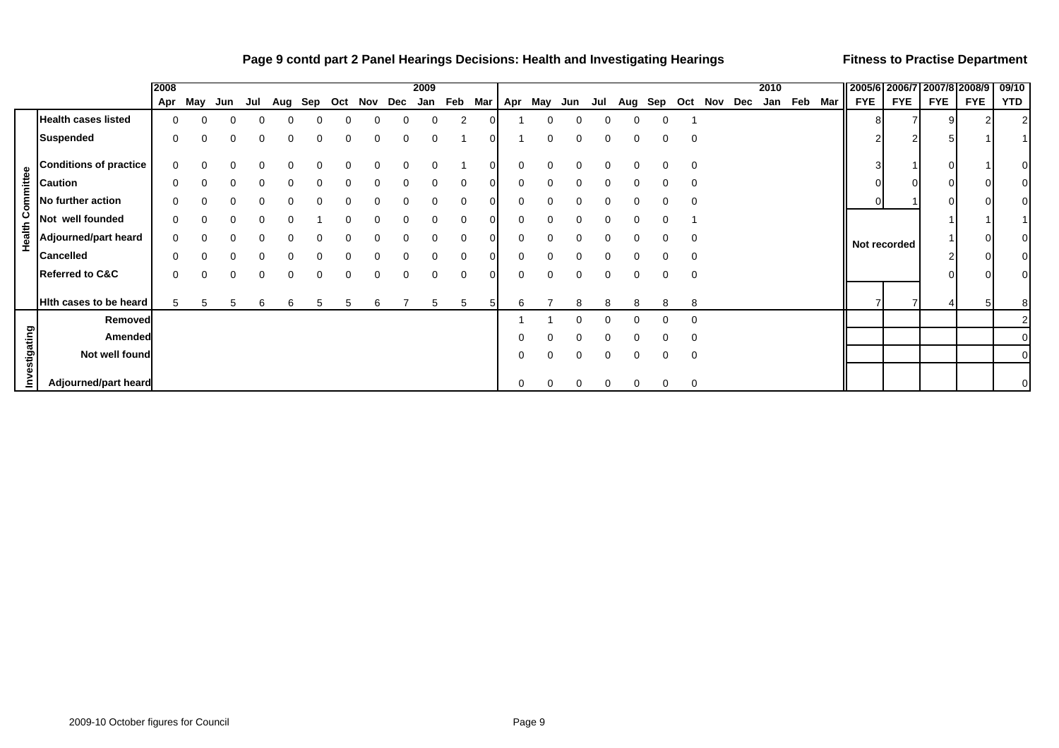## Page 9 contd part 2 Panel Hearings Decisions: Health and Investigating Hearings

**Fitness to Practise Department**

| | | 2008 Apr | May | Jun | Jul | Aug | Sep | Oct | Nov | Dec | 2009 Jan | Feb | Mar | Apr | May | Jun | Jul | Aug | Sep | Oct | Nov | Dec | 2010 Jan | Feb | Mar | 2005/6 FYE | 2006/7 FYE | 2007/8 FYE | 2008/9 FYE | 09/10 YTD |
|---|---|---|---|---|---|---|---|---|---|---|---|---|---|---|---|---|---|---|---|---|---|---|---|---|---|---|---|---|---|---|
| Health Committee | Health cases listed | 0 | 0 | 0 | 0 | 0 | 0 | 0 | 0 | 0 | 0 | 2 | 0 | 1 | 0 | 0 | 0 | 0 | 0 | 1 | | | | | | 8 | 7 | 9 | 2 | 2 |
| | Suspended | 0 | 0 | 0 | 0 | 0 | 0 | 0 | 0 | 0 | 0 | 1 | 0 | 1 | 0 | 0 | 0 | 0 | 0 | 0 | | | | | | 2 | 2 | 5 | 1 | 1 |
| | Conditions of practice | 0 | 0 | 0 | 0 | 0 | 0 | 0 | 0 | 0 | 0 | 1 | 0 | 0 | 0 | 0 | 0 | 0 | 0 | 0 | | | | | | 3 | 1 | 0 | 1 | 0 |
| | Caution | 0 | 0 | 0 | 0 | 0 | 0 | 0 | 0 | 0 | 0 | 0 | 0 | 0 | 0 | 0 | 0 | 0 | 0 | 0 | | | | | | 0 | 0 | 0 | 0 | 0 |
| | No further action | 0 | 0 | 0 | 0 | 0 | 0 | 0 | 0 | 0 | 0 | 0 | 0 | 0 | 0 | 0 | 0 | 0 | 0 | 0 | | | | | | 0 | 1 | 0 | 0 | 0 |
| | Not well founded | 0 | 0 | 0 | 0 | 0 | 1 | 0 | 0 | 0 | 0 | 0 | 0 | 0 | 0 | 0 | 0 | 0 | 0 | 1 | | | | | | Not recorded | | 1 | 1 | 1 |
| | Adjourned/part heard | 0 | 0 | 0 | 0 | 0 | 0 | 0 | 0 | 0 | 0 | 0 | 0 | 0 | 0 | 0 | 0 | 0 | 0 | 0 | | | | | | | | 1 | 0 | 0 |
| | Cancelled | 0 | 0 | 0 | 0 | 0 | 0 | 0 | 0 | 0 | 0 | 0 | 0 | 0 | 0 | 0 | 0 | 0 | 0 | 0 | | | | | | | | 2 | 0 | 0 |
| | Referred to C&C | 0 | 0 | 0 | 0 | 0 | 0 | 0 | 0 | 0 | 0 | 0 | 0 | 0 | 0 | 0 | 0 | 0 | 0 | 0 | | | | | | | | 0 | 0 | 0 |
| | Hlth cases to be heard | 5 | 5 | 5 | 6 | 6 | 5 | 5 | 6 | 7 | 5 | 5 | 5 | 6 | 7 | 8 | 8 | 8 | 8 | 8 | | | | | | 7 | 7 | 4 | 5 | 8 |
| Investigating | Removed | | | | | | | | | | | | | 1 | 1 | 0 | 0 | 0 | 0 | 0 | | | | | | | | | | 2 |
| | Amended | | | | | | | | | | | | | 0 | 0 | 0 | 0 | 0 | 0 | 0 | | | | | | | | | | 0 |
| | Not well found | | | | | | | | | | | | | 0 | 0 | 0 | 0 | 0 | 0 | 0 | | | | | | | | | | 0 |
| | Adjourned/part heard | | | | | | | | | | | | | 0 | 0 | 0 | 0 | 0 | 0 | 0 | | | | | | | | | | 0 |

2009-10 October figures for Council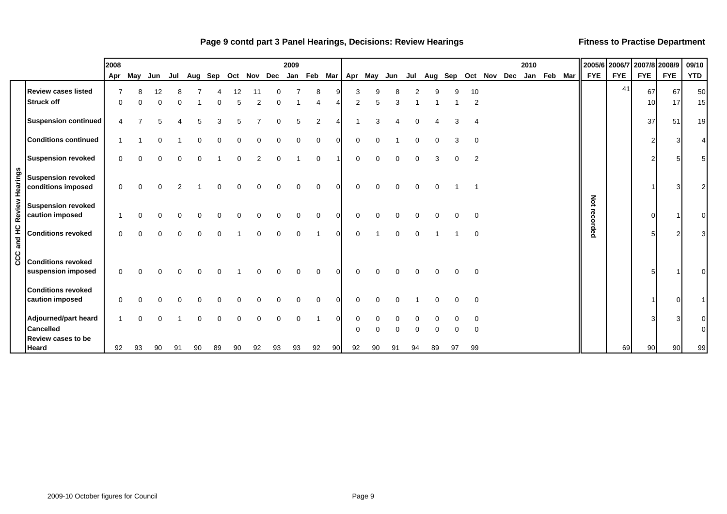**Page 9 contd part 3 Panel Hearings, Decisions: Review Hearings** **Fitness to Practise Department**

| | | 2008 | | | | | | | | | 2009 | | | | | | | | | | | | | | 2010 | | | | | | | |
|---|---|---|---|---|---|---|---|---|---|---|---|---|---|---|---|---|---|---|---|---|---|---|---|---|---|---|---|---|---|---|---|---|
| | | Apr | May | Jun | Jul | Aug | Sep | Oct | Nov | Dec | Jan | Feb | Mar | Apr | May | Jun | Jul | Aug | Sep | Oct | Nov | Dec | Jan | Feb | Mar | 2005/6 FYE | 2006/7 FYE | 2007/8 FYE | 2008/9 FYE | 09/10 YTD |
| CCC and HC Review Hearings | Review cases listed | 7 | 8 | 12 | 8 | 7 | 4 | 12 | 11 | 0 | 7 | 8 | 9 | 3 | 9 | 8 | 2 | 9 | 9 | 10 | | | | | | Not recorded | 41 | 67 | 67 | 50 |
| | Struck off | 0 | 0 | 0 | 0 | 1 | 0 | 5 | 2 | 0 | 1 | 4 | 4 | 2 | 5 | 3 | 1 | 1 | 1 | 2 | | | | | | | | 10 | 17 | 15 |
| | Suspension continued | 4 | 7 | 5 | 4 | 5 | 3 | 5 | 7 | 0 | 5 | 2 | 4 | 1 | 3 | 4 | 0 | 4 | 3 | 4 | | | | | | | | 37 | 51 | 19 |
| | Conditions continued | 1 | 1 | 0 | 1 | 0 | 0 | 0 | 0 | 0 | 0 | 0 | 0 | 0 | 0 | 1 | 0 | 0 | 3 | 0 | | | | | | | | 2 | 3 | 4 |
| | Suspension revoked | 0 | 0 | 0 | 0 | 0 | 1 | 0 | 2 | 0 | 1 | 0 | 1 | 0 | 0 | 0 | 0 | 3 | 0 | 2 | | | | | | | | 2 | 5 | 5 |
| | Suspension revoked conditions imposed | 0 | 0 | 0 | 2 | 1 | 0 | 0 | 0 | 0 | 0 | 0 | 0 | 0 | 0 | 0 | 0 | 0 | 1 | 1 | | | | | | | | 1 | 3 | 2 |
| | Suspension revoked caution imposed | 1 | 0 | 0 | 0 | 0 | 0 | 0 | 0 | 0 | 0 | 0 | 0 | 0 | 0 | 0 | 0 | 0 | 0 | 0 | | | | | | | | 0 | 1 | 0 |
| | Conditions revoked | 0 | 0 | 0 | 0 | 0 | 0 | 1 | 0 | 0 | 0 | 1 | 0 | 0 | 1 | 0 | 0 | 1 | 1 | 0 | | | | | | | | 5 | 2 | 3 |
| | Conditions revoked suspension imposed | 0 | 0 | 0 | 0 | 0 | 0 | 1 | 0 | 0 | 0 | 0 | 0 | 0 | 0 | 0 | 0 | 0 | 0 | 0 | | | | | | | | 5 | 1 | 0 |
| | Conditions revoked caution imposed | 0 | 0 | 0 | 0 | 0 | 0 | 0 | 0 | 0 | 0 | 0 | 0 | 0 | 0 | 0 | 1 | 0 | 0 | 0 | | | | | | | | 1 | 0 | 1 |
| | Adjourned/part heard | 1 | 0 | 0 | 1 | 0 | 0 | 0 | 0 | 0 | 0 | 1 | 0 | 0 | 0 | 0 | 0 | 0 | 0 | 0 | | | | | | | | 3 | 3 | 0 |
| | Cancelled | | | | | | | | | | | | | 0 | 0 | 0 | 0 | 0 | 0 | 0 | | | | | | | | | | 0 |
| | Review cases to be Heard | 92 | 93 | 90 | 91 | 90 | 89 | 90 | 92 | 93 | 93 | 92 | 90 | 92 | 90 | 91 | 94 | 89 | 97 | 99 | | | | | | | 69 | 90 | 90 | 99 |

2009-10 October figures for Council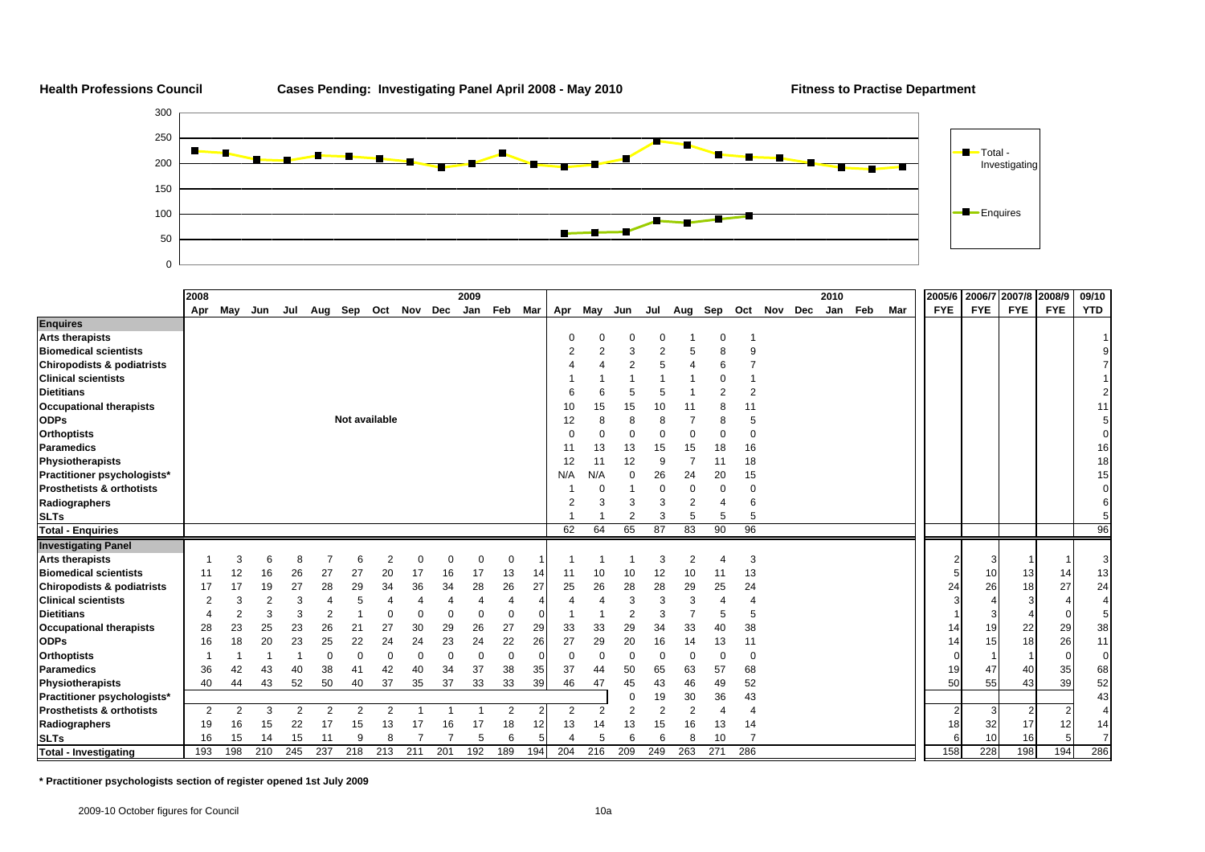**Health Professions Council** | **Cases Pending: Investigating Panel April 2008 - May 2010** | **Fitness to Practise Department**

| | 2008 Apr | May | Jun | Jul | Aug | Sep | Oct | Nov | Dec | 2009 Jan | Feb | Mar | Apr | May | Jun | Jul | Aug | Sep | Oct | Nov | Dec | 2010 Jan | Feb | Mar | 2005/6 FYE | 2006/7 FYE | 2007/8 FYE | 2008/9 FYE | 09/10 YTD |
|---|---|---|---|---|---|---|---|---|---|---|---|---|---|---|---|---|---|---|---|---|---|---|---|---|---|---|---|---|---|
| **Enquires** | | | | | | | | | | | | | | | | | | | | | | | | | | | | | |
| **Arts therapists** | | | | | | | | | | | | | 0 | 0 | 0 | 0 | 1 | 0 | 1 | | | | | | | | | | 1 |
| **Biomedical scientists** | | | | | | | | | | | | | 2 | 2 | 3 | 2 | 5 | 8 | 9 | | | | | | | | | | 9 |
| **Chiropodists & podiatrists** | | | | | | | | | | | | | 4 | 4 | 2 | 5 | 4 | 6 | 7 | | | | | | | | | | 7 |
| **Clinical scientists** | | | | | | | | | | | | | 1 | 1 | 1 | 1 | 1 | 0 | 1 | | | | | | | | | | 1 |
| **Dietitians** | | | | | | | | | | | | | 6 | 6 | 5 | 5 | 1 | 2 | 2 | | | | | | | | | | 2 |
| **Occupational therapists** | | | | | | | | | | | | | 10 | 15 | 15 | 10 | 11 | 8 | 11 | | | | | | | | | | 11 |
| **ODPs** | | | | | | Not available | | | | | | | 12 | 8 | 8 | 8 | 7 | 8 | 5 | | | | | | | | | | 5 |
| **Orthoptists** | | | | | | | | | | | | | 0 | 0 | 0 | 0 | 0 | 0 | 0 | | | | | | | | | | 0 |
| **Paramedics** | | | | | | | | | | | | | 11 | 13 | 13 | 15 | 15 | 18 | 16 | | | | | | | | | | 16 |
| **Physiotherapists** | | | | | | | | | | | | | 12 | 11 | 12 | 9 | 7 | 11 | 18 | | | | | | | | | | 18 |
| **Practitioner psychologists*** | | | | | | | | | | | | | N/A | N/A | 0 | 26 | 24 | 20 | 15 | | | | | | | | | | 15 |
| **Prosthetists & orthotists** | | | | | | | | | | | | | 1 | 0 | 1 | 0 | 0 | 0 | 0 | | | | | | | | | | 0 |
| **Radiographers** | | | | | | | | | | | | | 2 | 3 | 3 | 3 | 2 | 4 | 6 | | | | | | | | | | 6 |
| **SLTs** | | | | | | | | | | | | | 1 | 1 | 2 | 3 | 5 | 5 | 5 | | | | | | | | | | 5 |
| **Total - Enquiries** | | | | | | | | | | | | | 62 | 64 | 65 | 87 | 83 | 90 | 96 | | | | | | | | | | 96 |
| **Investigating Panel** | | | | | | | | | | | | | | | | | | | | | | | | | | | | | |
| **Arts therapists** | 1 | 3 | 6 | 8 | 7 | 6 | 2 | 0 | 0 | 0 | 0 | 1 | 1 | 1 | 1 | 3 | 2 | 4 | 3 | | | | | | 2 | 3 | 1 | 1 | 3 |
| **Biomedical scientists** | 11 | 12 | 16 | 26 | 27 | 27 | 20 | 17 | 16 | 17 | 13 | 14 | 11 | 10 | 10 | 12 | 10 | 11 | 13 | | | | | | 5 | 10 | 13 | 14 | 13 |
| **Chiropodists & podiatrists** | 17 | 17 | 19 | 27 | 28 | 29 | 34 | 36 | 34 | 28 | 26 | 27 | 25 | 26 | 28 | 28 | 29 | 25 | 24 | | | | | | 24 | 26 | 18 | 27 | 24 |
| **Clinical scientists** | 2 | 3 | 2 | 3 | 4 | 5 | 4 | 4 | 4 | 4 | 4 | 4 | 4 | 4 | 3 | 3 | 3 | 4 | 4 | | | | | | 3 | 4 | 3 | 4 | 4 |
| **Dietitians** | 4 | 2 | 3 | 3 | 2 | 1 | 0 | 0 | 0 | 0 | 0 | 0 | 1 | 1 | 2 | 3 | 7 | 5 | 5 | | | | | | 1 | 3 | 4 | 0 | 5 |
| **Occupational therapists** | 28 | 23 | 25 | 23 | 26 | 21 | 27 | 30 | 29 | 26 | 27 | 29 | 33 | 33 | 29 | 34 | 33 | 40 | 38 | | | | | | 14 | 19 | 22 | 29 | 38 |
| **ODPs** | 16 | 18 | 20 | 23 | 25 | 22 | 24 | 24 | 23 | 24 | 22 | 26 | 27 | 29 | 20 | 16 | 14 | 13 | 11 | | | | | | 14 | 15 | 18 | 26 | 11 |
| **Orthoptists** | 1 | 1 | 1 | 1 | 0 | 0 | 0 | 0 | 0 | 0 | 0 | 0 | 0 | 0 | 0 | 0 | 0 | 0 | 0 | | | | | | 0 | 1 | 1 | 0 | 0 |
| **Paramedics** | 36 | 42 | 43 | 40 | 38 | 41 | 42 | 40 | 34 | 37 | 38 | 35 | 37 | 44 | 50 | 65 | 63 | 57 | 68 | | | | | | 19 | 47 | 40 | 35 | 68 |
| **Physiotherapists** | 40 | 44 | 43 | 52 | 50 | 40 | 37 | 35 | 37 | 33 | 33 | 39 | 46 | 47 | 45 | 43 | 46 | 49 | 52 | | | | | | 50 | 55 | 43 | 39 | 52 |
| **Practitioner psychologists*** | | | | | | | | | | | | | | | 0 | 19 | 30 | 36 | 43 | | | | | | | | | | 43 |
| **Prosthetists & orthotists** | 2 | 2 | 3 | 2 | 2 | 2 | 2 | 1 | 1 | 1 | 2 | 2 | 2 | 2 | 2 | 2 | 2 | 4 | 4 | | | | | | 2 | 3 | 2 | 2 | 4 |
| **Radiographers** | 19 | 16 | 15 | 22 | 17 | 15 | 13 | 17 | 16 | 17 | 18 | 12 | 13 | 14 | 13 | 15 | 16 | 13 | 14 | | | | | | 18 | 32 | 17 | 12 | 14 |
| **SLTs** | 16 | 15 | 14 | 15 | 11 | 9 | 8 | 7 | 7 | 5 | 6 | 5 | 4 | 5 | 6 | 6 | 8 | 10 | 7 | | | | | | 6 | 10 | 16 | 5 | 7 |
| **Total - Investigating** | 193 | 198 | 210 | 245 | 237 | 218 | 213 | 211 | 201 | 192 | 189 | 194 | 204 | 216 | 209 | 249 | 263 | 271 | 286 | | | | | | 158 | 228 | 198 | 194 | 286 |

**\* Practitioner psychologists section of register opened 1st July 2009**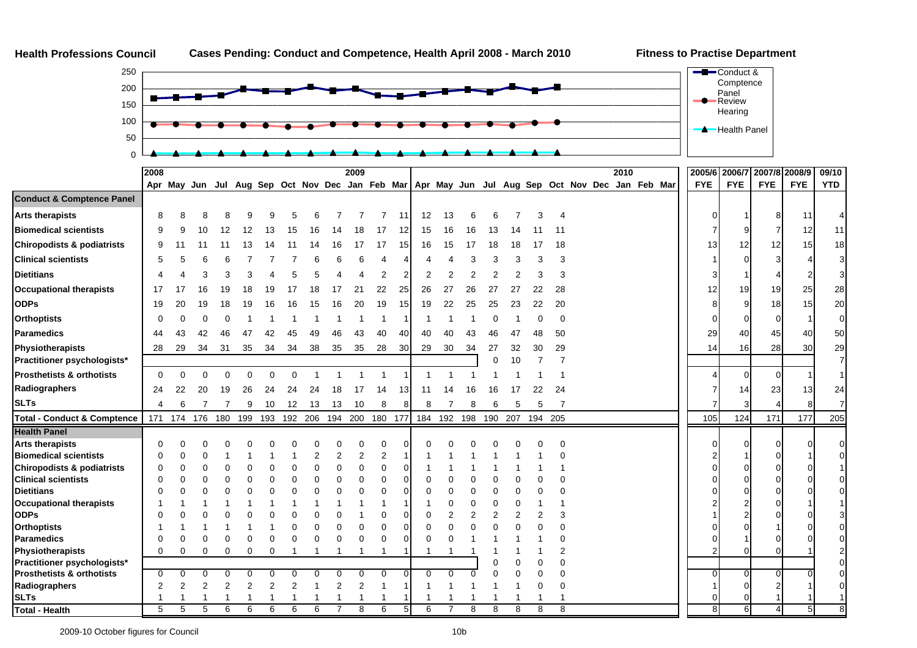**Health Professions Council** **Cases Pending: Conduct and Competence, Health April 2008 - March 2010** **Fitness to Practise Department**

| | 2008 Apr | May | Jun | Jul | Aug | Sep | Oct | Nov | Dec | 2009 Jan | Feb | Mar | Apr | May | Jun | Jul | Aug | Sep | Oct | Nov | Dec | 2010 Jan | Feb | Mar | 2005/6 FYE | 2006/7 FYE | 2007/8 FYE | 2008/9 FYE | 09/10 YTD |
|---|---|---|---|---|---|---|---|---|---|---|---|---|---|---|---|---|---|---|---|---|---|---|---|---|---|---|---|---|---|
| **Conduct & Comptence Panel** | | | | | | | | | | | | | | | | | | | | | | | | | | | | | |
| **Arts therapists** | 8 | 8 | 8 | 8 | 9 | 9 | 5 | 6 | 7 | 7 | 7 | 11 | 12 | 13 | 6 | 6 | 7 | 3 | 4 | | | | | | 0 | 1 | 8 | 11 | 4 |
| **Biomedical scientists** | 9 | 9 | 10 | 12 | 12 | 13 | 15 | 16 | 14 | 18 | 17 | 12 | 15 | 16 | 16 | 13 | 14 | 11 | 11 | | | | | | 7 | 9 | 7 | 12 | 11 |
| **Chiropodists & podiatrists** | 9 | 11 | 11 | 11 | 13 | 14 | 11 | 14 | 16 | 17 | 17 | 15 | 16 | 15 | 17 | 18 | 18 | 17 | 18 | | | | | | 13 | 12 | 12 | 15 | 18 |
| **Clinical scientists** | 5 | 5 | 6 | 6 | 7 | 7 | 7 | 6 | 6 | 6 | 4 | 4 | 4 | 4 | 3 | 3 | 3 | 3 | 3 | | | | | | 1 | 0 | 3 | 4 | 3 |
| **Dietitians** | 4 | 4 | 3 | 3 | 3 | 4 | 5 | 5 | 4 | 4 | 2 | 2 | 2 | 2 | 2 | 2 | 2 | 3 | 3 | | | | | | 3 | 1 | 4 | 2 | 3 |
| **Occupational therapists** | 17 | 17 | 16 | 19 | 18 | 19 | 17 | 18 | 17 | 21 | 22 | 25 | 26 | 27 | 26 | 27 | 27 | 22 | 28 | | | | | | 12 | 19 | 19 | 25 | 28 |
| **ODPs** | 19 | 20 | 19 | 18 | 19 | 16 | 16 | 15 | 16 | 20 | 19 | 15 | 19 | 22 | 25 | 25 | 23 | 22 | 20 | | | | | | 8 | 9 | 18 | 15 | 20 |
| **Orthoptists** | 0 | 0 | 0 | 0 | 1 | 1 | 1 | 1 | 1 | 1 | 1 | 1 | 1 | 1 | 1 | 0 | 1 | 0 | 0 | | | | | | 0 | 0 | 0 | 1 | 0 |
| **Paramedics** | 44 | 43 | 42 | 46 | 47 | 42 | 45 | 49 | 46 | 43 | 40 | 40 | 40 | 40 | 43 | 46 | 47 | 48 | 50 | | | | | | 29 | 40 | 45 | 40 | 50 |
| **Physiotherapists** | 28 | 29 | 34 | 31 | 35 | 34 | 34 | 38 | 35 | 35 | 28 | 30 | 29 | 30 | 34 | 27 | 32 | 30 | 29 | | | | | | 14 | 16 | 28 | 30 | 29 |
| **Practitioner psychologists*** | | | | | | | | | | | | | | | | 0 | 10 | 7 | 7 | | | | | | | | | | 7 |
| **Prosthetists & orthotists** | 0 | 0 | 0 | 0 | 0 | 0 | 0 | 1 | 1 | 1 | 1 | 1 | 1 | 1 | 1 | 1 | 1 | 1 | 1 | | | | | | 4 | 0 | 0 | 1 | 1 |
| **Radiographers** | 24 | 22 | 20 | 19 | 26 | 24 | 24 | 24 | 18 | 17 | 14 | 13 | 11 | 14 | 16 | 16 | 17 | 22 | 24 | | | | | | 7 | 14 | 23 | 13 | 24 |
| **SLTs** | 4 | 6 | 7 | 7 | 9 | 10 | 12 | 13 | 13 | 10 | 8 | 8 | 8 | 7 | 8 | 6 | 5 | 5 | 7 | | | | | | 7 | 3 | 4 | 8 | 7 |
| **Total - Conduct & Comptence** | 171 | 174 | 176 | 180 | 199 | 193 | 192 | 206 | 194 | 200 | 180 | 177 | 184 | 192 | 198 | 190 | 207 | 194 | 205 | | | | | | 105 | 124 | 171 | 177 | 205 |
| **Health Panel** | | | | | | | | | | | | | | | | | | | | | | | | | | | | | |
| **Arts therapists** | 0 | 0 | 0 | 0 | 0 | 0 | 0 | 0 | 0 | 0 | 0 | 0 | 0 | 0 | 0 | 0 | 0 | 0 | 0 | | | | | | 0 | 0 | 0 | 0 | 0 |
| **Biomedical scientists** | 0 | 0 | 0 | 1 | 1 | 1 | 1 | 2 | 2 | 2 | 2 | 1 | 1 | 1 | 1 | 1 | 1 | 1 | 0 | | | | | | 2 | 1 | 0 | 1 | 0 |
| **Chiropodists & podiatrists** | 0 | 0 | 0 | 0 | 0 | 0 | 0 | 0 | 0 | 0 | 0 | 0 | 1 | 1 | 1 | 1 | 1 | 1 | 1 | | | | | | 0 | 0 | 0 | 0 | 1 |
| **Clinical scientists** | 0 | 0 | 0 | 0 | 0 | 0 | 0 | 0 | 0 | 0 | 0 | 0 | 0 | 0 | 0 | 0 | 0 | 0 | 0 | | | | | | 0 | 0 | 0 | 0 | 0 |
| **Dietitians** | 0 | 0 | 0 | 0 | 0 | 0 | 0 | 0 | 0 | 0 | 0 | 0 | 0 | 0 | 0 | 0 | 0 | 0 | 0 | | | | | | 0 | 0 | 0 | 0 | 0 |
| **Occupational therapists** | 1 | 1 | 1 | 1 | 1 | 1 | 1 | 1 | 1 | 1 | 1 | 1 | 1 | 0 | 0 | 0 | 0 | 1 | 1 | | | | | | 2 | 2 | 0 | 1 | 1 |
| **ODPs** | 0 | 0 | 0 | 0 | 0 | 0 | 0 | 0 | 0 | 1 | 0 | 0 | 0 | 2 | 2 | 2 | 2 | 2 | 3 | | | | | | 1 | 2 | 0 | 0 | 3 |
| **Orthoptists** | 1 | 1 | 1 | 1 | 1 | 1 | 0 | 0 | 0 | 0 | 0 | 0 | 0 | 0 | 0 | 0 | 0 | 0 | 0 | | | | | | 0 | 0 | 1 | 0 | 0 |
| **Paramedics** | 0 | 0 | 0 | 0 | 0 | 0 | 0 | 0 | 0 | 0 | 0 | 0 | 0 | 0 | 1 | 1 | 1 | 1 | 0 | | | | | | 0 | 1 | 0 | 0 | 0 |
| **Physiotherapists** | 0 | 0 | 0 | 0 | 0 | 0 | 1 | 1 | 1 | 1 | 1 | 1 | 1 | 1 | 1 | 1 | 1 | 1 | 2 | | | | | | 2 | 0 | 0 | 1 | 2 |
| **Practitioner psychologists*** | | | | | | | | | | | | | | | | 0 | 0 | 0 | 0 | | | | | | | | | | 0 |
| **Prosthetists & orthotists** | 0 | 0 | 0 | 0 | 0 | 0 | 0 | 0 | 0 | 0 | 0 | 0 | 0 | 0 | 0 | 0 | 0 | 0 | 0 | | | | | | 0 | 0 | 0 | 0 | 0 |
| **Radiographers** | 2 | 2 | 2 | 2 | 2 | 2 | 2 | 1 | 2 | 2 | 1 | 1 | 1 | 1 | 1 | 1 | 1 | 0 | 0 | | | | | | 1 | 0 | 2 | 1 | 0 |
| **SLTs** | 1 | 1 | 1 | 1 | 1 | 1 | 1 | 1 | 1 | 1 | 1 | 1 | 1 | 1 | 1 | 1 | 1 | 1 | 1 | | | | | | 0 | 0 | 1 | 1 | 1 |
| **Total - Health** | 5 | 5 | 5 | 6 | 6 | 6 | 6 | 6 | 7 | 8 | 6 | 5 | 6 | 7 | 8 | 8 | 8 | 8 | 8 | | | | | | 8 | 6 | 4 | 5 | 8 |

2009-10 October figures for Council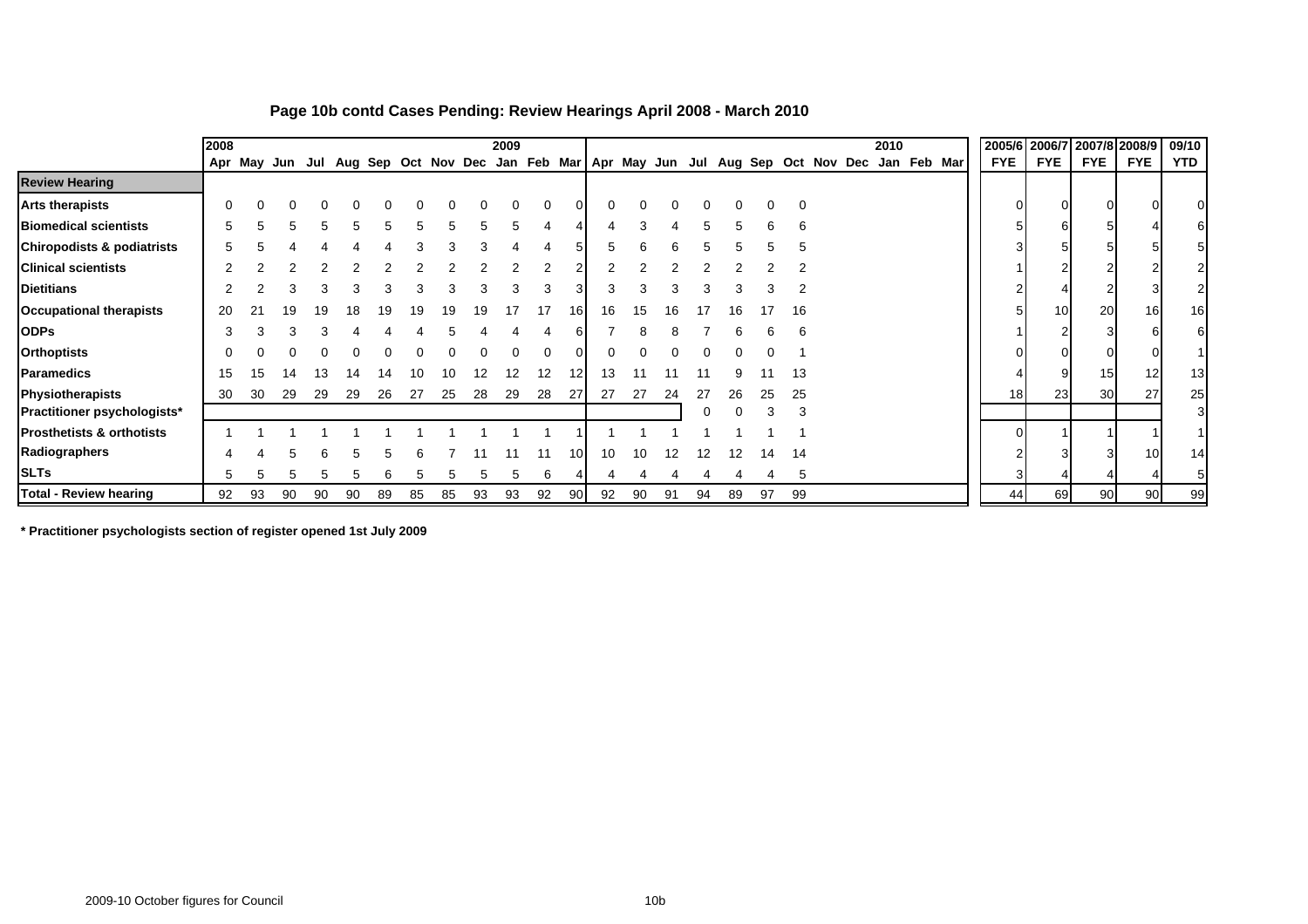## Page 10b contd Cases Pending: Review Hearings April 2008 - March 2010

| | 2008 | | | | | | | | | 2009 | | | | | | | | | | | | | | 2010 | | | 2005/6 | 2006/7 | 2007/8 | 2008/9 | 09/10 |
|---|---|---|---|---|---|---|---|---|---|---|---|---|---|---|---|---|---|---|---|---|---|---|---|---|---|---|---|---|---|---|---|
| | Apr | May | Jun | Jul | Aug | Sep | Oct | Nov | Dec | Jan | Feb | Mar | Apr | May | Jun | Jul | Aug | Sep | Oct | Nov | Dec | Jan | Feb | Mar | | | FYE | FYE | FYE | FYE | YTD |
| **Review Hearing** | | | | | | | | | | | | | | | | | | | | | | | | | | | | | | | |
| **Arts therapists** | 0 | 0 | 0 | 0 | 0 | 0 | 0 | 0 | 0 | 0 | 0 | 0 | 0 | 0 | 0 | 0 | 0 | 0 | 0 | | | | | | | | 0 | 0 | 0 | 0 | 0 |
| **Biomedical scientists** | 5 | 5 | 5 | 5 | 5 | 5 | 5 | 5 | 5 | 5 | 4 | 4 | 4 | 3 | 4 | 5 | 5 | 6 | 6 | | | | | | | | 5 | 6 | 5 | 4 | 6 |
| **Chiropodists & podiatrists** | 5 | 5 | 4 | 4 | 4 | 4 | 3 | 3 | 3 | 4 | 4 | 5 | 5 | 6 | 6 | 5 | 5 | 5 | 5 | | | | | | | | 3 | 5 | 5 | 5 | 5 |
| **Clinical scientists** | 2 | 2 | 2 | 2 | 2 | 2 | 2 | 2 | 2 | 2 | 2 | 2 | 2 | 2 | 2 | 2 | 2 | 2 | 2 | | | | | | | | 1 | 2 | 2 | 2 | 2 |
| **Dietitians** | 2 | 2 | 3 | 3 | 3 | 3 | 3 | 3 | 3 | 3 | 3 | 3 | 3 | 3 | 3 | 3 | 3 | 3 | 2 | | | | | | | | 2 | 4 | 2 | 3 | 2 |
| **Occupational therapists** | 20 | 21 | 19 | 19 | 18 | 19 | 19 | 19 | 19 | 17 | 17 | 16 | 16 | 15 | 16 | 17 | 16 | 17 | 16 | | | | | | | | 5 | 10 | 20 | 16 | 16 |
| **ODPs** | 3 | 3 | 3 | 3 | 4 | 4 | 4 | 5 | 4 | 4 | 4 | 6 | 7 | 8 | 8 | 7 | 6 | 6 | 6 | | | | | | | | 1 | 2 | 3 | 6 | 6 |
| **Orthoptists** | 0 | 0 | 0 | 0 | 0 | 0 | 0 | 0 | 0 | 0 | 0 | 0 | 0 | 0 | 0 | 0 | 0 | 0 | 1 | | | | | | | | 0 | 0 | 0 | 0 | 1 |
| **Paramedics** | 15 | 15 | 14 | 13 | 14 | 14 | 10 | 10 | 12 | 12 | 12 | 12 | 13 | 11 | 11 | 11 | 9 | 11 | 13 | | | | | | | | 4 | 9 | 15 | 12 | 13 |
| **Physiotherapists** | 30 | 30 | 29 | 29 | 29 | 26 | 27 | 25 | 28 | 29 | 28 | 27 | 27 | 27 | 24 | 27 | 26 | 25 | 25 | | | | | | | | 18 | 23 | 30 | 27 | 25 |
| **Practitioner psychologists*** | | | | | | | | | | | | | | | | 0 | 0 | 3 | 3 | | | | | | | | | | | | 3 |
| **Prosthetists & orthotists** | 1 | 1 | 1 | 1 | 1 | 1 | 1 | 1 | 1 | 1 | 1 | 1 | 1 | 1 | 1 | 1 | 1 | 1 | 1 | | | | | | | | 0 | 1 | 1 | 1 | 1 |
| **Radiographers** | 4 | 4 | 5 | 6 | 5 | 5 | 6 | 7 | 11 | 11 | 11 | 10 | 10 | 10 | 12 | 12 | 12 | 14 | 14 | | | | | | | | 2 | 3 | 3 | 10 | 14 |
| **SLTs** | 5 | 5 | 5 | 5 | 5 | 6 | 5 | 5 | 5 | 5 | 6 | 4 | 4 | 4 | 4 | 4 | 4 | 4 | 5 | | | | | | | | 3 | 4 | 4 | 4 | 5 |
| **Total - Review hearing** | 92 | 93 | 90 | 90 | 90 | 89 | 85 | 85 | 93 | 93 | 92 | 90 | 92 | 90 | 91 | 94 | 89 | 97 | 99 | | | | | | | | 44 | 69 | 90 | 90 | 99 |

**\* Practitioner psychologists section of register opened 1st July 2009**

2009-10 October figures for Council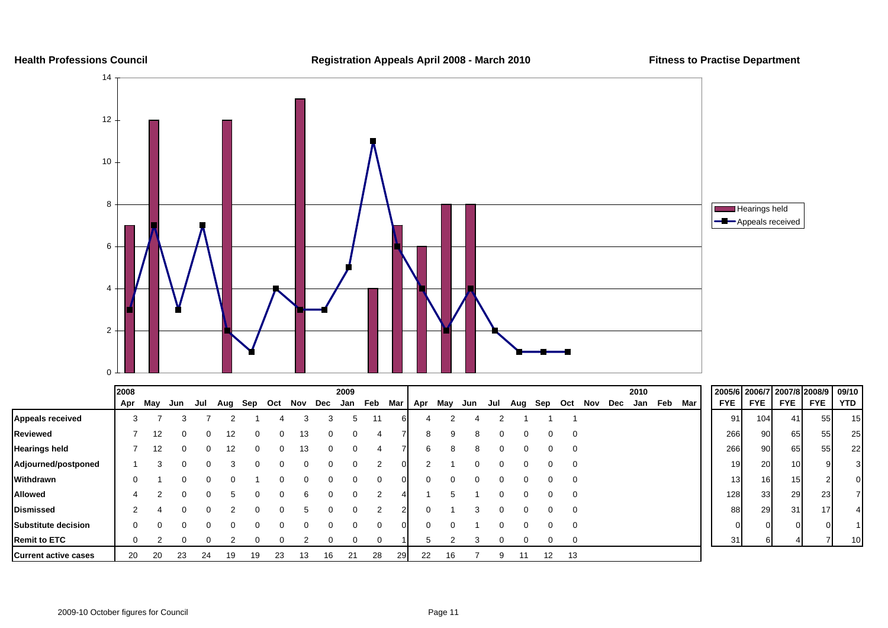**Health Professions Council** **Registration Appeals April 2008 - March 2010** **Fitness to Practise Department**

| | 2008 Apr | May | Jun | Jul | Aug | Sep | Oct | Nov | Dec | 2009 Jan | Feb | Mar | Apr | May | Jun | Jul | Aug | Sep | Oct | Nov | Dec | 2010 Jan | Feb | Mar |
|---|---|---|---|---|---|---|---|---|---|---|---|---|---|---|---|---|---|---|---|---|---|---|---|---|
| **Appeals received** | 3 | 7 | 3 | 7 | 2 | 1 | 4 | 3 | 3 | 5 | 11 | 6 | 4 | 2 | 4 | 2 | 1 | 1 | 1 | | | | | |
| **Reviewed** | 7 | 12 | 0 | 0 | 12 | 0 | 0 | 13 | 0 | 0 | 4 | 7 | 8 | 9 | 8 | 0 | 0 | 0 | 0 | | | | | |
| **Hearings held** | 7 | 12 | 0 | 0 | 12 | 0 | 0 | 13 | 0 | 0 | 4 | 7 | 6 | 8 | 8 | 0 | 0 | 0 | 0 | | | | | |
| **Adjourned/postponed** | 1 | 3 | 0 | 0 | 3 | 0 | 0 | 0 | 0 | 0 | 2 | 0 | 2 | 1 | 0 | 0 | 0 | 0 | 0 | | | | | |
| **Withdrawn** | 0 | 1 | 0 | 0 | 0 | 1 | 0 | 0 | 0 | 0 | 0 | 0 | 0 | 0 | 0 | 0 | 0 | 0 | 0 | | | | | |
| **Allowed** | 4 | 2 | 0 | 0 | 5 | 0 | 0 | 6 | 0 | 0 | 2 | 4 | 1 | 5 | 1 | 0 | 0 | 0 | 0 | | | | | |
| **Dismissed** | 2 | 4 | 0 | 0 | 2 | 0 | 0 | 5 | 0 | 0 | 2 | 2 | 0 | 1 | 3 | 0 | 0 | 0 | 0 | | | | | |
| **Substitute decision** | 0 | 0 | 0 | 0 | 0 | 0 | 0 | 0 | 0 | 0 | 0 | 0 | 0 | 0 | 1 | 0 | 0 | 0 | 0 | | | | | |
| **Remit to ETC** | 0 | 2 | 0 | 0 | 2 | 0 | 0 | 2 | 0 | 0 | 0 | 1 | 5 | 2 | 3 | 0 | 0 | 0 | 0 | | | | | |
| **Current active cases** | 20 | 20 | 23 | 24 | 19 | 19 | 23 | 13 | 16 | 21 | 28 | 29 | 22 | 16 | 7 | 9 | 11 | 12 | 13 | | | | | |

| | 2005/6 FYE | 2006/7 FYE | 2007/8 FYE | 2008/9 FYE | 09/10 YTD |
|---|---|---|---|---|---|
| **Appeals received** | 91 | 104 | 41 | 55 | 15 |
| **Reviewed** | 266 | 90 | 65 | 55 | 25 |
| **Hearings held** | 266 | 90 | 65 | 55 | 22 |
| **Adjourned/postponed** | 19 | 20 | 10 | 9 | 3 |
| **Withdrawn** | 13 | 16 | 15 | 2 | 0 |
| **Allowed** | 128 | 33 | 29 | 23 | 7 |
| **Dismissed** | 88 | 29 | 31 | 17 | 4 |
| **Substitute decision** | 0 | 0 | 0 | 0 | 1 |
| **Remit to ETC** | 31 | 6 | 4 | 7 | 10 |

2009-10 October figures for Council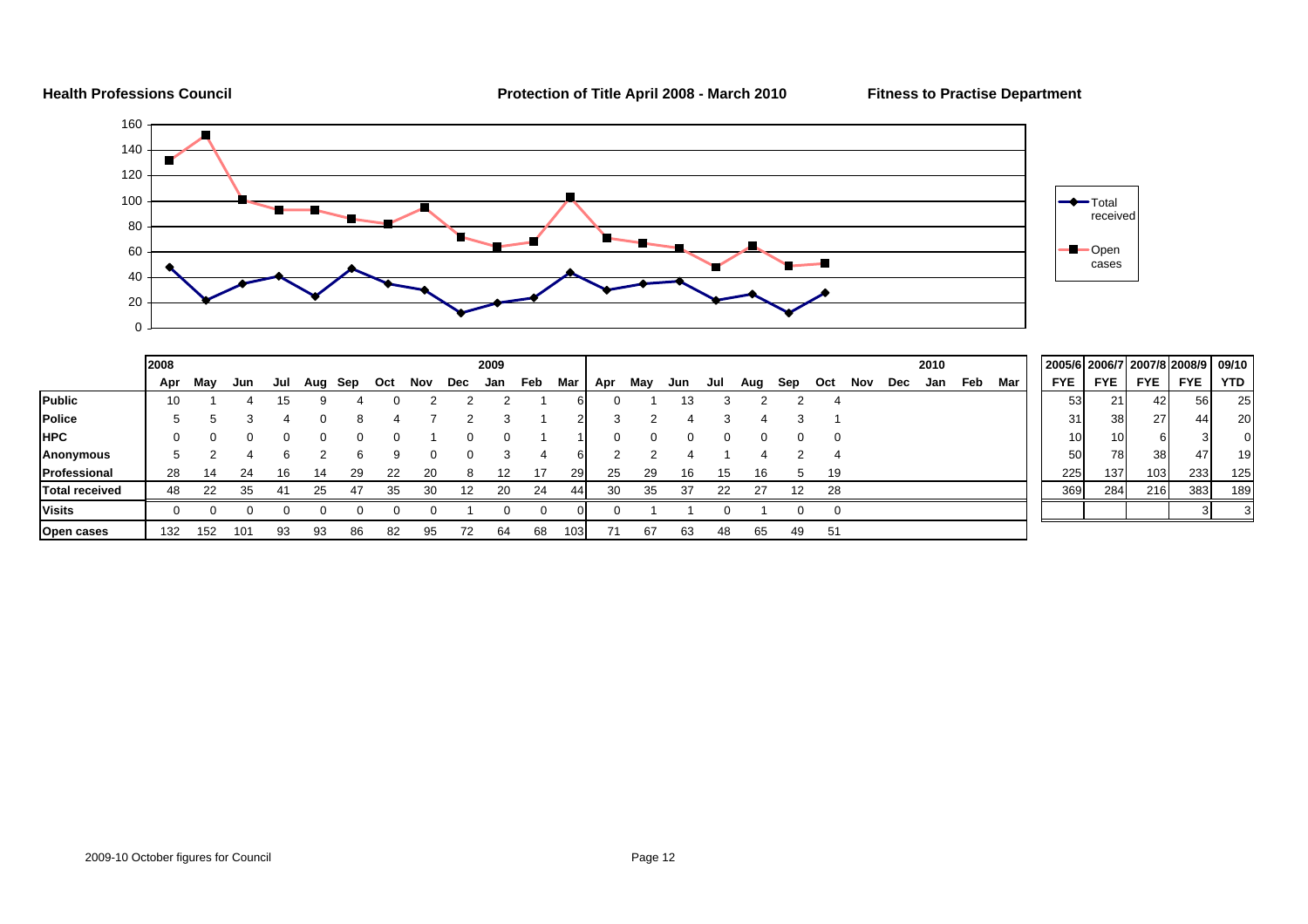**Health Professions Council** **Protection of Title April 2008 - March 2010** **Fitness to Practise Department**

| | 2008 | | | | | | | | | 2009 | | | | | | | | | | | | 2010 | | | 2005/6 | 2006/7 | 2007/8 | 2008/9 | 09/10 |
|---|---|---|---|---|---|---|---|---|---|---|---|---|---|---|---|---|---|---|---|---|---|---|---|---|---|---|---|---|---|
| | Apr | May | Jun | Jul | Aug | Sep | Oct | Nov | Dec | Jan | Feb | Mar | Apr | May | Jun | Jul | Aug | Sep | Oct | Nov | Dec | Jan | Feb | Mar | FYE | FYE | FYE | FYE | YTD |
| **Public** | 10 | 1 | 4 | 15 | 9 | 4 | 0 | 2 | 2 | 2 | 1 | 6 | 0 | 1 | 13 | 3 | 2 | 2 | 4 | | | | | | 53 | 21 | 42 | 56 | 25 |
| **Police** | 5 | 5 | 3 | 4 | 0 | 8 | 4 | 7 | 2 | 3 | 1 | 2 | 3 | 2 | 4 | 3 | 4 | 3 | 1 | | | | | | 31 | 38 | 27 | 44 | 20 |
| **HPC** | 0 | 0 | 0 | 0 | 0 | 0 | 0 | 1 | 0 | 0 | 1 | 1 | 0 | 0 | 0 | 0 | 0 | 0 | 0 | | | | | | 10 | 10 | 6 | 3 | 0 |
| **Anonymous** | 5 | 2 | 4 | 6 | 2 | 6 | 9 | 0 | 0 | 3 | 4 | 6 | 2 | 2 | 4 | 1 | 4 | 2 | 4 | | | | | | 50 | 78 | 38 | 47 | 19 |
| **Professional** | 28 | 14 | 24 | 16 | 14 | 29 | 22 | 20 | 8 | 12 | 17 | 29 | 25 | 29 | 16 | 15 | 16 | 5 | 19 | | | | | | 225 | 137 | 103 | 233 | 125 |
| **Total received** | 48 | 22 | 35 | 41 | 25 | 47 | 35 | 30 | 12 | 20 | 24 | 44 | 30 | 35 | 37 | 22 | 27 | 12 | 28 | | | | | | 369 | 284 | 216 | 383 | 189 |
| **Visits** | 0 | 0 | 0 | 0 | 0 | 0 | 0 | 0 | 1 | 0 | 0 | 0 | 0 | 1 | 1 | 0 | 1 | 0 | 0 | | | | | | | | | 3 | 3 |
| **Open cases** | 132 | 152 | 101 | 93 | 93 | 86 | 82 | 95 | 72 | 64 | 68 | 103 | 71 | 67 | 63 | 48 | 65 | 49 | 51 | | | | | | | | | | |

2009-10 October figures for Council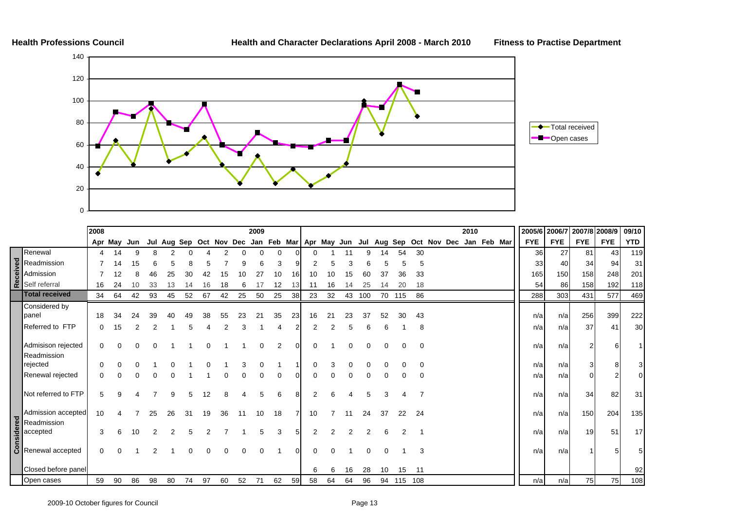**Health Professions Council** | **Health and Character Declarations April 2008 - March 2010** | **Fitness to Practise Department**

| | | 2008 | | | | | | | | | 2009 | | | | | | | | | | | | | 2010 | | | | | 2005/6 | 2006/7 | 2007/8 | 2008/9 | 09/10 |
|---|---|---|---|---|---|---|---|---|---|---|---|---|---|---|---|---|---|---|---|---|---|---|---|---|---|---|---|---|---|---|---|---|---|
| | | Apr | May | Jun | Jul | Aug | Sep | Oct | Nov | Dec | Jan | Feb | Mar | Apr | May | Jun | Jul | Aug | Sep | Oct | Nov | Dec | Jan | Feb | Mar | | FYE | FYE | FYE | FYE | YTD |
| Received | Renewal | 4 | 14 | 9 | 8 | 2 | 0 | 4 | 2 | 0 | 0 | 0 | 0 | 0 | 1 | 11 | 9 | 14 | 54 | 30 | | | | | | | 36 | 27 | 81 | 43 | 119 |
| | Readmission | 7 | 14 | 15 | 6 | 5 | 8 | 5 | 7 | 9 | 6 | 3 | 9 | 2 | 5 | 3 | 6 | 5 | 5 | 5 | | | | | | | 33 | 40 | 34 | 94 | 31 |
| | Admission | 7 | 12 | 8 | 46 | 25 | 30 | 42 | 15 | 10 | 27 | 10 | 16 | 10 | 10 | 15 | 60 | 37 | 36 | 33 | | | | | | | 165 | 150 | 158 | 248 | 201 |
| | Self referral | 16 | 24 | 10 | 33 | 13 | 14 | 16 | 18 | 6 | 17 | 12 | 13 | 11 | 16 | 14 | 25 | 14 | 20 | 18 | | | | | | | 54 | 86 | 158 | 192 | 118 |
| | **Total received** | 34 | 64 | 42 | 93 | 45 | 52 | 67 | 42 | 25 | 50 | 25 | 38 | 23 | 32 | 43 | 100 | 70 | 115 | 86 | | | | | | | 288 | 303 | 431 | 577 | 469 |
| Considered | Considered by panel | 18 | 34 | 24 | 39 | 40 | 49 | 38 | 55 | 23 | 21 | 35 | 23 | 16 | 21 | 23 | 37 | 52 | 30 | 43 | | | | | | | n/a | n/a | 256 | 399 | 222 |
| | Referred to FTP | 0 | 15 | 2 | 2 | 1 | 5 | 4 | 2 | 3 | 1 | 4 | 2 | 2 | 2 | 5 | 6 | 6 | 1 | 8 | | | | | | | n/a | n/a | 37 | 41 | 30 |
| | Admisison rejected | 0 | 0 | 0 | 0 | 1 | 1 | 0 | 1 | 1 | 0 | 2 | 0 | 0 | 1 | 0 | 0 | 0 | 0 | 0 | | | | | | | n/a | n/a | 2 | 6 | 1 |
| | Readmission rejected | 0 | 0 | 0 | 1 | 0 | 1 | 0 | 1 | 3 | 0 | 1 | 1 | 0 | 3 | 0 | 0 | 0 | 0 | 0 | | | | | | | n/a | n/a | 3 | 8 | 3 |
| | Renewal rejected | 0 | 0 | 0 | 0 | 0 | 1 | 1 | 0 | 0 | 0 | 0 | 0 | 0 | 0 | 0 | 0 | 0 | 0 | 0 | | | | | | | n/a | n/a | 0 | 2 | 0 |
| | Not referred to FTP | 5 | 9 | 4 | 7 | 9 | 5 | 12 | 8 | 4 | 5 | 6 | 8 | 2 | 6 | 4 | 5 | 3 | 4 | 7 | | | | | | | n/a | n/a | 34 | 82 | 31 |
| | Admission accepted | 10 | 4 | 7 | 25 | 26 | 31 | 19 | 36 | 11 | 10 | 18 | 7 | 10 | 7 | 11 | 24 | 37 | 22 | 24 | | | | | | | n/a | n/a | 150 | 204 | 135 |
| | Readmission accepted | 3 | 6 | 10 | 2 | 2 | 5 | 2 | 7 | 1 | 5 | 3 | 5 | 2 | 2 | 2 | 2 | 6 | 2 | 1 | | | | | | | n/a | n/a | 19 | 51 | 17 |
| | Renewal accepted | 0 | 0 | 1 | 2 | 1 | 0 | 0 | 0 | 0 | 0 | 1 | 0 | 0 | 0 | 1 | 0 | 0 | 1 | 3 | | | | | | | n/a | n/a | 1 | 5 | 5 |
| | Closed before panel | | | | | | | | | | | | | 6 | 6 | 16 | 28 | 10 | 15 | 11 | | | | | | | | | | | 92 |
| | Open cases | 59 | 90 | 86 | 98 | 80 | 74 | 97 | 60 | 52 | 71 | 62 | 59 | 58 | 64 | 64 | 96 | 94 | 115 | 108 | | | | | | | n/a | n/a | 75 | 75 | 108 |

2009-10 October figures for Council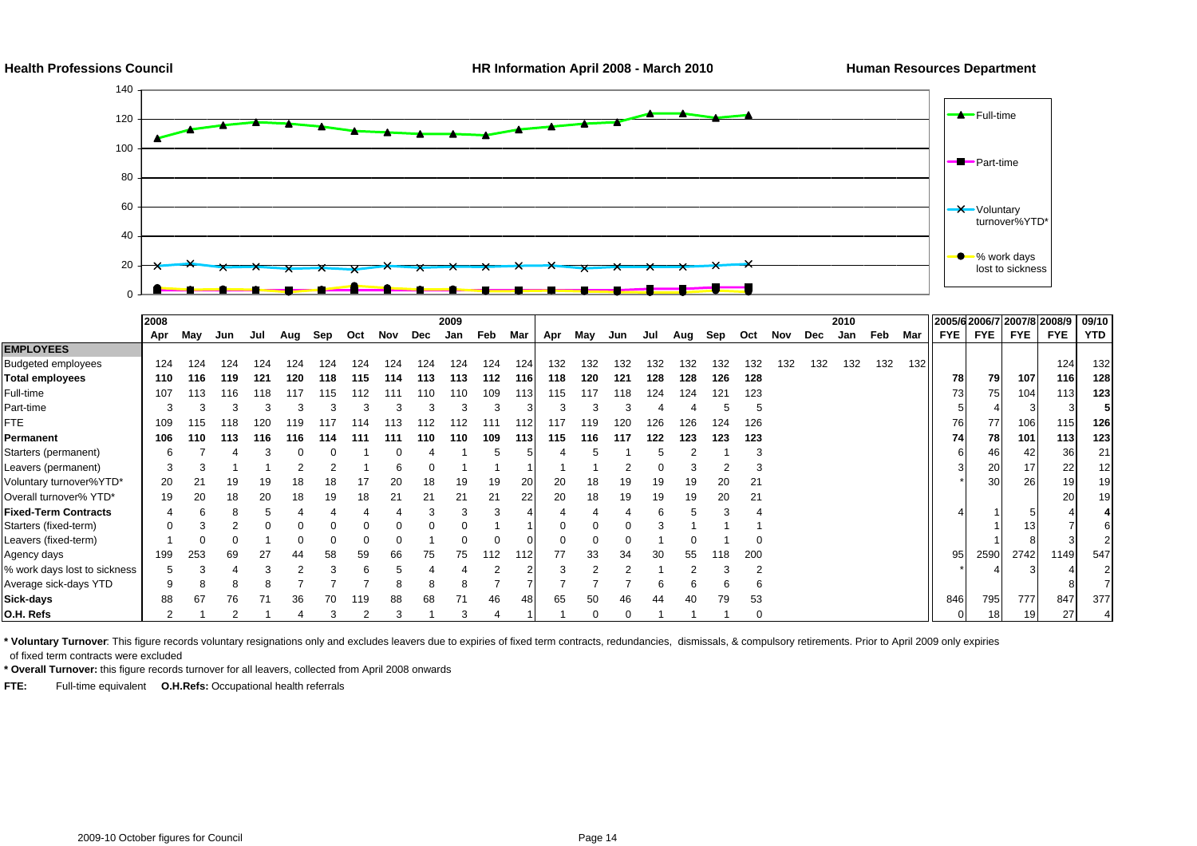**Health Professions Council** — **HR Information April 2008 - March 2010** — **Human Resources Department**

Legend: Full-time; Part-time; Voluntary turnover%YTD*; % work days lost to sickness

| | 2008 | | | | | | | | | 2009 | | | | | | | | | | | | | | 2010 | | | 2005/6 | 2006/7 | 2007/8 | 2008/9 | 09/10 |
|---|---|---|---|---|---|---|---|---|---|---|---|---|---|---|---|---|---|---|---|---|---|---|---|---|---|---|---|---|---|---|---|
| | Apr | May | Jun | Jul | Aug | Sep | Oct | Nov | Dec | Jan | Feb | Mar | Apr | May | Jun | Jul | Aug | Sep | Oct | Nov | Dec | Jan | Feb | Mar | FYE | FYE | FYE | FYE | YTD |
| **EMPLOYEES** | | | | | | | | | | | | | | | | | | | | | | | | | | | | | |
| Budgeted employees | 124 | 124 | 124 | 124 | 124 | 124 | 124 | 124 | 124 | 124 | 124 | 124 | 132 | 132 | 132 | 132 | 132 | 132 | 132 | 132 | 132 | 132 | 132 | 132 | | | | 124 | 132 |
| **Total employees** | **110** | **116** | **119** | **121** | **120** | **118** | **115** | **114** | **113** | **113** | **112** | **116** | **118** | **120** | **121** | **128** | **128** | **126** | **128** | | | | | | **78** | **79** | **107** | **116** | **128** |
| Full-time | 107 | 113 | 116 | 118 | 117 | 115 | 112 | 111 | 110 | 110 | 109 | 113 | 115 | 117 | 118 | 124 | 124 | 121 | 123 | | | | | | 73 | 75 | 104 | 113 | **123** |
| Part-time | 3 | 3 | 3 | 3 | 3 | 3 | 3 | 3 | 3 | 3 | 3 | 3 | 3 | 3 | 3 | 4 | 4 | 5 | 5 | | | | | | 5 | 4 | 3 | 3 | **5** |
| FTE | 109 | 115 | 118 | 120 | 119 | 117 | 114 | 113 | 112 | 112 | 111 | 112 | 117 | 119 | 120 | 126 | 126 | 124 | 126 | | | | | | 76 | 77 | 106 | 115 | **126** |
| **Permanent** | **106** | **110** | **113** | **116** | **116** | **114** | **111** | **111** | **110** | **110** | **109** | **113** | **115** | **116** | **117** | **122** | **123** | **123** | **123** | | | | | | **74** | **78** | **101** | **113** | **123** |
| Starters (permanent) | 6 | 7 | 4 | 3 | 0 | 0 | 1 | 0 | 4 | 1 | 5 | 5 | 4 | 5 | 1 | 5 | 2 | 1 | 3 | | | | | | 6 | 46 | 42 | 36 | 21 |
| Leavers (permanent) | 3 | 3 | 1 | 1 | 2 | 2 | 1 | 6 | 0 | 1 | 1 | 1 | 1 | 1 | 2 | 0 | 3 | 2 | 3 | | | | | | 3 | 20 | 17 | 22 | 12 |
| Voluntary turnover%YTD* | 20 | 21 | 19 | 19 | 18 | 18 | 17 | 20 | 18 | 19 | 19 | 20 | 20 | 18 | 19 | 19 | 19 | 20 | 21 | | | | | | * | 30 | 26 | 19 | 19 |
| Overall turnover% YTD* | 19 | 20 | 18 | 20 | 18 | 19 | 18 | 21 | 21 | 21 | 21 | 22 | 20 | 18 | 19 | 19 | 19 | 20 | 21 | | | | | | | | | 20 | 19 |
| **Fixed-Term Contracts** | 4 | 6 | 8 | 5 | 4 | 4 | 4 | 4 | 3 | 3 | 3 | 4 | 4 | 4 | 4 | 6 | 5 | 3 | 4 | | | | | | 4 | 1 | 5 | 4 | **4** |
| Starters (fixed-term) | 0 | 3 | 2 | 0 | 0 | 0 | 0 | 0 | 0 | 0 | 1 | 1 | 0 | 0 | 0 | 3 | 1 | 1 | 1 | | | | | | | 1 | 13 | 7 | 6 |
| Leavers (fixed-term) | 1 | 0 | 0 | 1 | 0 | 0 | 0 | 0 | 1 | 0 | 0 | 0 | 0 | 0 | 0 | 1 | 0 | 1 | 0 | | | | | | | 1 | 8 | 3 | 2 |
| Agency days | 199 | 253 | 69 | 27 | 44 | 58 | 59 | 66 | 75 | 75 | 112 | 112 | 77 | 33 | 34 | 30 | 55 | 118 | 200 | | | | | | 95 | 2590 | 2742 | 1149 | 547 |
| % work days lost to sickness | 5 | 3 | 4 | 3 | 2 | 3 | 6 | 5 | 4 | 4 | 2 | 2 | 3 | 2 | 2 | 1 | 2 | 3 | 2 | | | | | | * | 4 | 3 | 4 | 2 |
| Average sick-days YTD | 9 | 8 | 8 | 8 | 7 | 7 | 7 | 8 | 8 | 8 | 7 | 7 | 7 | 7 | 7 | 6 | 6 | 6 | 6 | | | | | | | | | 8 | 7 |
| **Sick-days** | 88 | 67 | 76 | 71 | 36 | 70 | 119 | 88 | 68 | 71 | 46 | 48 | 65 | 50 | 46 | 44 | 40 | 79 | 53 | | | | | | 846 | 795 | 777 | 847 | 377 |
| **O.H. Refs** | 2 | 1 | 2 | 1 | 4 | 3 | 2 | 3 | 1 | 3 | 4 | 1 | 1 | 0 | 0 | 1 | 1 | 1 | 0 | | | | | | 0 | 18 | 19 | 27 | 4 |

**\* Voluntary Turnover**: This figure records voluntary resignations only and excludes leavers due to expiries of fixed term contracts, redundancies, dismissals, & compulsory retirements. Prior to April 2009 only expiries of fixed term contracts were excluded

**\* Overall Turnover:** this figure records turnover for all leavers, collected from April 2008 onwards

**FTE:** Full-time equivalent **O.H.Refs:** Occupational health referrals

2009-10 October figures for Council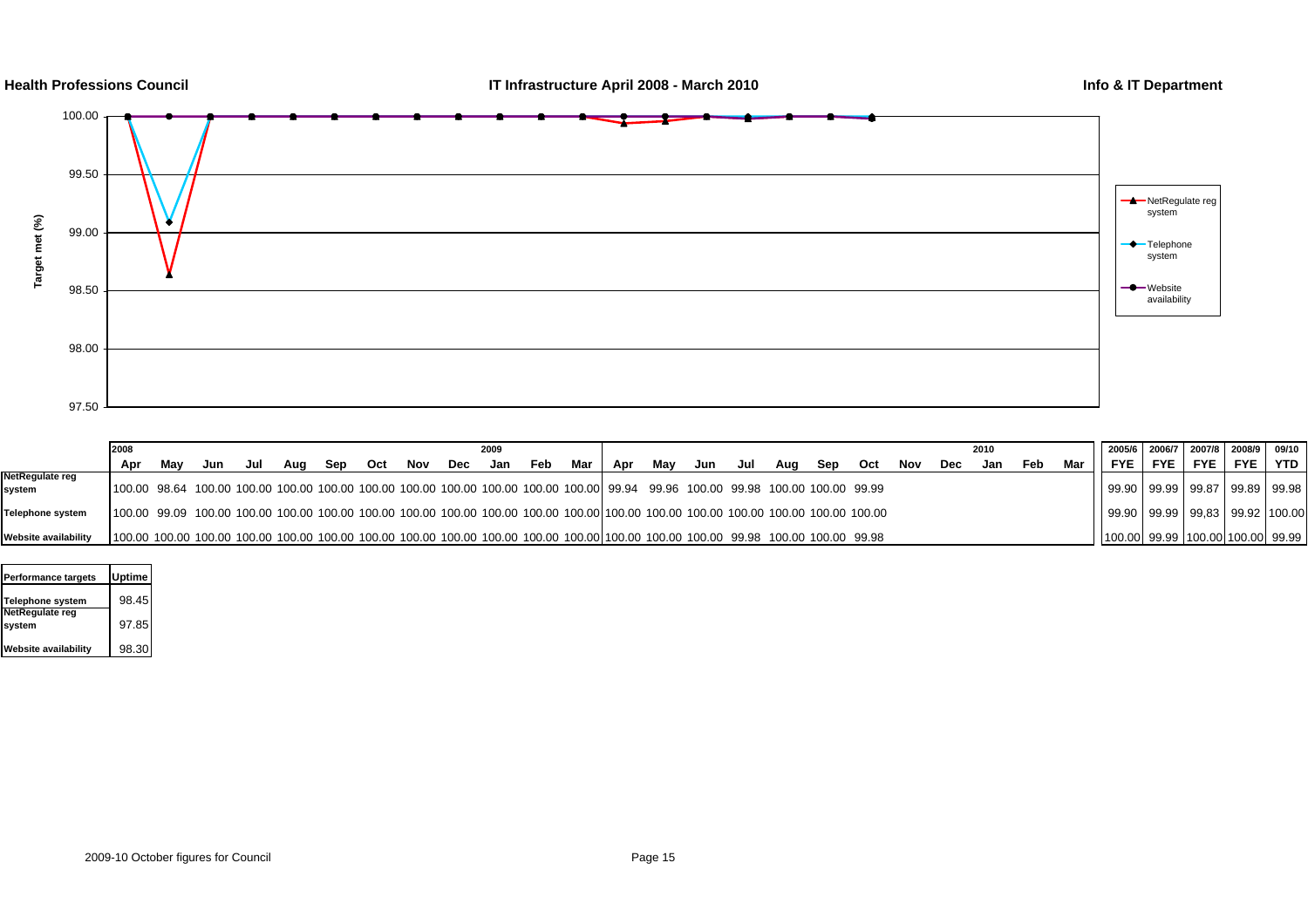**Health Professions Council** **IT Infrastructure April 2008 - March 2010** **Info & IT Department**

| | 2008 Apr | May | Jun | Jul | Aug | Sep | Oct | Nov | Dec | 2009 Jan | Feb | Mar | Apr | May | Jun | Jul | Aug | Sep | Oct | Nov | Dec | 2010 Jan | Feb | Mar | 2005/6 FYE | 2006/7 FYE | 2007/8 FYE | 2008/9 FYE | 09/10 YTD |
|---|---|---|---|---|---|---|---|---|---|---|---|---|---|---|---|---|---|---|---|---|---|---|---|---|---|---|---|---|---|
| NetRegulate reg system | 100.00 | 98.64 | 100.00 | 100.00 | 100.00 | 100.00 | 100.00 | 100.00 | 100.00 | 100.00 | 100.00 | 100.00 | 99.94 | 99.96 | 100.00 | 99.98 | 100.00 | 100.00 | 99.99 | | | | | | 99.90 | 99.99 | 99.87 | 99.89 | 99.98 |
| Telephone system | 100.00 | 99.09 | 100.00 | 100.00 | 100.00 | 100.00 | 100.00 | 100.00 | 100.00 | 100.00 | 100.00 | 100.00 | 100.00 | 100.00 | 100.00 | 100.00 | 100.00 | 100.00 | 100.00 | | | | | | 99.90 | 99.99 | 99,83 | 99.92 | 100.00 |
| Website availability | 100.00 | 100.00 | 100.00 | 100.00 | 100.00 | 100.00 | 100.00 | 100.00 | 100.00 | 100.00 | 100.00 | 100.00 | 100.00 | 100.00 | 100.00 | 99.98 | 100.00 | 100.00 | 99.98 | | | | | | 100.00 | 99.99 | 100.00 | 100.00 | 99.99 |

| Performance targets | Uptime |
|---|---|
| Telephone system | 98.45 |
| NetRegulate reg system | 97.85 |
| Website availability | 98.30 |

2009-10 October figures for Council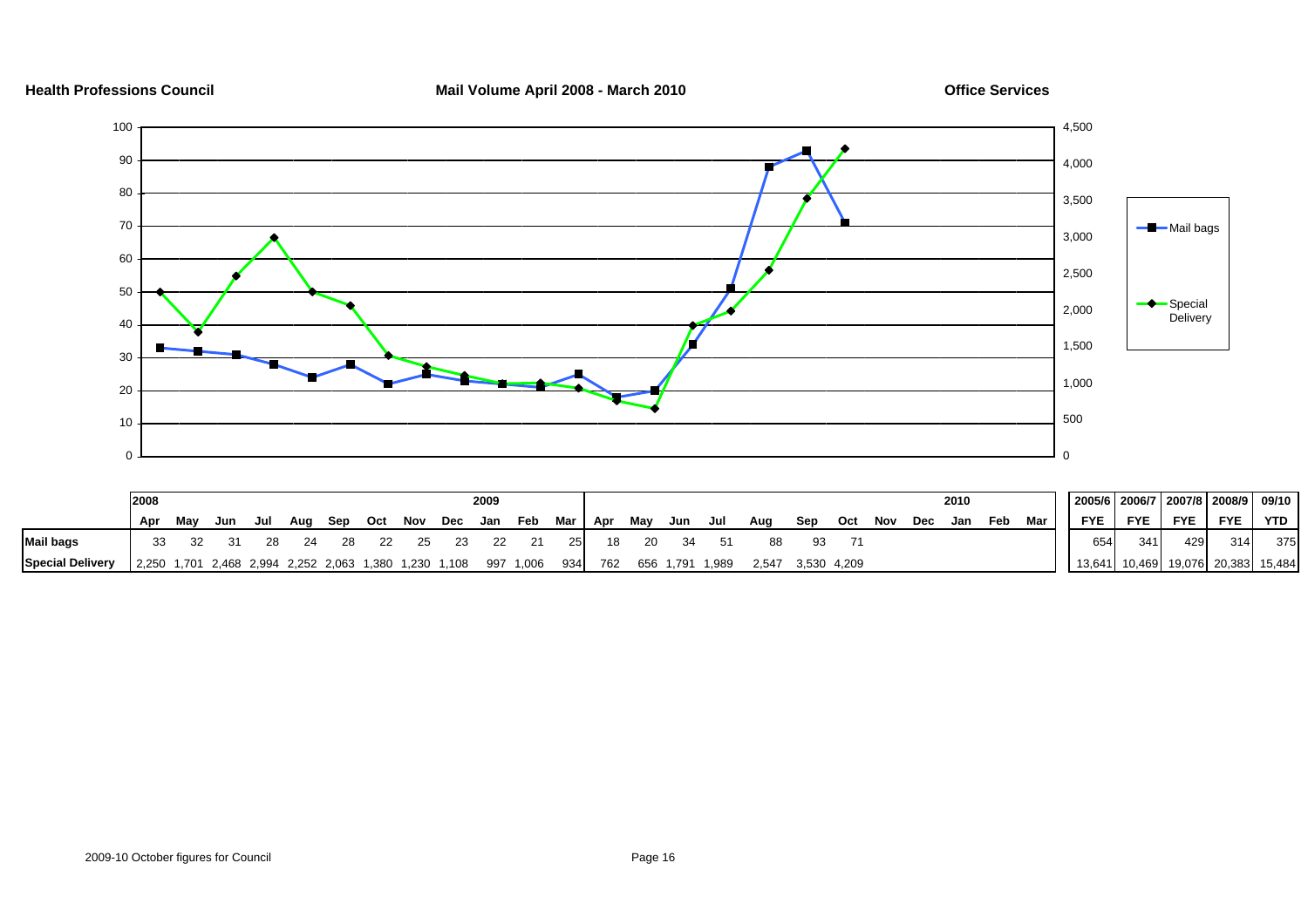**Health Professions Council** | **Mail Volume April 2008 - March 2010** | **Office Services**

| | 2008 | | | | | | | | | 2009 | | | | | | | | | | | | 2010 | | | 2005/6 | 2006/7 | 2007/8 | 2008/9 | 09/10 |
|---|---|---|---|---|---|---|---|---|---|---|---|---|---|---|---|---|---|---|---|---|---|---|---|---|---|---|---|---|---|
| | Apr | May | Jun | Jul | Aug | Sep | Oct | Nov | Dec | Jan | Feb | Mar | Apr | May | Jun | Jul | Aug | Sep | Oct | Nov | Dec | Jan | Feb | Mar | FYE | FYE | FYE | FYE | YTD |
| **Mail bags** | 33 | 32 | 31 | 28 | 24 | 28 | 22 | 25 | 23 | 22 | 21 | 25 | 18 | 20 | 34 | 51 | 88 | 93 | 71 | | | | | | 654 | 341 | 429 | 314 | 375 |
| **Special Delivery** | 2,250 | 1,701 | 2,468 | 2,994 | 2,252 | 2,063 | 1,380 | 1,230 | 1,108 | 997 | 1,006 | 934 | 762 | 656 | 1,791 | 1,989 | 2,547 | 3,530 | 4,209 | | | | | | 13,641 | 10,469 | 19,076 | 20,383 | 15,484 |

2009-10 October figures for Council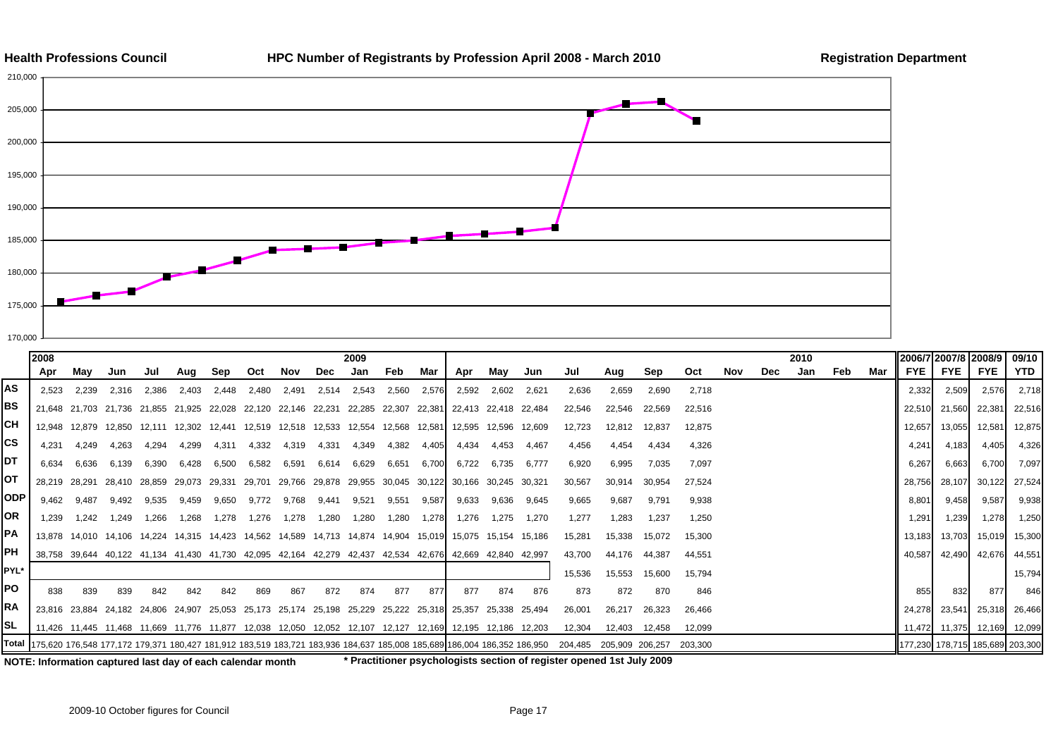**Health Professions Council** **HPC Number of Registrants by Profession April 2008 - March 2010** **Registration Department**

| | 2008 | | | | | | | | | 2009 | | | | | | | | | | | | | | 2010 | | | 2006/7 | 2007/8 | 2008/9 | 09/10 |
|---|---|---|---|---|---|---|---|---|---|---|---|---|---|---|---|---|---|---|---|---|---|---|---|---|---|---|---|---|---|---|
| | Apr | May | Jun | Jul | Aug | Sep | Oct | Nov | Dec | Jan | Feb | Mar | Apr | May | Jun | Jul | Aug | Sep | Oct | Nov | Dec | Jan | Feb | Mar | FYE | FYE | FYE | YTD |
| **AS** | 2,523 | 2,239 | 2,316 | 2,386 | 2,403 | 2,448 | 2,480 | 2,491 | 2,514 | 2,543 | 2,560 | 2,576 | 2,592 | 2,602 | 2,621 | 2,636 | 2,659 | 2,690 | 2,718 | | | | | | 2,332 | 2,509 | 2,576 | 2,718 |
| **BS** | 21,648 | 21,703 | 21,736 | 21,855 | 21,925 | 22,028 | 22,120 | 22,146 | 22,231 | 22,285 | 22,307 | 22,381 | 22,413 | 22,418 | 22,484 | 22,546 | 22,546 | 22,569 | 22,516 | | | | | | 22,510 | 21,560 | 22,381 | 22,516 |
| **CH** | 12,948 | 12,879 | 12,850 | 12,111 | 12,302 | 12,441 | 12,519 | 12,518 | 12,533 | 12,554 | 12,568 | 12,581 | 12,595 | 12,596 | 12,609 | 12,723 | 12,812 | 12,837 | 12,875 | | | | | | 12,657 | 13,055 | 12,581 | 12,875 |
| **CS** | 4,231 | 4,249 | 4,263 | 4,294 | 4,299 | 4,311 | 4,332 | 4,319 | 4,331 | 4,349 | 4,382 | 4,405 | 4,434 | 4,453 | 4,467 | 4,456 | 4,454 | 4,434 | 4,326 | | | | | | 4,241 | 4,183 | 4,405 | 4,326 |
| **DT** | 6,634 | 6,636 | 6,139 | 6,390 | 6,428 | 6,500 | 6,582 | 6,591 | 6,614 | 6,629 | 6,651 | 6,700 | 6,722 | 6,735 | 6,777 | 6,920 | 6,995 | 7,035 | 7,097 | | | | | | 6,267 | 6,663 | 6,700 | 7,097 |
| **OT** | 28,219 | 28,291 | 28,410 | 28,859 | 29,073 | 29,331 | 29,701 | 29,766 | 29,878 | 29,955 | 30,045 | 30,122 | 30,166 | 30,245 | 30,321 | 30,567 | 30,914 | 30,954 | 27,524 | | | | | | 28,756 | 28,107 | 30,122 | 27,524 |
| **ODP** | 9,462 | 9,487 | 9,492 | 9,535 | 9,459 | 9,650 | 9,772 | 9,768 | 9,441 | 9,521 | 9,551 | 9,587 | 9,633 | 9,636 | 9,645 | 9,665 | 9,687 | 9,791 | 9,938 | | | | | | 8,801 | 9,458 | 9,587 | 9,938 |
| **OR** | 1,239 | 1,242 | 1,249 | 1,266 | 1,268 | 1,278 | 1,276 | 1,278 | 1,280 | 1,280 | 1,280 | 1,278 | 1,276 | 1,275 | 1,270 | 1,277 | 1,283 | 1,237 | 1,250 | | | | | | 1,291 | 1,239 | 1,278 | 1,250 |
| **PA** | 13,878 | 14,010 | 14,106 | 14,224 | 14,315 | 14,423 | 14,562 | 14,589 | 14,713 | 14,874 | 14,904 | 15,019 | 15,075 | 15,154 | 15,186 | 15,281 | 15,338 | 15,072 | 15,300 | | | | | | 13,183 | 13,703 | 15,019 | 15,300 |
| **PH** | 38,758 | 39,644 | 40,122 | 41,134 | 41,430 | 41,730 | 42,095 | 42,164 | 42,279 | 42,437 | 42,534 | 42,676 | 42,669 | 42,840 | 42,997 | 43,700 | 44,176 | 44,387 | 44,551 | | | | | | 40,587 | 42,490 | 42,676 | 44,551 |
| **PYL*** | | | | | | | | | | | | | | | | 15,536 | 15,553 | 15,600 | 15,794 | | | | | | | | | 15,794 |
| **PO** | 838 | 839 | 839 | 842 | 842 | 842 | 869 | 867 | 872 | 874 | 877 | 877 | 877 | 874 | 876 | 873 | 872 | 870 | 846 | | | | | | 855 | 832 | 877 | 846 |
| **RA** | 23,816 | 23,884 | 24,182 | 24,806 | 24,907 | 25,053 | 25,173 | 25,174 | 25,198 | 25,229 | 25,222 | 25,318 | 25,357 | 25,338 | 25,494 | 26,001 | 26,217 | 26,323 | 26,466 | | | | | | 24,278 | 23,541 | 25,318 | 26,466 |
| **SL** | 11,426 | 11,445 | 11,468 | 11,669 | 11,776 | 11,877 | 12,038 | 12,050 | 12,052 | 12,107 | 12,127 | 12,169 | 12,195 | 12,186 | 12,203 | 12,304 | 12,403 | 12,458 | 12,099 | | | | | | 11,472 | 11,375 | 12,169 | 12,099 |
| **Total** | 175,620 | 176,548 | 177,172 | 179,371 | 180,427 | 181,912 | 183,519 | 183,721 | 183,936 | 184,637 | 185,008 | 185,689 | 186,004 | 186,352 | 186,950 | 204,485 | 205,909 | 206,257 | 203,300 | | | | | | 177,230 | 178,715 | 185,689 | 203,300 |

**NOTE: Information captured last day of each calendar month**

**\* Practitioner psychologists section of register opened 1st July 2009**

2009-10 October figures for Council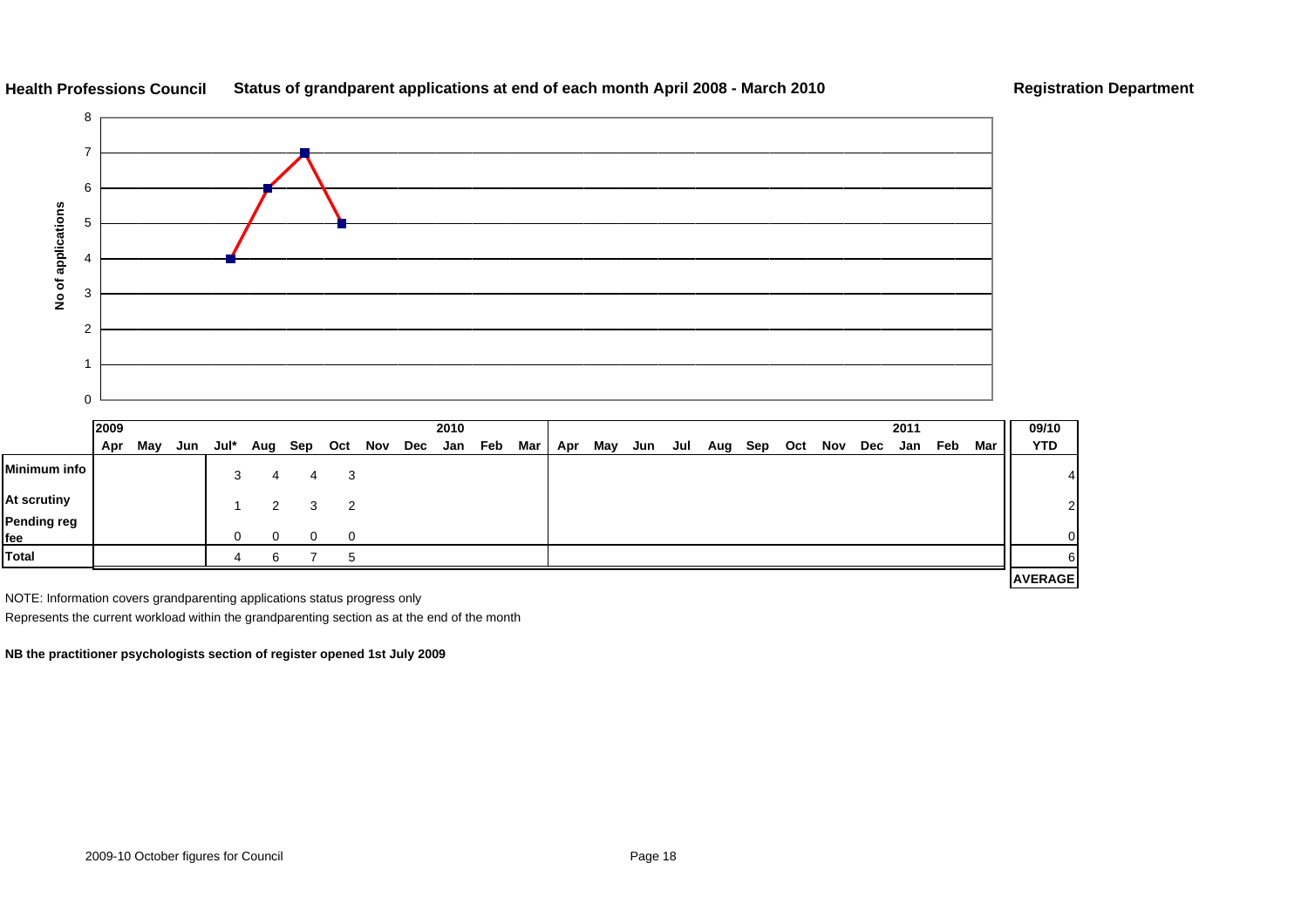**Health Professions Council** **Status of grandparent applications at end of each month April 2008 - March 2010** **Registration Department**

| | 2009 | | | | | | | | | 2010 | | | | | | | | | | | | | 2011 | | | 09/10 |
|---|---|---|---|---|---|---|---|---|---|---|---|---|---|---|---|---|---|---|---|---|---|---|---|---|---|---|
| | Apr | May | Jun | Jul* | Aug | Sep | Oct | Nov | Dec | Jan | Feb | Mar | Apr | May | Jun | Jul | Aug | Sep | Oct | Nov | Dec | Jan | Feb | Mar | | YTD |
| **Minimum info** | | | | 3 | 4 | 4 | 3 | | | | | | | | | | | | | | | | | | | 4 |
| **At scrutiny** | | | | 1 | 2 | 3 | 2 | | | | | | | | | | | | | | | | | | | 2 |
| **Pending reg fee** | | | | 0 | 0 | 0 | 0 | | | | | | | | | | | | | | | | | | | 0 |
| **Total** | | | | 4 | 6 | 7 | 5 | | | | | | | | | | | | | | | | | | | 6 |
| | | | | | | | | | | | | | | | | | | | | | | | | | | **AVERAGE** |

NOTE: Information covers grandparenting applications status progress only

Represents the current workload within the grandparenting section as at the end of the month

**NB the practitioner psychologists section of register opened 1st July 2009**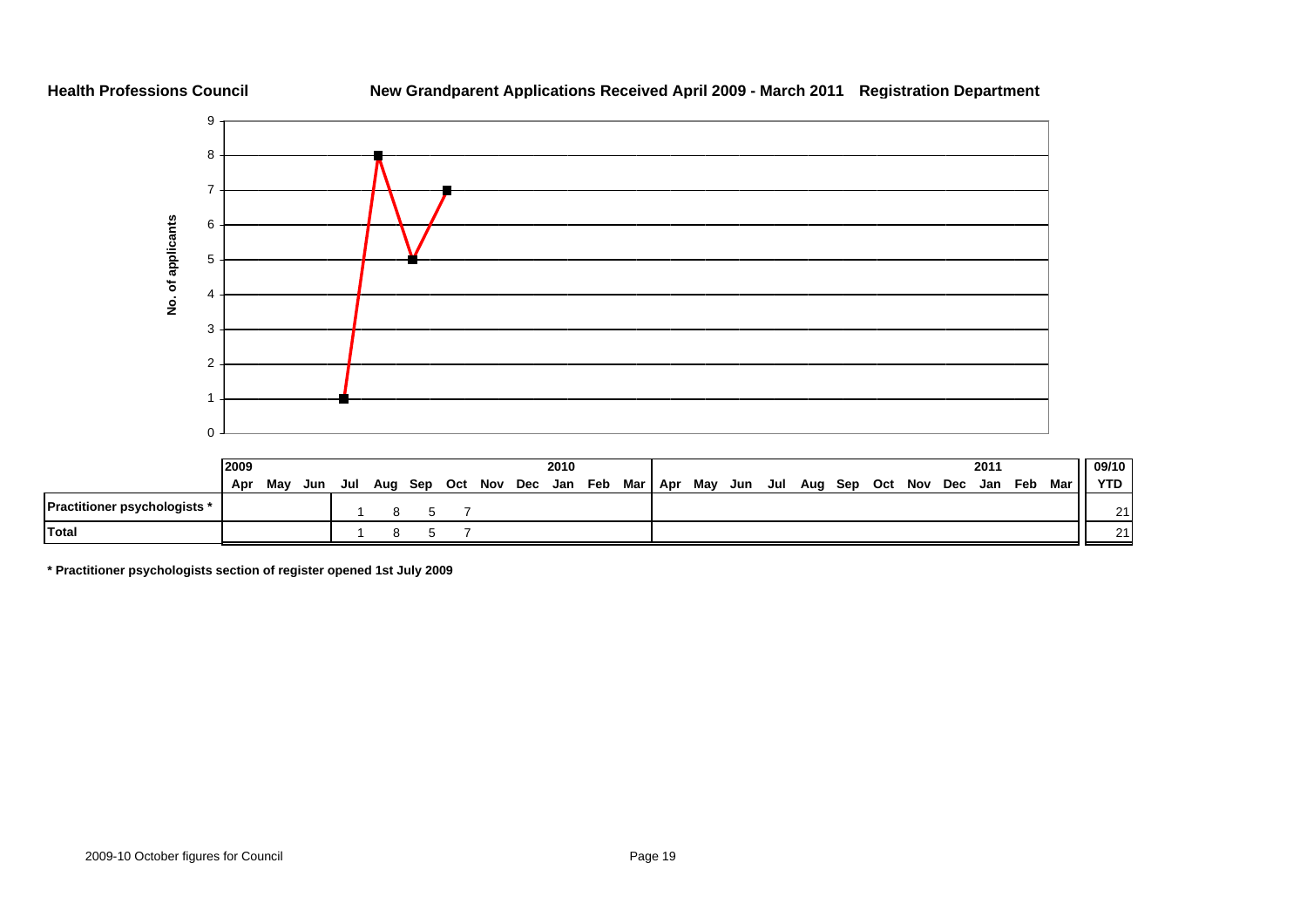**Health Professions Council**

**New Grandparent Applications Received April 2009 - March 2011 Registration Department**

| | 2009 Apr | May | Jun | Jul | Aug | Sep | Oct | Nov | Dec | 2010 Jan | Feb | Mar | Apr | May | Jun | Jul | Aug | Sep | Oct | Nov | Dec | 2011 Jan | Feb | Mar | 09/10 YTD |
|---|---|---|---|---|---|---|---|---|---|---|---|---|---|---|---|---|---|---|---|---|---|---|---|---|---|
| **Practitioner psychologists *** | | | | 1 | 8 | 5 | 7 | | | | | | | | | | | | | | | | | | 21 |
| **Total** | | | | 1 | 8 | 5 | 7 | | | | | | | | | | | | | | | | | | 21 |

**\* Practitioner psychologists section of register opened 1st July 2009**

2009-10 October figures for Council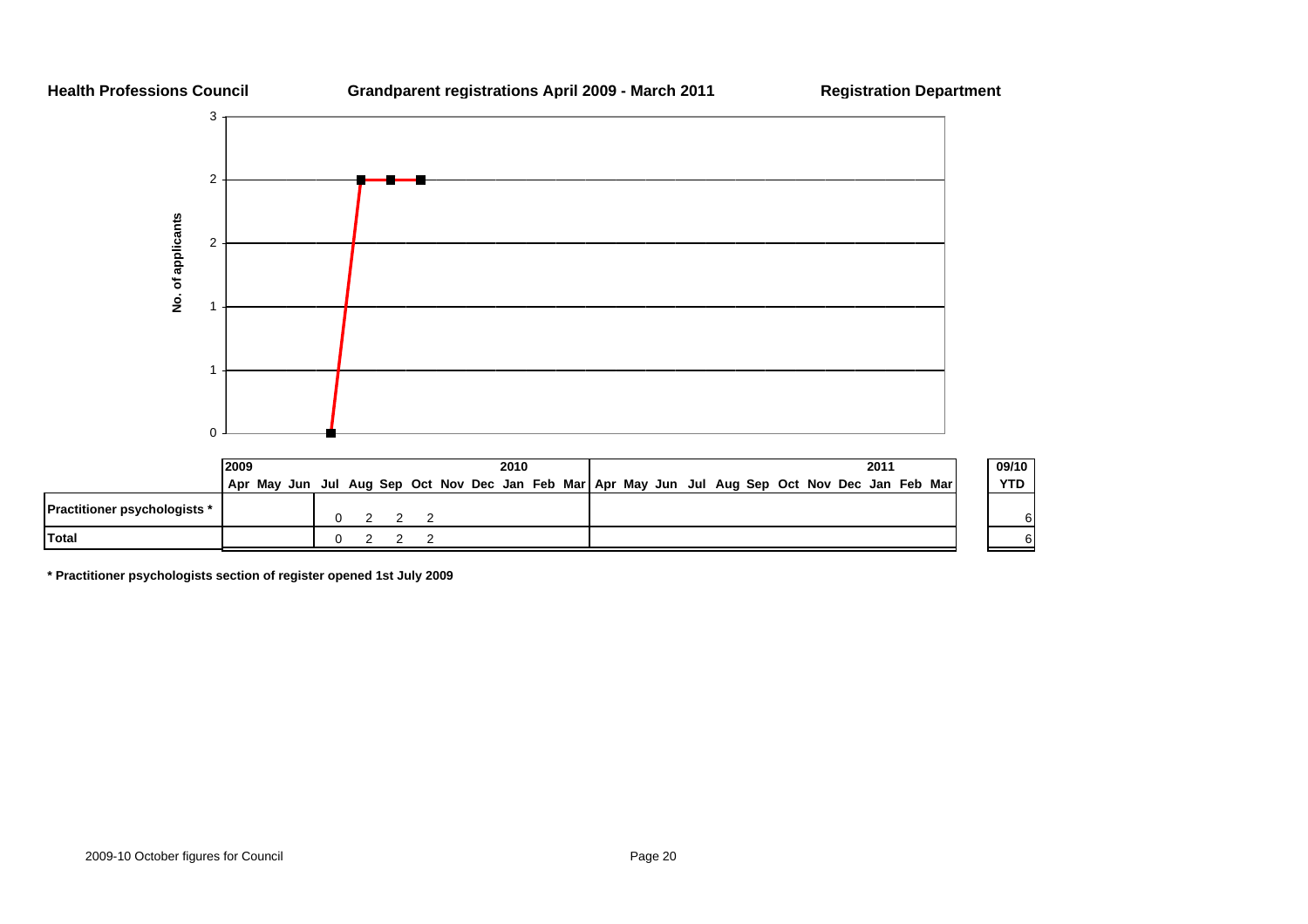**Health Professions Council** **Grandparent registrations April 2009 - March 2011** **Registration Department**

| | 2009 | | | | | | | | | 2010 | | | | | | | | | | | | 2011 | | | 09/10 |
|---|---|---|---|---|---|---|---|---|---|---|---|---|---|---|---|---|---|---|---|---|---|---|---|---|---|
| | Apr | May | Jun | Jul | Aug | Sep | Oct | Nov | Dec | Jan | Feb | Mar | Apr | May | Jun | Jul | Aug | Sep | Oct | Nov | Dec | Jan | Feb | Mar | YTD |
| **Practitioner psychologists *** | | | | 0 | 2 | 2 | 2 | | | | | | | | | | | | | | | | | | 6 |
| **Total** | | | | 0 | 2 | 2 | 2 | | | | | | | | | | | | | | | | | | 6 |

**\* Practitioner psychologists section of register opened 1st July 2009**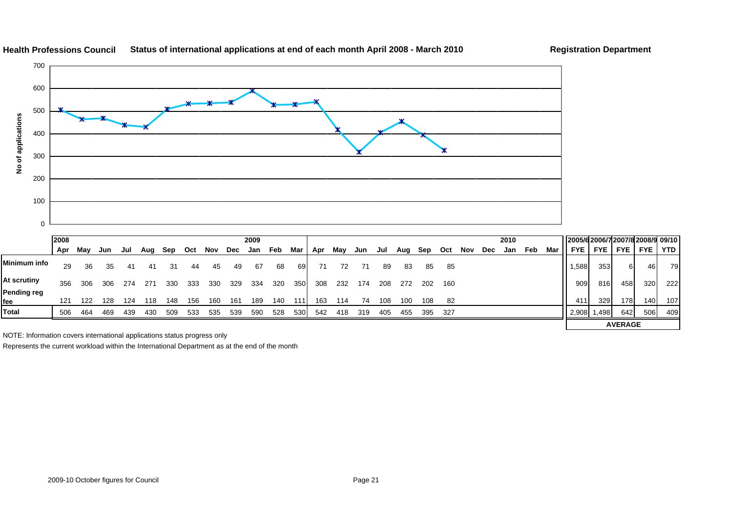**Health Professions Council** **Status of international applications at end of each month April 2008 - March 2010** **Registration Department**

| | 2008 Apr | May | Jun | Jul | Aug | Sep | Oct | Nov | Dec | 2009 Jan | Feb | Mar | Apr | May | Jun | Jul | Aug | Sep | Oct | Nov | Dec | 2010 Jan | Feb | Mar | 2005/6 FYE | 2006/7 FYE | 2007/8 FYE | 2008/9 FYE | 09/10 YTD |
|---|---|---|---|---|---|---|---|---|---|---|---|---|---|---|---|---|---|---|---|---|---|---|---|---|---|---|---|---|---|
| Minimum info | 29 | 36 | 35 | 41 | 41 | 31 | 44 | 45 | 49 | 67 | 68 | 69 | 71 | 72 | 71 | 89 | 83 | 85 | 85 | | | | | | 1,588 | 353 | 6 | 46 | 79 |
| At scrutiny | 356 | 306 | 306 | 274 | 271 | 330 | 333 | 330 | 329 | 334 | 320 | 350 | 308 | 232 | 174 | 208 | 272 | 202 | 160 | | | | | | 909 | 816 | 458 | 320 | 222 |
| Pending reg fee | 121 | 122 | 128 | 124 | 118 | 148 | 156 | 160 | 161 | 189 | 140 | 111 | 163 | 114 | 74 | 108 | 100 | 108 | 82 | | | | | | 411 | 329 | 178 | 140 | 107 |
| Total | 506 | 464 | 469 | 439 | 430 | 509 | 533 | 535 | 539 | 590 | 528 | 530 | 542 | 418 | 319 | 405 | 455 | 395 | 327 | | | | | | 2,908 | 1,498 | 642 | 506 | 409 |
| | | | | | | | | | | | | | | | | | | | | | | | | | AVERAGE | | | | |

NOTE: Information covers international applications status progress only

Represents the current workload within the International Department as at the end of the month

2009-10 October figures for Council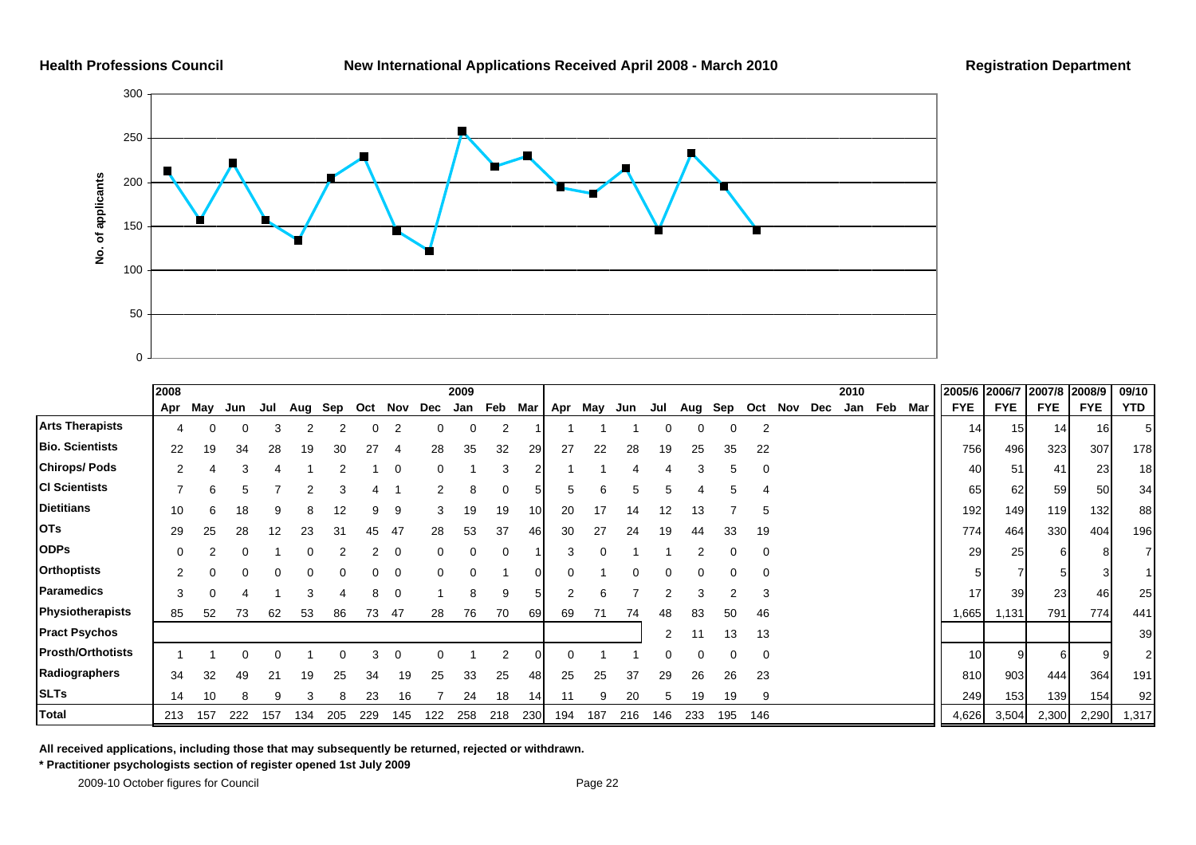**Health Professions Council** | **New International Applications Received April 2008 - March 2010** | **Registration Department**

| | 2008 Apr | May | Jun | Jul | Aug | Sep | Oct | Nov | Dec | 2009 Jan | Feb | Mar | Apr | May | Jun | Jul | Aug | Sep | Oct | Nov | Dec | 2010 Jan | Feb | Mar | 2005/6 FYE | 2006/7 FYE | 2007/8 FYE | 2008/9 FYE | 09/10 YTD |
|---|---|---|---|---|---|---|---|---|---|---|---|---|---|---|---|---|---|---|---|---|---|---|---|---|---|---|---|---|---|
| **Arts Therapists** | 4 | 0 | 0 | 3 | 2 | 2 | 0 | 2 | 0 | 0 | 2 | 1 | 1 | 1 | 1 | 0 | 0 | 0 | 2 | | | | | | 14 | 15 | 14 | 16 | 5 |
| **Bio. Scientists** | 22 | 19 | 34 | 28 | 19 | 30 | 27 | 4 | 28 | 35 | 32 | 29 | 27 | 22 | 28 | 19 | 25 | 35 | 22 | | | | | | 756 | 496 | 323 | 307 | 178 |
| **Chirops/ Pods** | 2 | 4 | 3 | 4 | 1 | 2 | 1 | 0 | 0 | 1 | 3 | 2 | 1 | 1 | 4 | 4 | 3 | 5 | 0 | | | | | | 40 | 51 | 41 | 23 | 18 |
| **Cl Scientists** | 7 | 6 | 5 | 7 | 2 | 3 | 4 | 1 | 2 | 8 | 0 | 5 | 5 | 6 | 5 | 5 | 4 | 5 | 4 | | | | | | 65 | 62 | 59 | 50 | 34 |
| **Dietitians** | 10 | 6 | 18 | 9 | 8 | 12 | 9 | 9 | 3 | 19 | 19 | 10 | 20 | 17 | 14 | 12 | 13 | 7 | 5 | | | | | | 192 | 149 | 119 | 132 | 88 |
| **OTs** | 29 | 25 | 28 | 12 | 23 | 31 | 45 | 47 | 28 | 53 | 37 | 46 | 30 | 27 | 24 | 19 | 44 | 33 | 19 | | | | | | 774 | 464 | 330 | 404 | 196 |
| **ODPs** | 0 | 2 | 0 | 1 | 0 | 2 | 2 | 0 | 0 | 0 | 0 | 1 | 3 | 0 | 1 | 1 | 2 | 0 | 0 | | | | | | 29 | 25 | 6 | 8 | 7 |
| **Orthoptists** | 2 | 0 | 0 | 0 | 0 | 0 | 0 | 0 | 0 | 0 | 1 | 0 | 0 | 1 | 0 | 0 | 0 | 0 | 0 | | | | | | 5 | 7 | 5 | 3 | 1 |
| **Paramedics** | 3 | 0 | 4 | 1 | 3 | 4 | 8 | 0 | 1 | 8 | 9 | 5 | 2 | 6 | 7 | 2 | 3 | 2 | 3 | | | | | | 17 | 39 | 23 | 46 | 25 |
| **Physiotherapists** | 85 | 52 | 73 | 62 | 53 | 86 | 73 | 47 | 28 | 76 | 70 | 69 | 69 | 71 | 74 | 48 | 83 | 50 | 46 | | | | | | 1,665 | 1,131 | 791 | 774 | 441 |
| **Pract Psychos** | | | | | | | | | | | | | | | | 2 | 11 | 13 | 13 | | | | | | | | | | 39 |
| **Prosth/Orthotists** | 1 | 1 | 0 | 0 | 1 | 0 | 3 | 0 | 0 | 1 | 2 | 0 | 0 | 1 | 1 | 0 | 0 | 0 | 0 | | | | | | 10 | 9 | 6 | 9 | 2 |
| **Radiographers** | 34 | 32 | 49 | 21 | 19 | 25 | 34 | 19 | 25 | 33 | 25 | 48 | 25 | 25 | 37 | 29 | 26 | 26 | 23 | | | | | | 810 | 903 | 444 | 364 | 191 |
| **SLTs** | 14 | 10 | 8 | 9 | 3 | 8 | 23 | 16 | 7 | 24 | 18 | 14 | 11 | 9 | 20 | 5 | 19 | 19 | 9 | | | | | | 249 | 153 | 139 | 154 | 92 |
| **Total** | 213 | 157 | 222 | 157 | 134 | 205 | 229 | 145 | 122 | 258 | 218 | 230 | 194 | 187 | 216 | 146 | 233 | 195 | 146 | | | | | | 4,626 | 3,504 | 2,300 | 2,290 | 1,317 |

**All received applications, including those that may subsequently be returned, rejected or withdrawn.**

**\* Practitioner psychologists section of register opened 1st July 2009**

2009-10 October figures for Council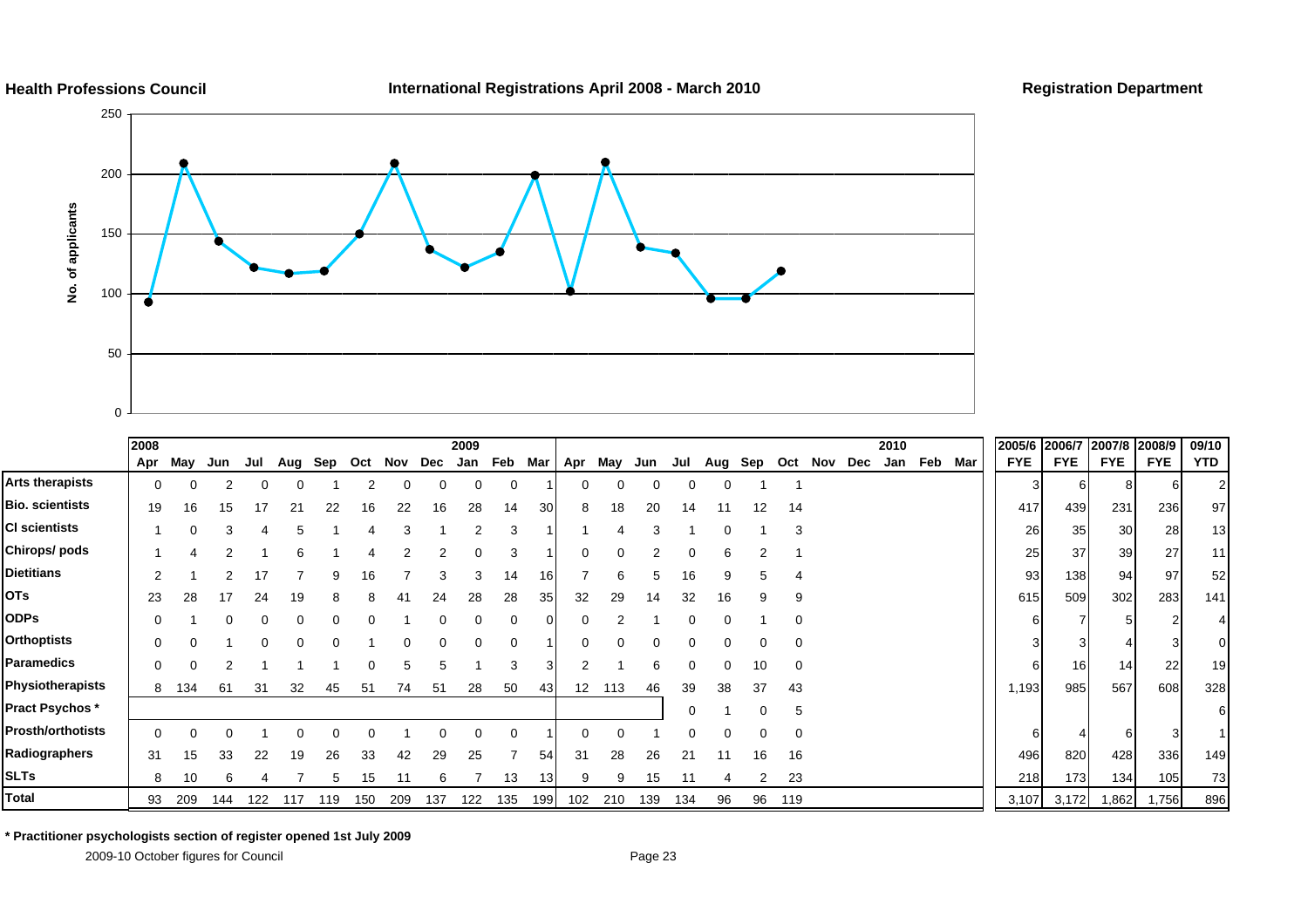**Health Professions Council** **International Registrations April 2008 - March 2010** **Registration Department**

| | 2008 Apr | May | Jun | Jul | Aug | Sep | Oct | Nov | Dec | 2009 Jan | Feb | Mar | Apr | May | Jun | Jul | Aug | Sep | Oct | Nov | Dec | 2010 Jan | Feb | Mar | 2005/6 FYE | 2006/7 FYE | 2007/8 FYE | 2008/9 FYE | 09/10 YTD |
|---|---|---|---|---|---|---|---|---|---|---|---|---|---|---|---|---|---|---|---|---|---|---|---|---|---|---|---|---|---|
| Arts therapists | 0 | 0 | 2 | 0 | 0 | 1 | 2 | 0 | 0 | 0 | 0 | 1 | 0 | 0 | 0 | 0 | 0 | 1 | 1 | | | | | | 3 | 6 | 8 | 6 | 2 |
| Bio. scientists | 19 | 16 | 15 | 17 | 21 | 22 | 16 | 22 | 16 | 28 | 14 | 30 | 8 | 18 | 20 | 14 | 11 | 12 | 14 | | | | | | 417 | 439 | 231 | 236 | 97 |
| Cl scientists | 1 | 0 | 3 | 4 | 5 | 1 | 4 | 3 | 1 | 2 | 3 | 1 | 1 | 4 | 3 | 1 | 0 | 1 | 3 | | | | | | 26 | 35 | 30 | 28 | 13 |
| Chirops/ pods | 1 | 4 | 2 | 1 | 6 | 1 | 4 | 2 | 2 | 0 | 3 | 1 | 0 | 0 | 2 | 0 | 6 | 2 | 1 | | | | | | 25 | 37 | 39 | 27 | 11 |
| Dietitians | 2 | 1 | 2 | 17 | 7 | 9 | 16 | 7 | 3 | 3 | 14 | 16 | 7 | 6 | 5 | 16 | 9 | 5 | 4 | | | | | | 93 | 138 | 94 | 97 | 52 |
| OTs | 23 | 28 | 17 | 24 | 19 | 8 | 8 | 41 | 24 | 28 | 28 | 35 | 32 | 29 | 14 | 32 | 16 | 9 | 9 | | | | | | 615 | 509 | 302 | 283 | 141 |
| ODPs | 0 | 1 | 0 | 0 | 0 | 0 | 0 | 1 | 0 | 0 | 0 | 0 | 0 | 2 | 1 | 0 | 0 | 1 | 0 | | | | | | 6 | 7 | 5 | 2 | 4 |
| Orthoptists | 0 | 0 | 1 | 0 | 0 | 0 | 1 | 0 | 0 | 0 | 0 | 1 | 0 | 0 | 0 | 0 | 0 | 0 | 0 | | | | | | 3 | 3 | 4 | 3 | 0 |
| Paramedics | 0 | 0 | 2 | 1 | 1 | 1 | 0 | 5 | 5 | 1 | 3 | 3 | 2 | 1 | 6 | 0 | 0 | 10 | 0 | | | | | | 6 | 16 | 14 | 22 | 19 |
| Physiotherapists | 8 | 134 | 61 | 31 | 32 | 45 | 51 | 74 | 51 | 28 | 50 | 43 | 12 | 113 | 46 | 39 | 38 | 37 | 43 | | | | | | 1,193 | 985 | 567 | 608 | 328 |
| Pract Psychos * | | | | | | | | | | | | | | | | 0 | 1 | 0 | 5 | | | | | | | | | | 6 |
| Prosth/orthotists | 0 | 0 | 0 | 1 | 0 | 0 | 0 | 1 | 0 | 0 | 0 | 1 | 0 | 0 | 1 | 0 | 0 | 0 | 0 | | | | | | 6 | 4 | 6 | 3 | 1 |
| Radiographers | 31 | 15 | 33 | 22 | 19 | 26 | 33 | 42 | 29 | 25 | 7 | 54 | 31 | 28 | 26 | 21 | 11 | 16 | 16 | | | | | | 496 | 820 | 428 | 336 | 149 |
| SLTs | 8 | 10 | 6 | 4 | 7 | 5 | 15 | 11 | 6 | 7 | 13 | 13 | 9 | 9 | 15 | 11 | 4 | 2 | 23 | | | | | | 218 | 173 | 134 | 105 | 73 |
| Total | 93 | 209 | 144 | 122 | 117 | 119 | 150 | 209 | 137 | 122 | 135 | 199 | 102 | 210 | 139 | 134 | 96 | 96 | 119 | | | | | | 3,107 | 3,172 | 1,862 | 1,756 | 896 |

**\* Practitioner psychologists section of register opened 1st July 2009**

2009-10 October figures for Council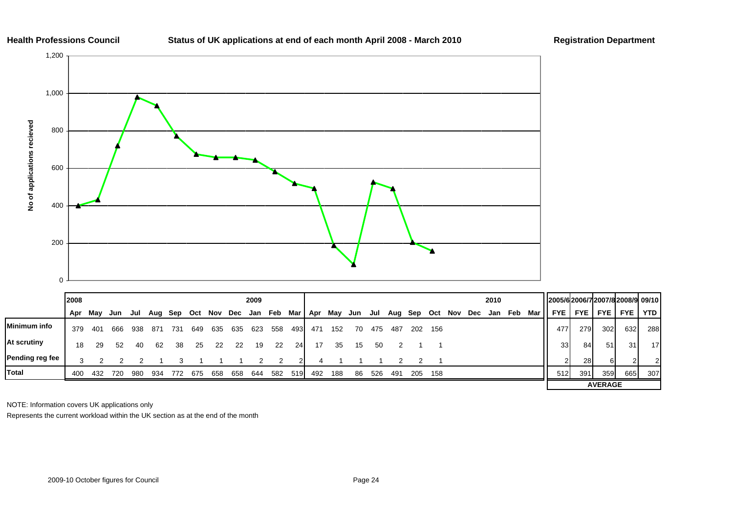**Health Professions Council** **Status of UK applications at end of each month April 2008 - March 2010** **Registration Department**

| | 2008 | | | | | | | | | 2009 | | | | | | | | | | | | 2010 | | | 2005/6 | 2006/7 | 2007/8 | 2008/9 | 09/10 |
|---|---|---|---|---|---|---|---|---|---|---|---|---|---|---|---|---|---|---|---|---|---|---|---|---|---|---|---|---|---|
| | Apr | May | Jun | Jul | Aug | Sep | Oct | Nov | Dec | Jan | Feb | Mar | Apr | May | Jun | Jul | Aug | Sep | Oct | Nov | Dec | Jan | Feb | Mar | FYE | FYE | FYE | FYE | YTD |
| **Minimum info** | 379 | 401 | 666 | 938 | 871 | 731 | 649 | 635 | 635 | 623 | 558 | 493 | 471 | 152 | 70 | 475 | 487 | 202 | 156 | | | | | | 477 | 279 | 302 | 632 | 288 |
| **At scrutiny** | 18 | 29 | 52 | 40 | 62 | 38 | 25 | 22 | 22 | 19 | 22 | 24 | 17 | 35 | 15 | 50 | 2 | 1 | 1 | | | | | | 33 | 84 | 51 | 31 | 17 |
| **Pending reg fee** | 3 | 2 | 2 | 2 | 1 | 3 | 1 | 1 | 1 | 2 | 2 | 2 | 4 | 1 | 1 | 1 | 2 | 2 | 1 | | | | | | 2 | 28 | 6 | 2 | 2 |
| **Total** | 400 | 432 | 720 | 980 | 934 | 772 | 675 | 658 | 658 | 644 | 582 | 519 | 492 | 188 | 86 | 526 | 491 | 205 | 158 | | | | | | 512 | 391 | 359 | 665 | 307 |
| | | | | | | | | | | | | | | | | | | | | | | | | | | | **AVERAGE** | | |

NOTE: Information covers UK applications only

Represents the current workload within the UK section as at the end of the month

2009-10 October figures for Council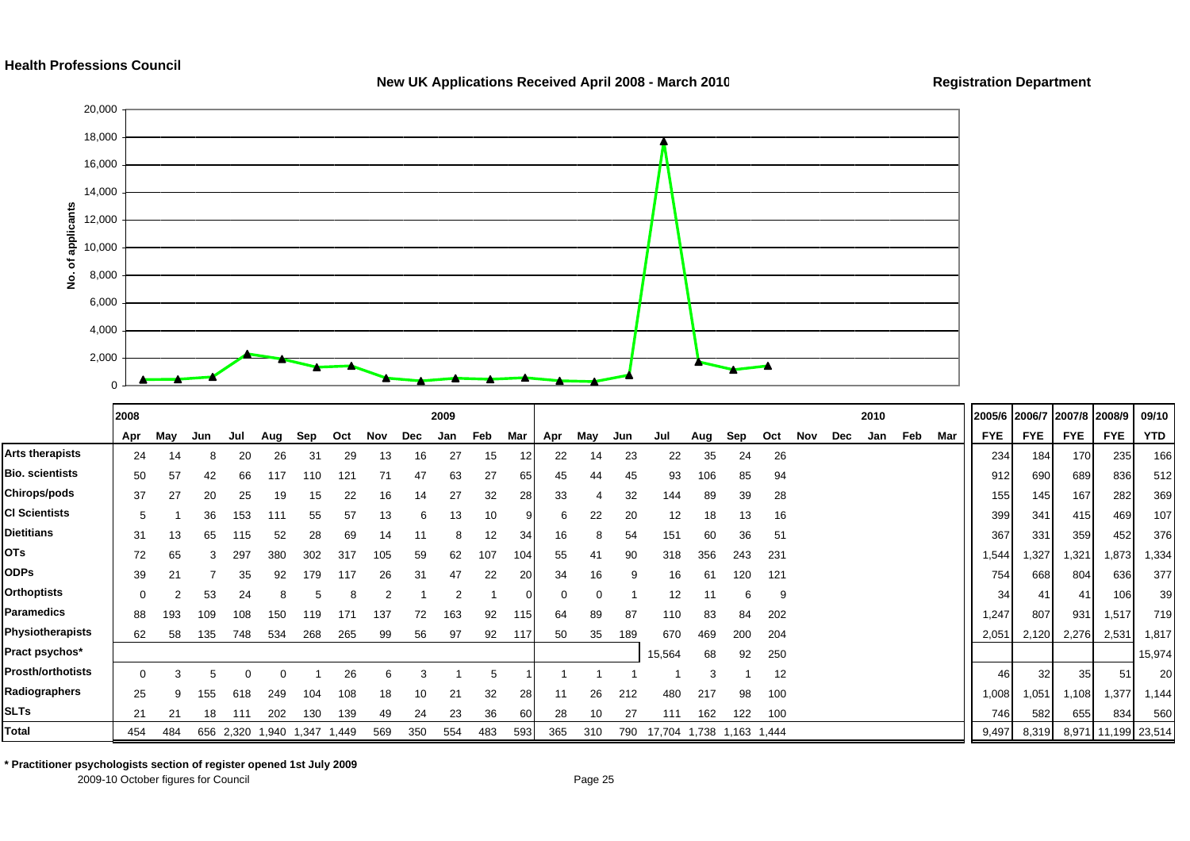**Health Professions Council**

**New UK Applications Received April 2008 - March 2010**

**Registration Department**

| | 2008 | | | | | | | | | 2009 | | | | | | | | | | | | | 2010 | | | 2005/6 | 2006/7 | 2007/8 | 2008/9 | 09/10 |
|---|---|---|---|---|---|---|---|---|---|---|---|---|---|---|---|---|---|---|---|---|---|---|---|---|---|---|---|---|---|---|
| | Apr | May | Jun | Jul | Aug | Sep | Oct | Nov | Dec | Jan | Feb | Mar | Apr | May | Jun | Jul | Aug | Sep | Oct | Nov | Dec | Jan | Feb | Mar | | FYE | FYE | FYE | FYE | YTD |
| **Arts therapists** | 24 | 14 | 8 | 20 | 26 | 31 | 29 | 13 | 16 | 27 | 15 | 12 | 22 | 14 | 23 | 22 | 35 | 24 | 26 | | | | | | | 234 | 184 | 170 | 235 | 166 |
| **Bio. scientists** | 50 | 57 | 42 | 66 | 117 | 110 | 121 | 71 | 47 | 63 | 27 | 65 | 45 | 44 | 45 | 93 | 106 | 85 | 94 | | | | | | | 912 | 690 | 689 | 836 | 512 |
| **Chirops/pods** | 37 | 27 | 20 | 25 | 19 | 15 | 22 | 16 | 14 | 27 | 32 | 28 | 33 | 4 | 32 | 144 | 89 | 39 | 28 | | | | | | | 155 | 145 | 167 | 282 | 369 |
| **Cl Scientists** | 5 | 1 | 36 | 153 | 111 | 55 | 57 | 13 | 6 | 13 | 10 | 9 | 6 | 22 | 20 | 12 | 18 | 13 | 16 | | | | | | | 399 | 341 | 415 | 469 | 107 |
| **Dietitians** | 31 | 13 | 65 | 115 | 52 | 28 | 69 | 14 | 11 | 8 | 12 | 34 | 16 | 8 | 54 | 151 | 60 | 36 | 51 | | | | | | | 367 | 331 | 359 | 452 | 376 |
| **OTs** | 72 | 65 | 3 | 297 | 380 | 302 | 317 | 105 | 59 | 62 | 107 | 104 | 55 | 41 | 90 | 318 | 356 | 243 | 231 | | | | | | | 1,544 | 1,327 | 1,321 | 1,873 | 1,334 |
| **ODPs** | 39 | 21 | 7 | 35 | 92 | 179 | 117 | 26 | 31 | 47 | 22 | 20 | 34 | 16 | 9 | 16 | 61 | 120 | 121 | | | | | | | 754 | 668 | 804 | 636 | 377 |
| **Orthoptists** | 0 | 2 | 53 | 24 | 8 | 5 | 8 | 2 | 1 | 2 | 1 | 0 | 0 | 0 | 1 | 12 | 11 | 6 | 9 | | | | | | | 34 | 41 | 41 | 106 | 39 |
| **Paramedics** | 88 | 193 | 109 | 108 | 150 | 119 | 171 | 137 | 72 | 163 | 92 | 115 | 64 | 89 | 87 | 110 | 83 | 84 | 202 | | | | | | | 1,247 | 807 | 931 | 1,517 | 719 |
| **Physiotherapists** | 62 | 58 | 135 | 748 | 534 | 268 | 265 | 99 | 56 | 97 | 92 | 117 | 50 | 35 | 189 | 670 | 469 | 200 | 204 | | | | | | | 2,051 | 2,120 | 2,276 | 2,531 | 1,817 |
| **Pract psychos*** | | | | | | | | | | | | | | | | 15,564 | 68 | 92 | 250 | | | | | | | | | | | 15,974 |
| **Prosth/orthotists** | 0 | 3 | 5 | 0 | 0 | 1 | 26 | 6 | 3 | 1 | 5 | 1 | 1 | 1 | 1 | 1 | 3 | 1 | 12 | | | | | | | 46 | 32 | 35 | 51 | 20 |
| **Radiographers** | 25 | 9 | 155 | 618 | 249 | 104 | 108 | 18 | 10 | 21 | 32 | 28 | 11 | 26 | 212 | 480 | 217 | 98 | 100 | | | | | | | 1,008 | 1,051 | 1,108 | 1,377 | 1,144 |
| **SLTs** | 21 | 21 | 18 | 111 | 202 | 130 | 139 | 49 | 24 | 23 | 36 | 60 | 28 | 10 | 27 | 111 | 162 | 122 | 100 | | | | | | | 746 | 582 | 655 | 834 | 560 |
| **Total** | 454 | 484 | 656 | 2,320 | 1,940 | 1,347 | 1,449 | 569 | 350 | 554 | 483 | 593 | 365 | 310 | 790 | 17,704 | 1,738 | 1,163 | 1,444 | | | | | | | 9,497 | 8,319 | 8,971 | 11,199 | 23,514 |

**\* Practitioner psychologists section of register opened 1st July 2009**

2009-10 October figures for Council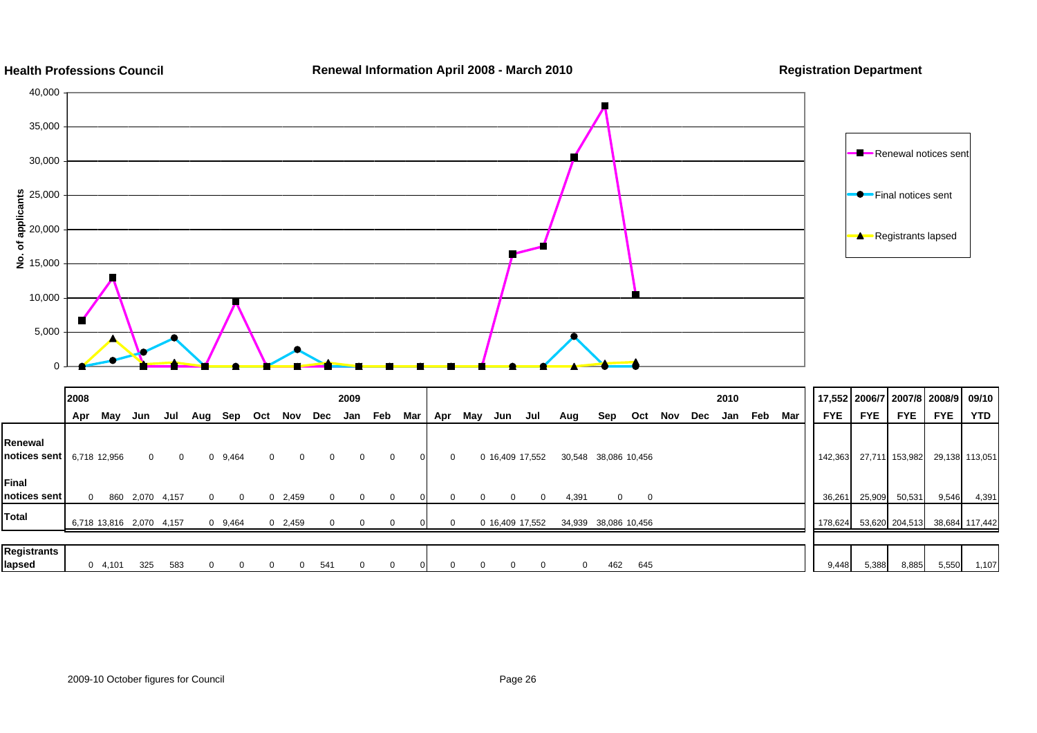**Health Professions Council** | **Renewal Information April 2008 - March 2010** | **Registration Department**

| | 2008 | | | | | | | | | 2009 | | | | | | | | | | | | 2010 | | | 17,552 | 2006/7 | 2007/8 | 2008/9 | 09/10 |
|---|---|---|---|---|---|---|---|---|---|---|---|---|---|---|---|---|---|---|---|---|---|---|---|---|---|---|---|---|---|
| | Apr | May | Jun | Jul | Aug | Sep | Oct | Nov | Dec | Jan | Feb | Mar | Apr | May | Jun | Jul | Aug | Sep | Oct | Nov | Dec | Jan | Feb | Mar | FYE | FYE | FYE | FYE | YTD |
| Renewal notices sent | 6,718 | 12,956 | 0 | 0 | 0 | 9,464 | 0 | 0 | 0 | 0 | 0 | 0 | 0 | 0 | 16,409 | 17,552 | 30,548 | 38,086 | 10,456 | | | | | | 142,363 | 27,711 | 153,982 | 29,138 | 113,051 |
| Final notices sent | 0 | 860 | 2,070 | 4,157 | 0 | 0 | 0 | 2,459 | 0 | 0 | 0 | 0 | 0 | 0 | 0 | 0 | 4,391 | 0 | 0 | | | | | | 36,261 | 25,909 | 50,531 | 9,546 | 4,391 |
| Total | 6,718 | 13,816 | 2,070 | 4,157 | 0 | 9,464 | 0 | 2,459 | 0 | 0 | 0 | 0 | 0 | 0 | 16,409 | 17,552 | 34,939 | 38,086 | 10,456 | | | | | | 178,624 | 53,620 | 204,513 | 38,684 | 117,442 |
| Registrants lapsed | 0 | 4,101 | 325 | 583 | 0 | 0 | 0 | 0 | 541 | 0 | 0 | 0 | 0 | 0 | 0 | 0 | 0 | 462 | 645 | | | | | | 9,448 | 5,388 | 8,885 | 5,550 | 1,107 |

2009-10 October figures for Council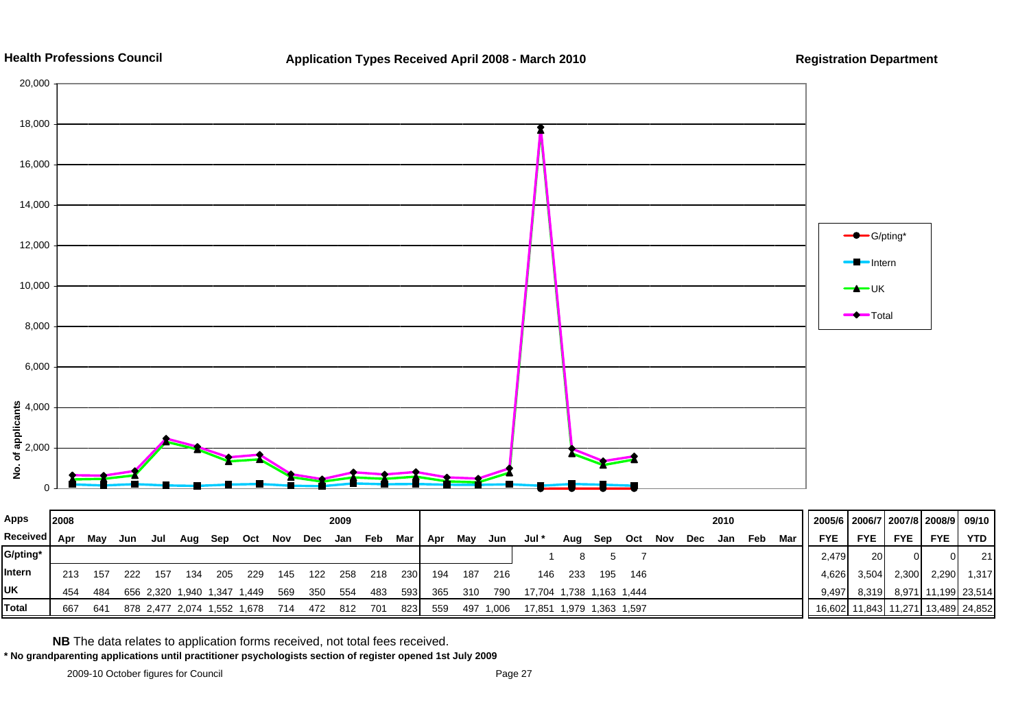**Health Professions Council** | **Application Types Received April 2008 - March 2010** | **Registration Department**

| Apps Received | Apr 2008 | May | Jun | Jul | Aug | Sep | Oct | Nov | Dec | Jan 2009 | Feb | Mar | Apr | May | Jun | Jul * | Aug | Sep | Oct | Nov | Dec | Jan 2010 | Feb | Mar | 2005/6 FYE | 2006/7 FYE | 2007/8 FYE | 2008/9 FYE | 09/10 YTD |
|---|---|---|---|---|---|---|---|---|---|---|---|---|---|---|---|---|---|---|---|---|---|---|---|---|---|---|---|---|---|
| G/pting* | | | | | | | | | | | | | | | | 1 | 8 | 5 | 7 | | | | | | 2,479 | 20 | 0 | 0 | 21 |
| Intern | 213 | 157 | 222 | 157 | 134 | 205 | 229 | 145 | 122 | 258 | 218 | 230 | 194 | 187 | 216 | 146 | 233 | 195 | 146 | | | | | | 4,626 | 3,504 | 2,300 | 2,290 | 1,317 |
| UK | 454 | 484 | 656 | 2,320 | 1,940 | 1,347 | 1,449 | 569 | 350 | 554 | 483 | 593 | 365 | 310 | 790 | 17,704 | 1,738 | 1,163 | 1,444 | | | | | | 9,497 | 8,319 | 8,971 | 11,199 | 23,514 |
| Total | 667 | 641 | 878 | 2,477 | 2,074 | 1,552 | 1,678 | 714 | 472 | 812 | 701 | 823 | 559 | 497 | 1,006 | 17,851 | 1,979 | 1,363 | 1,597 | | | | | | 16,602 | 11,843 | 11,271 | 13,489 | 24,852 |

**NB** The data relates to application forms received, not total fees received.

**\* No grandparenting applications until practitioner psychologists section of register opened 1st July 2009**

2009-10 October figures for Council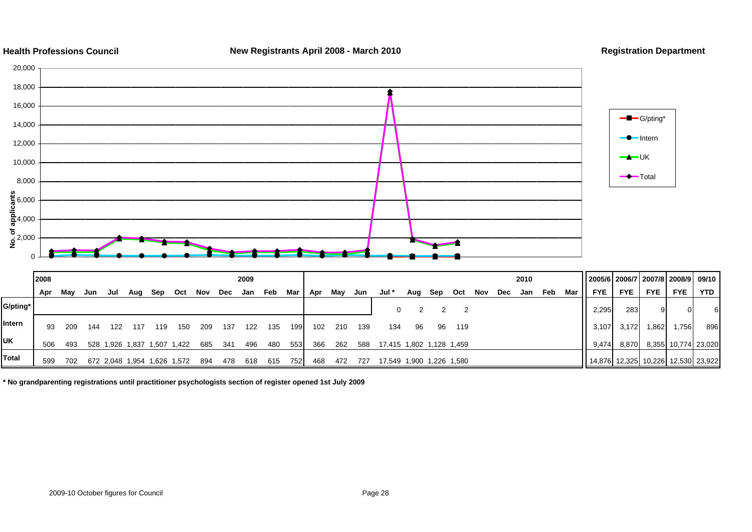**Health Professions Council**

**New Registrants April 2008 - March 2010**

**Registration Department**

| | 2008 | | | | | | | | | 2009 | | | | | | | | | | | | 2010 | | | 2005/6 | 2006/7 | 2007/8 | 2008/9 | 09/10 |
|---|---|---|---|---|---|---|---|---|---|---|---|---|---|---|---|---|---|---|---|---|---|---|---|---|---|---|---|---|---|
| | Apr | May | Jun | Jul | Aug | Sep | Oct | Nov | Dec | Jan | Feb | Mar | Apr | May | Jun | Jul * | Aug | Sep | Oct | Nov | Dec | Jan | Feb | Mar | FYE | FYE | FYE | FYE | YTD |
| G/pting* | | | | | | | | | | | | | | | | 0 | 2 | 2 | 2 | | | | | | 2,295 | 283 | 9 | 0 | 6 |
| Intern | 93 | 209 | 144 | 122 | 117 | 119 | 150 | 209 | 137 | 122 | 135 | 199 | 102 | 210 | 139 | 134 | 96 | 96 | 119 | | | | | | 3,107 | 3,172 | 1,862 | 1,756 | 896 |
| UK | 506 | 493 | 528 | 1,926 | 1,837 | 1,507 | 1,422 | 685 | 341 | 496 | 480 | 553 | 366 | 262 | 588 | 17,415 | 1,802 | 1,128 | 1,459 | | | | | | 9,474 | 8,870 | 8,355 | 10,774 | 23,020 |
| Total | 599 | 702 | 672 | 2,048 | 1,954 | 1,626 | 1,572 | 894 | 478 | 618 | 615 | 752 | 468 | 472 | 727 | 17,549 | 1,900 | 1,226 | 1,580 | | | | | | 14,876 | 12,325 | 10,226 | 12,530 | 23,922 |

**\* No grandparenting registrations until practitioner psychologists section of register opened 1st July 2009**

2009-10 October figures for Council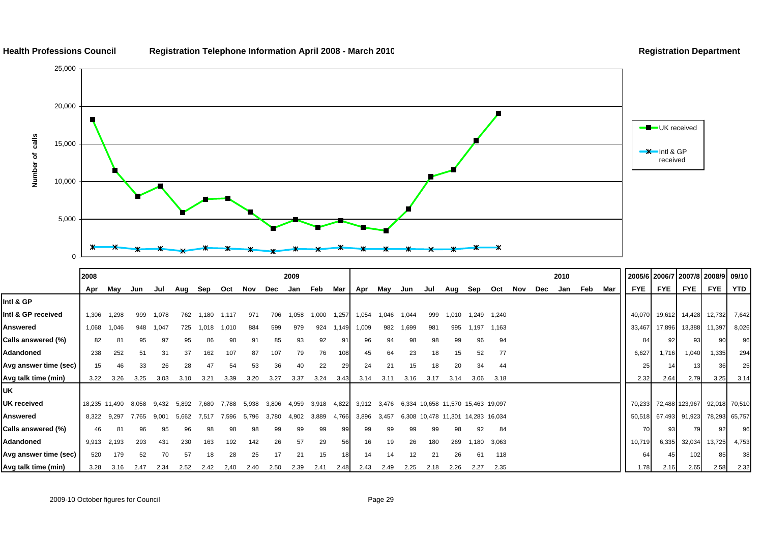**Health Professions Council** **Registration Telephone Information April 2008 - March 2010** **Registration Department**

| | 2008 | | | | | | | | | 2009 | | | | | | | | | | | | 2010 | | | 2005/6 | 2006/7 | 2007/8 | 2008/9 | 09/10 |
|---|---|---|---|---|---|---|---|---|---|---|---|---|---|---|---|---|---|---|---|---|---|---|---|---|---|---|---|---|---|
| | Apr | May | Jun | Jul | Aug | Sep | Oct | Nov | Dec | Jan | Feb | Mar | Apr | May | Jun | Jul | Aug | Sep | Oct | Nov | Dec | Jan | Feb | Mar | FYE | FYE | FYE | FYE | YTD |
| **Intl & GP** | | | | | | | | | | | | | | | | | | | | | | | | | | | | | |
| **Intl & GP received** | 1,306 | 1,298 | 999 | 1,078 | 762 | 1,180 | 1,117 | 971 | 706 | 1,058 | 1,000 | 1,257 | 1,054 | 1,046 | 1,044 | 999 | 1,010 | 1,249 | 1,240 | | | | | | 40,070 | 19,612 | 14,428 | 12,732 | 7,642 |
| **Answered** | 1,068 | 1,046 | 948 | 1,047 | 725 | 1,018 | 1,010 | 884 | 599 | 979 | 924 | 1,149 | 1,009 | 982 | 1,699 | 981 | 995 | 1,197 | 1,163 | | | | | | 33,467 | 17,896 | 13,388 | 11,397 | 8,026 |
| **Calls answered (%)** | 82 | 81 | 95 | 97 | 95 | 86 | 90 | 91 | 85 | 93 | 92 | 91 | 96 | 94 | 98 | 98 | 99 | 96 | 94 | | | | | | 84 | 92 | 93 | 90 | 96 |
| **Adandoned** | 238 | 252 | 51 | 31 | 37 | 162 | 107 | 87 | 107 | 79 | 76 | 108 | 45 | 64 | 23 | 18 | 15 | 52 | 77 | | | | | | 6,627 | 1,716 | 1,040 | 1,335 | 294 |
| **Avg answer time (sec)** | 15 | 46 | 33 | 26 | 28 | 47 | 54 | 53 | 36 | 40 | 22 | 29 | 24 | 21 | 15 | 18 | 20 | 34 | 44 | | | | | | 25 | 14 | 13 | 36 | 25 |
| **Avg talk time (min)** | 3.22 | 3.26 | 3.25 | 3.03 | 3.10 | 3.21 | 3.39 | 3.20 | 3.27 | 3.37 | 3.24 | 3.43 | 3.14 | 3.11 | 3.16 | 3.17 | 3.14 | 3.06 | 3.18 | | | | | | 2.32 | 2.64 | 2.79 | 3.25 | 3.14 |
| **UK** | | | | | | | | | | | | | | | | | | | | | | | | | | | | | |
| **UK received** | 18,235 | 11,490 | 8,058 | 9,432 | 5,892 | 7,680 | 7,788 | 5,938 | 3,806 | 4,959 | 3,918 | 4,822 | 3,912 | 3,476 | 6,334 | 10,658 | 11,570 | 15,463 | 19,097 | | | | | | 70,233 | 72,488 | 123,967 | 92,018 | 70,510 |
| **Answered** | 8,322 | 9,297 | 7,765 | 9,001 | 5,662 | 7,517 | 7,596 | 5,796 | 3,780 | 4,902 | 3,889 | 4,766 | 3,896 | 3,457 | 6,308 | 10,478 | 11,301 | 14,283 | 16,034 | | | | | | 50,518 | 67,493 | 91,923 | 78,293 | 65,757 |
| **Calls answered (%)** | 46 | 81 | 96 | 95 | 96 | 98 | 98 | 98 | 99 | 99 | 99 | 99 | 99 | 99 | 99 | 99 | 98 | 92 | 84 | | | | | | 70 | 93 | 79 | 92 | 96 |
| **Adandoned** | 9,913 | 2,193 | 293 | 431 | 230 | 163 | 192 | 142 | 26 | 57 | 29 | 56 | 16 | 19 | 26 | 180 | 269 | 1,180 | 3,063 | | | | | | 10,719 | 6,335 | 32,034 | 13,725 | 4,753 |
| **Avg answer time (sec)** | 520 | 179 | 52 | 70 | 57 | 18 | 28 | 25 | 17 | 21 | 15 | 18 | 14 | 14 | 12 | 21 | 26 | 61 | 118 | | | | | | 64 | 45 | 102 | 85 | 38 |
| **Avg talk time (min)** | 3.28 | 3.16 | 2.47 | 2.34 | 2.52 | 2.42 | 2,40 | 2.40 | 2.50 | 2.39 | 2.41 | 2.48 | 2.43 | 2.49 | 2.25 | 2.18 | 2.26 | 2.27 | 2.35 | | | | | | 1.78 | 2.16 | 2.65 | 2.58 | 2.32 |

2009-10 October figures for Council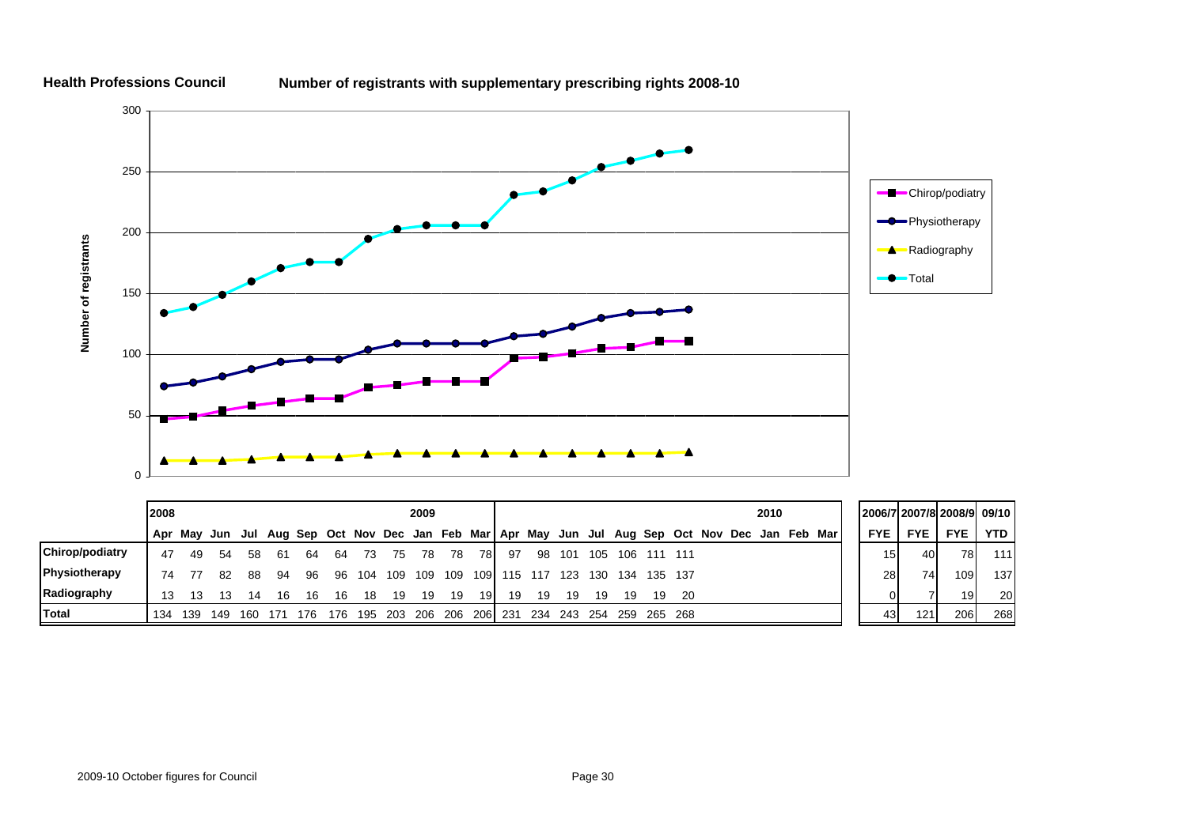**Health Professions Council**

## Number of registrants with supplementary prescribing rights 2008-10

Number of registrants

300
250
200
150
100
50
0

Chirop/podiatry
Physiotherapy
Radiography
Total

| | 2008 | | | | | | | | | 2009 | | | | | | | | | | | | | 2010 | | | | 2006/7 | 2007/8 | 2008/9 | 09/10 |
|---|---|---|---|---|---|---|---|---|---|---|---|---|---|---|---|---|---|---|---|---|---|---|---|---|---|---|---|---|---|---|
| | Apr | May | Jun | Jul | Aug | Sep | Oct | Nov | Dec | Jan | Feb | Mar | Apr | May | Jun | Jul | Aug | Sep | Oct | Nov | Dec | Jan | Feb | Mar | | | FYE | FYE | FYE | YTD |
| **Chirop/podiatry** | 47 | 49 | 54 | 58 | 61 | 64 | 64 | 73 | 75 | 78 | 78 | 78 | 97 | 98 | 101 | 105 | 106 | 111 | 111 | | | | | | | | 15 | 40 | 78 | 111 |
| **Physiotherapy** | 74 | 77 | 82 | 88 | 94 | 96 | 96 | 104 | 109 | 109 | 109 | 109 | 115 | 117 | 123 | 130 | 134 | 135 | 137 | | | | | | | | 28 | 74 | 109 | 137 |
| **Radiography** | 13 | 13 | 13 | 14 | 16 | 16 | 16 | 18 | 19 | 19 | 19 | 19 | 19 | 19 | 19 | 19 | 19 | 19 | 20 | | | | | | | | 0 | 7 | 19 | 20 |
| **Total** | 134 | 139 | 149 | 160 | 171 | 176 | 176 | 195 | 203 | 206 | 206 | 206 | 231 | 234 | 243 | 254 | 259 | 265 | 268 | | | | | | | | 43 | 121 | 206 | 268 |

2009-10 October figures for Council